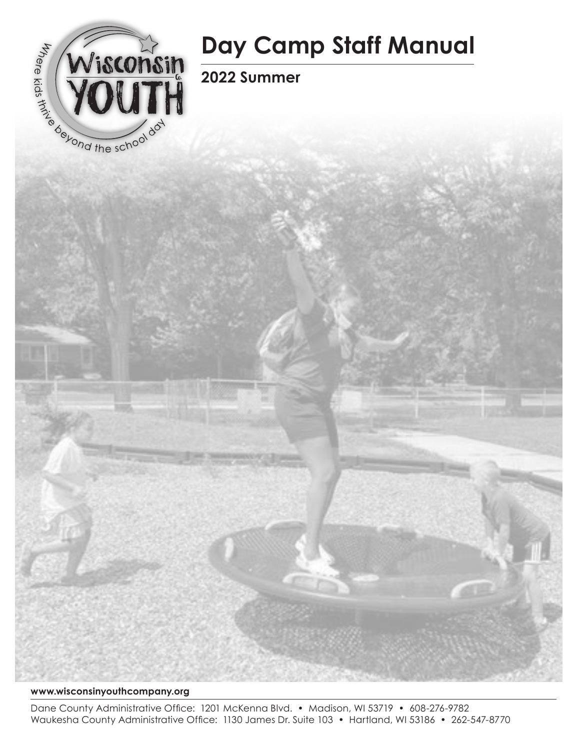# Day Camp Staff Manual

## 2022 Summer

**www.wisconsinyouthcompany.org**

Dane County Administrative Office: 1201 McKenna Blvd. • Madison, WI 53719 • 608-276-9782
Waukesha County Administrative Office: 1130 James Dr. Suite 103 • Hartland, WI 53186 • 262-547-8770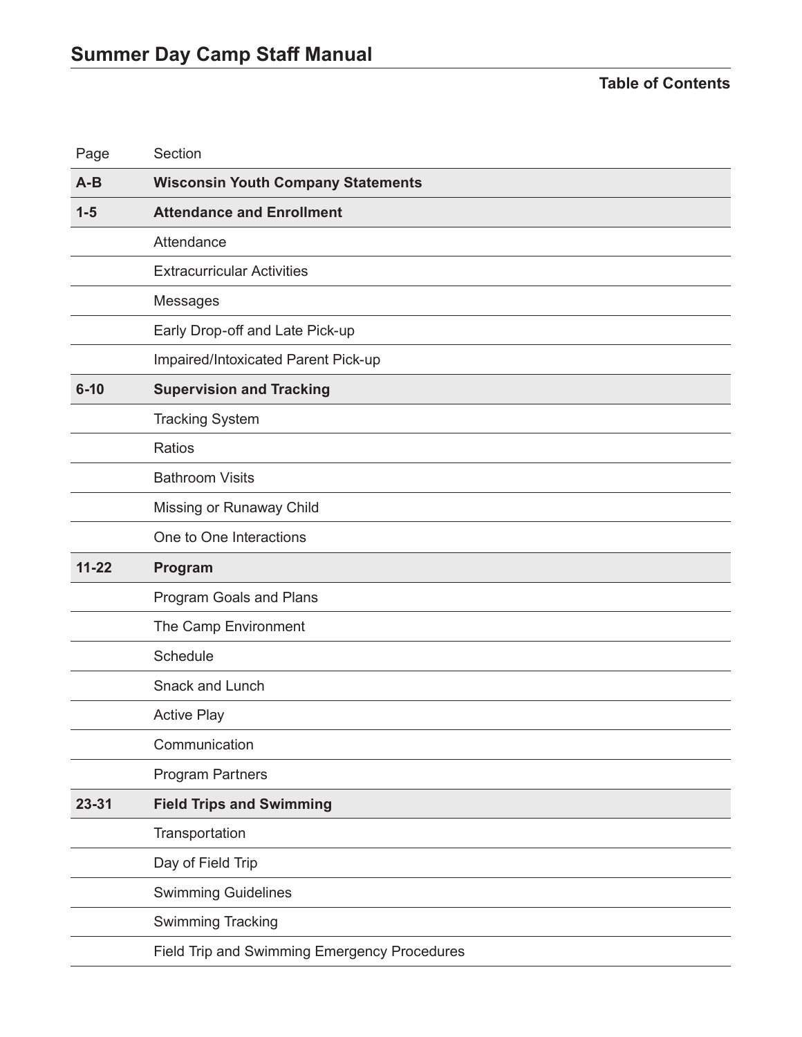# Summer Day Camp Staff Manual

**Table of Contents**

| Page | Section |
|---|---|
| **A-B** | **Wisconsin Youth Company Statements** |
| **1-5** | **Attendance and Enrollment** |
| | Attendance |
| | Extracurricular Activities |
| | Messages |
| | Early Drop-off and Late Pick-up |
| | Impaired/Intoxicated Parent Pick-up |
| **6-10** | **Supervision and Tracking** |
| | Tracking System |
| | Ratios |
| | Bathroom Visits |
| | Missing or Runaway Child |
| | One to One Interactions |
| **11-22** | **Program** |
| | Program Goals and Plans |
| | The Camp Environment |
| | Schedule |
| | Snack and Lunch |
| | Active Play |
| | Communication |
| | Program Partners |
| **23-31** | **Field Trips and Swimming** |
| | Transportation |
| | Day of Field Trip |
| | Swimming Guidelines |
| | Swimming Tracking |
| | Field Trip and Swimming Emergency Procedures |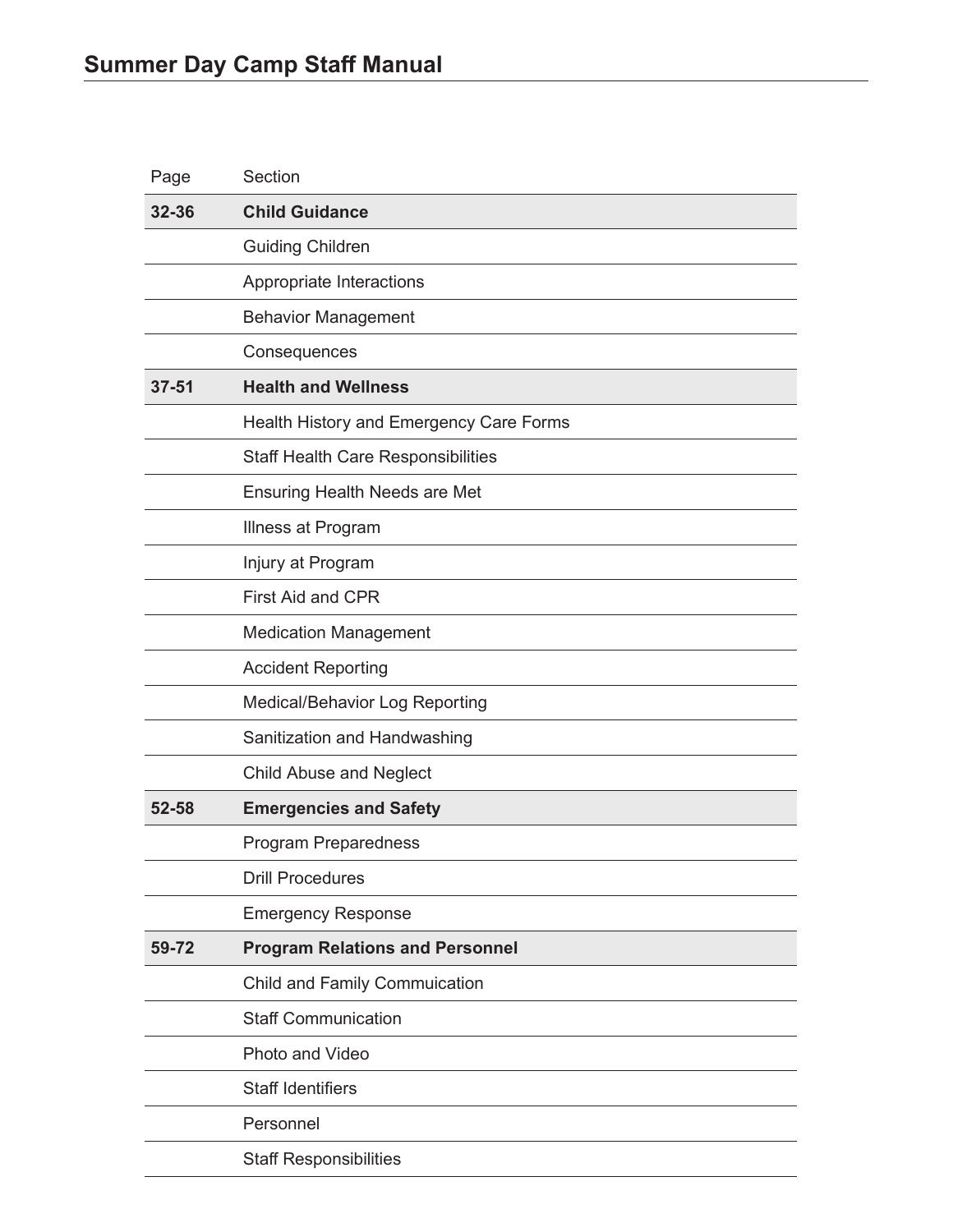## Summer Day Camp Staff Manual

| Page | Section |
|---|---|
| **32-36** | **Child Guidance** |
| | Guiding Children |
| | Appropriate Interactions |
| | Behavior Management |
| | Consequences |
| **37-51** | **Health and Wellness** |
| | Health History and Emergency Care Forms |
| | Staff Health Care Responsibilities |
| | Ensuring Health Needs are Met |
| | Illness at Program |
| | Injury at Program |
| | First Aid and CPR |
| | Medication Management |
| | Accident Reporting |
| | Medical/Behavior Log Reporting |
| | Sanitization and Handwashing |
| | Child Abuse and Neglect |
| **52-58** | **Emergencies and Safety** |
| | Program Preparedness |
| | Drill Procedures |
| | Emergency Response |
| **59-72** | **Program Relations and Personnel** |
| | Child and Family Commuication |
| | Staff Communication |
| | Photo and Video |
| | Staff Identifiers |
| | Personnel |
| | Staff Responsibilities |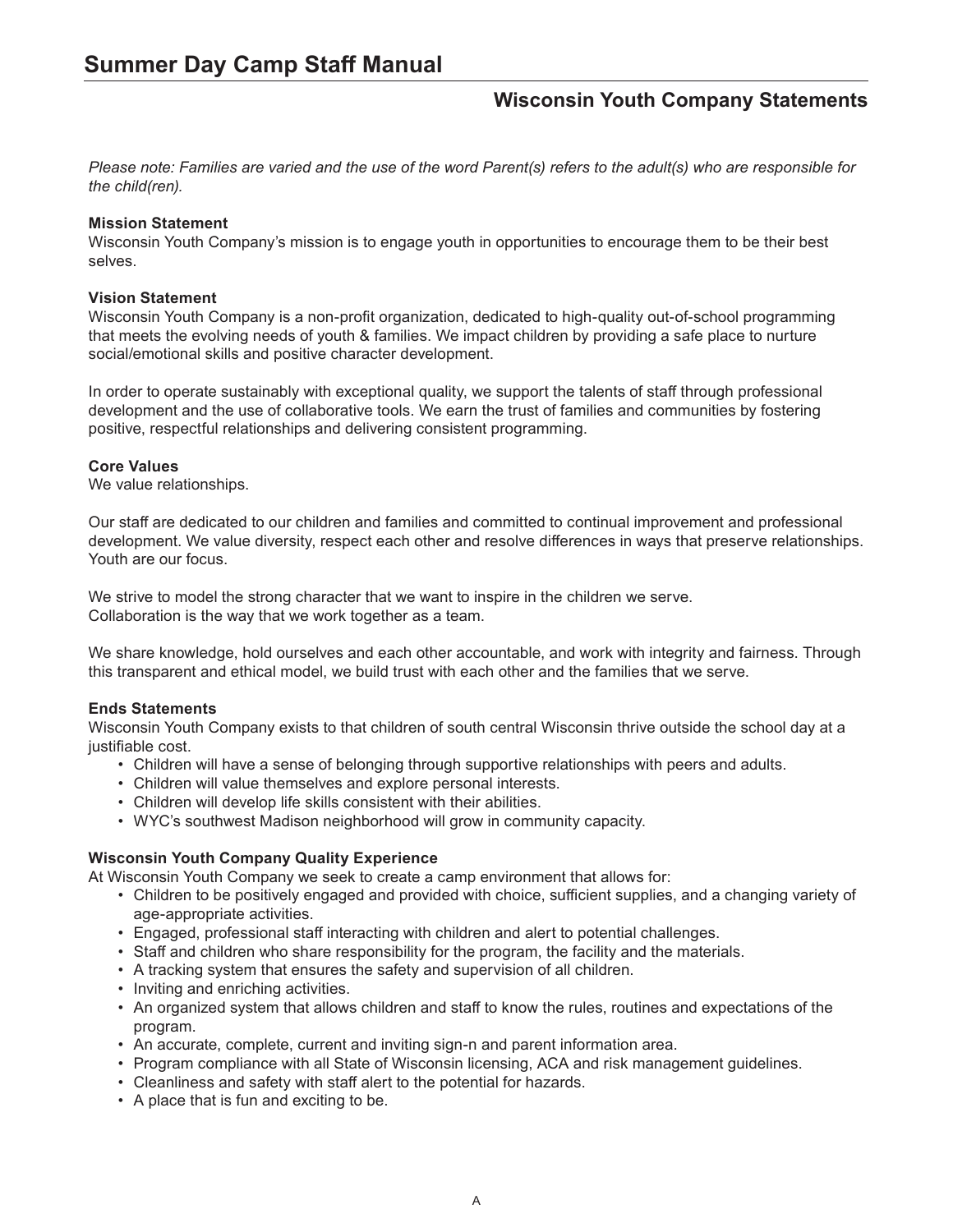## Wisconsin Youth Company Statements

*Please note: Families are varied and the use of the word Parent(s) refers to the adult(s) who are responsible for the child(ren).*

**Mission Statement**
Wisconsin Youth Company's mission is to engage youth in opportunities to encourage them to be their best selves.

**Vision Statement**
Wisconsin Youth Company is a non-profit organization, dedicated to high-quality out-of-school programming that meets the evolving needs of youth & families. We impact children by providing a safe place to nurture social/emotional skills and positive character development.

In order to operate sustainably with exceptional quality, we support the talents of staff through professional development and the use of collaborative tools. We earn the trust of families and communities by fostering positive, respectful relationships and delivering consistent programming.

**Core Values**
We value relationships.

Our staff are dedicated to our children and families and committed to continual improvement and professional development. We value diversity, respect each other and resolve differences in ways that preserve relationships. Youth are our focus.

We strive to model the strong character that we want to inspire in the children we serve.
Collaboration is the way that we work together as a team.

We share knowledge, hold ourselves and each other accountable, and work with integrity and fairness. Through this transparent and ethical model, we build trust with each other and the families that we serve.

**Ends Statements**
Wisconsin Youth Company exists to that children of south central Wisconsin thrive outside the school day at a justifiable cost.

- Children will have a sense of belonging through supportive relationships with peers and adults.
- Children will value themselves and explore personal interests.
- Children will develop life skills consistent with their abilities.
- WYC's southwest Madison neighborhood will grow in community capacity.

**Wisconsin Youth Company Quality Experience**
At Wisconsin Youth Company we seek to create a camp environment that allows for:

- Children to be positively engaged and provided with choice, sufficient supplies, and a changing variety of age-appropriate activities.
- Engaged, professional staff interacting with children and alert to potential challenges.
- Staff and children who share responsibility for the program, the facility and the materials.
- A tracking system that ensures the safety and supervision of all children.
- Inviting and enriching activities.
- An organized system that allows children and staff to know the rules, routines and expectations of the program.
- An accurate, complete, current and inviting sign-n and parent information area.
- Program compliance with all State of Wisconsin licensing, ACA and risk management guidelines.
- Cleanliness and safety with staff alert to the potential for hazards.
- A place that is fun and exciting to be.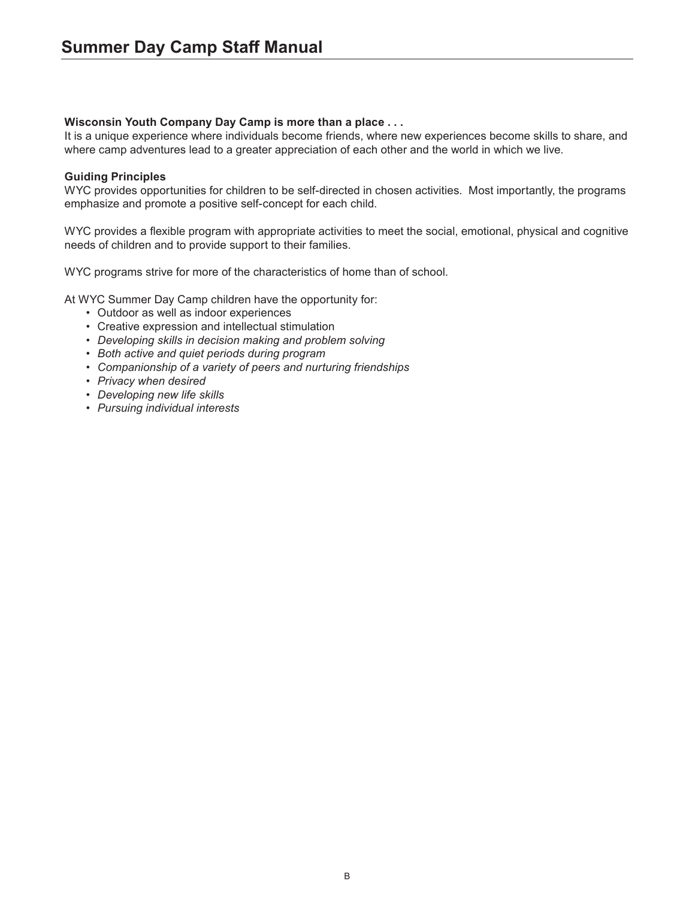**Wisconsin Youth Company Day Camp is more than a place . . .**
It is a unique experience where individuals become friends, where new experiences become skills to share, and where camp adventures lead to a greater appreciation of each other and the world in which we live.

**Guiding Principles**
WYC provides opportunities for children to be self-directed in chosen activities. Most importantly, the programs emphasize and promote a positive self-concept for each child.

WYC provides a flexible program with appropriate activities to meet the social, emotional, physical and cognitive needs of children and to provide support to their families.

WYC programs strive for more of the characteristics of home than of school.

At WYC Summer Day Camp children have the opportunity for:

- Outdoor as well as indoor experiences
- Creative expression and intellectual stimulation
- *Developing skills in decision making and problem solving*
- *Both active and quiet periods during program*
- *Companionship of a variety of peers and nurturing friendships*
- *Privacy when desired*
- *Developing new life skills*
- *Pursuing individual interests*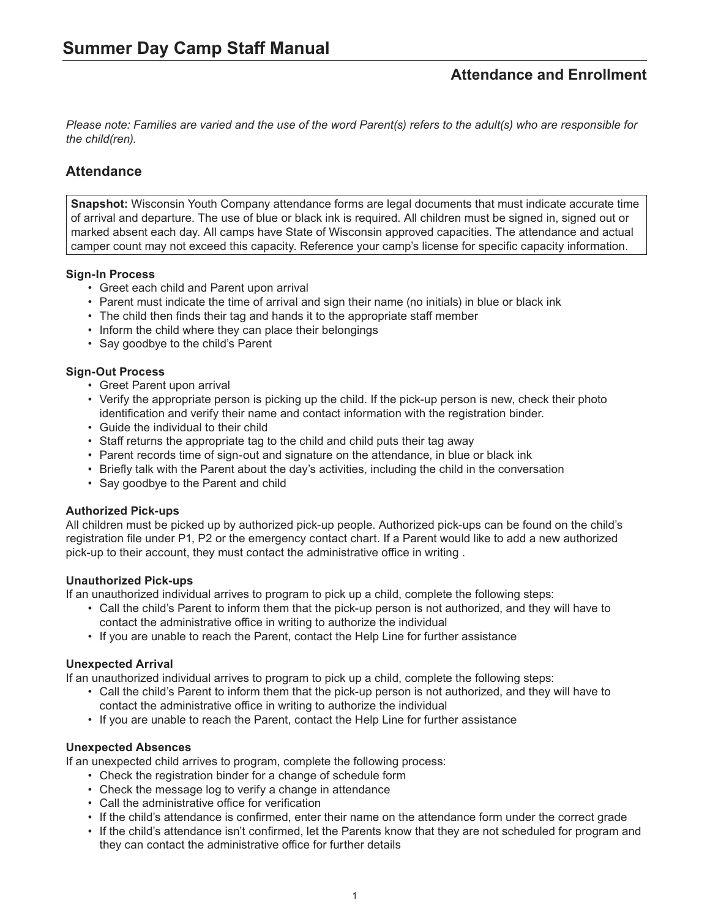# Summary Day Camp Staff Manual

## Attendance and Enrollment

*Please note: Families are varied and the use of the word Parent(s) refers to the adult(s) who are responsible for the child(ren).*

## Attendance

**Snapshot:** Wisconsin Youth Company attendance forms are legal documents that must indicate accurate time of arrival and departure. The use of blue or black ink is required. All children must be signed in, signed out or marked absent each day. All camps have State of Wisconsin approved capacities. The attendance and actual camper count may not exceed this capacity. Reference your camp's license for specific capacity information.

**Sign-In Process**

- Greet each child and Parent upon arrival
- Parent must indicate the time of arrival and sign their name (no initials) in blue or black ink
- The child then finds their tag and hands it to the appropriate staff member
- Inform the child where they can place their belongings
- Say goodbye to the child's Parent

**Sign-Out Process**

- Greet Parent upon arrival
- Verify the appropriate person is picking up the child. If the pick-up person is new, check their photo identification and verify their name and contact information with the registration binder.
- Guide the individual to their child
- Staff returns the appropriate tag to the child and child puts their tag away
- Parent records time of sign-out and signature on the attendance, in blue or black ink
- Briefly talk with the Parent about the day's activities, including the child in the conversation
- Say goodbye to the Parent and child

**Authorized Pick-ups**

All children must be picked up by authorized pick-up people. Authorized pick-ups can be found on the child's registration file under P1, P2 or the emergency contact chart. If a Parent would like to add a new authorized pick-up to their account, they must contact the administrative office in writing .

**Unauthorized Pick-ups**

If an unauthorized individual arrives to program to pick up a child, complete the following steps:

- Call the child's Parent to inform them that the pick-up person is not authorized, and they will have to contact the administrative office in writing to authorize the individual
- If you are unable to reach the Parent, contact the Help Line for further assistance

**Unexpected Arrival**

If an unauthorized individual arrives to program to pick up a child, complete the following steps:

- Call the child's Parent to inform them that the pick-up person is not authorized, and they will have to contact the administrative office in writing to authorize the individual
- If you are unable to reach the Parent, contact the Help Line for further assistance

**Unexpected Absences**

If an unexpected child arrives to program, complete the following process:

- Check the registration binder for a change of schedule form
- Check the message log to verify a change in attendance
- Call the administrative office for verification
- If the child's attendance is confirmed, enter their name on the attendance form under the correct grade
- If the child's attendance isn't confirmed, let the Parents know that they are not scheduled for program and they can contact the administrative office for further details

# Summer Day Camp Staff Manual

## Attendance and Enrollment

*Please note: Families are varied and the use of the word Parent(s) refers to the adult(s) who are responsible for the child(ren).*

## Attendance

**Snapshot:** Wisconsin Youth Company attendance forms are legal documents that must indicate accurate time of arrival and departure. The use of blue or black ink is required. All children must be signed in, signed out or marked absent each day. All camps have State of Wisconsin approved capacities. The attendance and actual camper count may not exceed this capacity. Reference your camp's license for specific capacity information.

**Sign-In Process**

- Greet each child and Parent upon arrival
- Parent must indicate the time of arrival and sign their name (no initials) in blue or black ink
- The child then finds their tag and hands it to the appropriate staff member
- Inform the child where they can place their belongings
- Say goodbye to the child's Parent

**Sign-Out Process**

- Greet Parent upon arrival
- Verify the appropriate person is picking up the child. If the pick-up person is new, check their photo identification and verify their name and contact information with the registration binder.
- Guide the individual to their child
- Staff returns the appropriate tag to the child and child puts their tag away
- Parent records time of sign-out and signature on the attendance, in blue or black ink
- Briefly talk with the Parent about the day's activities, including the child in the conversation
- Say goodbye to the Parent and child

**Authorized Pick-ups**

All children must be picked up by authorized pick-up people. Authorized pick-ups can be found on the child's registration file under P1, P2 or the emergency contact chart. If a Parent would like to add a new authorized pick-up to their account, they must contact the administrative office in writing .

**Unauthorized Pick-ups**

If an unauthorized individual arrives to program to pick up a child, complete the following steps:

- Call the child's Parent to inform them that the pick-up person is not authorized, and they will have to contact the administrative office in writing to authorize the individual
- If you are unable to reach the Parent, contact the Help Line for further assistance

**Unexpected Arrival**

If an unauthorized individual arrives to program to pick up a child, complete the following steps:

- Call the child's Parent to inform them that the pick-up person is not authorized, and they will have to contact the administrative office in writing to authorize the individual
- If you are unable to reach the Parent, contact the Help Line for further assistance

**Unexpected Absences**

If an unexpected child arrives to program, complete the following process:

- Check the registration binder for a change of schedule form
- Check the message log to verify a change in attendance
- Call the administrative office for verification
- If the child's attendance is confirmed, enter their name on the attendance form under the correct grade
- If the child's attendance isn't confirmed, let the Parents know that they are not scheduled for program and they can contact the administrative office for further details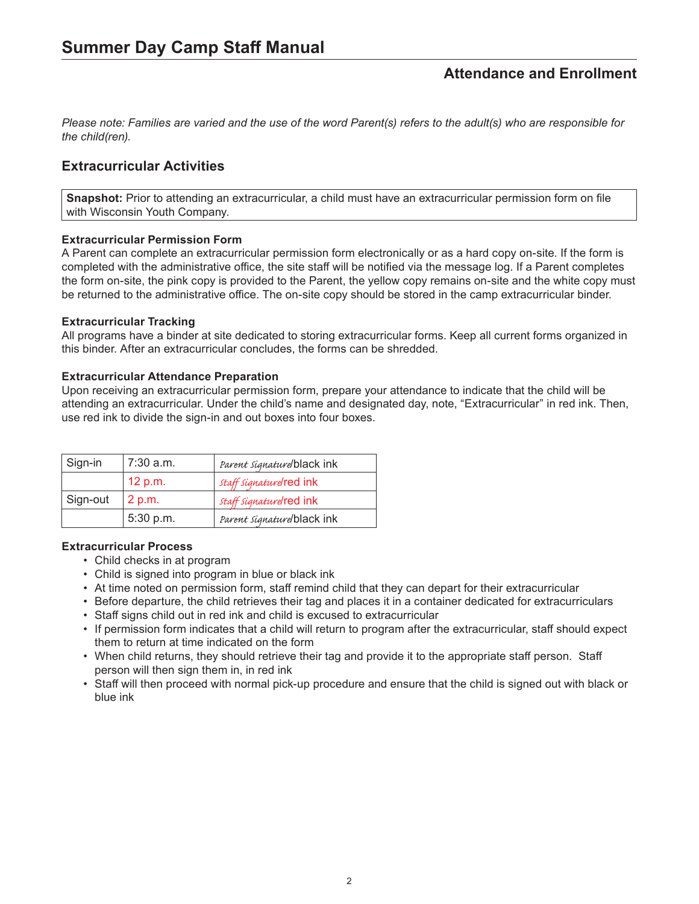# Summary Day Camp Staff Manual

## Attendance and Enrollment

*Please note: Families are varied and the use of the word Parent(s) refers to the adult(s) who are responsible for the child(ren).*

### Extracurricular Activities

**Snapshot:** Prior to attending an extracurricular, a child must have an extracurricular permission form on file with Wisconsin Youth Company.

**Extracurricular Permission Form**

A Parent can complete an extracurricular permission form electronically or as a hard copy on-site. If the form is completed with the administrative office, the site staff will be notified via the message log. If a Parent completes the form on-site, the pink copy is provided to the Parent, the yellow copy remains on-site and the white copy must be returned to the administrative office. The on-site copy should be stored in the camp extracurricular binder.

**Extracurricular Tracking**

All programs have a binder at site dedicated to storing extracurricular forms. Keep all current forms organized in this binder. After an extracurricular concludes, the forms can be shredded.

**Extracurricular Attendance Preparation**

Upon receiving an extracurricular permission form, prepare your attendance to indicate that the child will be attending an extracurricular. Under the child's name and designated day, note, "Extracurricular" in red ink. Then, use red ink to divide the sign-in and out boxes into four boxes.

| Sign-in | 7:30 a.m. | *Parent Signature*/black ink |
|---|---|---|
| | 12 p.m. | *Staff Signature*/red ink |
| Sign-out | 2 p.m. | *Staff Signature*/red ink |
| | 5:30 p.m. | *Parent Signature*/black ink |

**Extracurricular Process**

- Child checks in at program
- Child is signed into program in blue or black ink
- At time noted on permission form, staff remind child that they can depart for their extracurricular
- Before departure, the child retrieves their tag and places it in a container dedicated for extracurriculars
- Staff signs child out in red ink and child is excused to extracurricular
- If permission form indicates that a child will return to program after the extracurricular, staff should expect them to return at time indicated on the form
- When child returns, they should retrieve their tag and provide it to the appropriate staff person. Staff person will then sign them in, in red ink
- Staff will then proceed with normal pick-up procedure and ensure that the child is signed out with black or blue ink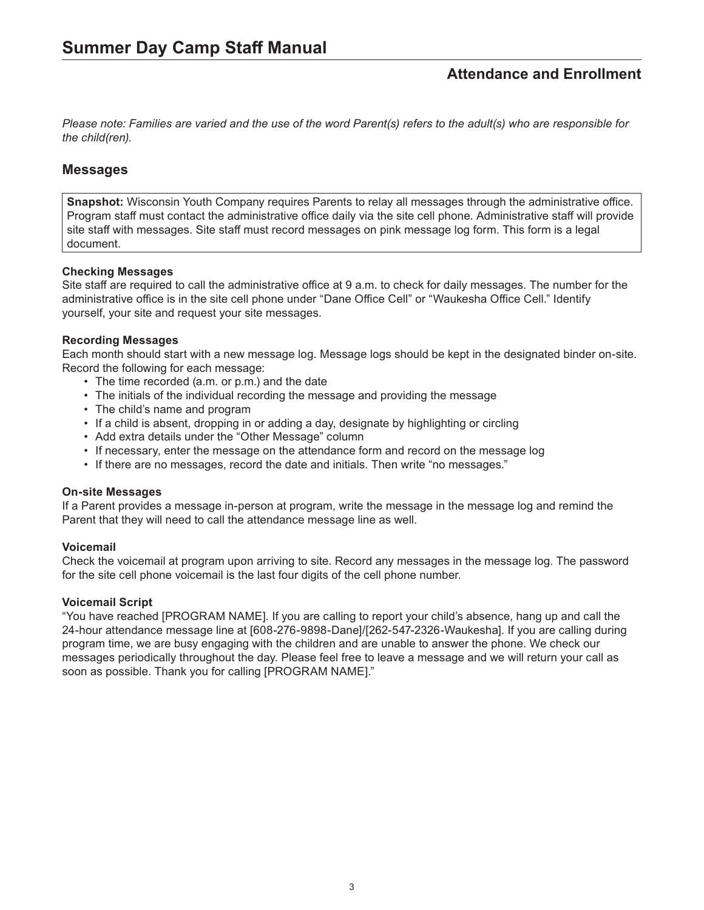# Summary Day Camp Staff Manual

## Attendance and Enrollment

*Please note: Families are varied and the use of the word Parent(s) refers to the adult(s) who are responsible for the child(ren).*

### Messages

**Snapshot:** Wisconsin Youth Company requires Parents to relay all messages through the administrative office. Program staff must contact the administrative office daily via the site cell phone. Administrative staff will provide site staff with messages. Site staff must record messages on pink message log form. This form is a legal document.

**Checking Messages**
Site staff are required to call the administrative office at 9 a.m. to check for daily messages. The number for the administrative office is in the site cell phone under “Dane Office Cell” or “Waukesha Office Cell.” Identify yourself, your site and request your site messages.

**Recording Messages**
Each month should start with a new message log. Message logs should be kept in the designated binder on-site. Record the following for each message:

- The time recorded (a.m. or p.m.) and the date
- The initials of the individual recording the message and providing the message
- The child’s name and program
- If a child is absent, dropping in or adding a day, designate by highlighting or circling
- Add extra details under the “Other Message” column
- If necessary, enter the message on the attendance form and record on the message log
- If there are no messages, record the date and initials. Then write “no messages.”

**On-site Messages**
If a Parent provides a message in-person at program, write the message in the message log and remind the Parent that they will need to call the attendance message line as well.

**Voicemail**
Check the voicemail at program upon arriving to site. Record any messages in the message log. The password for the site cell phone voicemail is the last four digits of the cell phone number.

**Voicemail Script**
“You have reached [PROGRAM NAME]. If you are calling to report your child’s absence, hang up and call the 24-hour attendance message line at [608-276-9898-Dane]/[262-547-2326-Waukesha]. If you are calling during program time, we are busy engaging with the children and are unable to answer the phone. We check our messages periodically throughout the day. Please feel free to leave a message and we will return your call as soon as possible. Thank you for calling [PROGRAM NAME].”

# Summer Day Camp Staff Manual

## Attendance and Enrollment

*Please note: Families are varied and the use of the word Parent(s) refers to the adult(s) who are responsible for the child(ren).*

### Messages

**Snapshot:** Wisconsin Youth Company requires Parents to relay all messages through the administrative office. Program staff must contact the administrative office daily via the site cell phone. Administrative staff will provide site staff with messages. Site staff must record messages on pink message log form. This form is a legal document.

**Checking Messages**
Site staff are required to call the administrative office at 9 a.m. to check for daily messages. The number for the administrative office is in the site cell phone under “Dane Office Cell” or “Waukesha Office Cell.” Identify yourself, your site and request your site messages.

**Recording Messages**
Each month should start with a new message log. Message logs should be kept in the designated binder on-site. Record the following for each message:

- The time recorded (a.m. or p.m.) and the date
- The initials of the individual recording the message and providing the message
- The child’s name and program
- If a child is absent, dropping in or adding a day, designate by highlighting or circling
- Add extra details under the “Other Message” column
- If necessary, enter the message on the attendance form and record on the message log
- If there are no messages, record the date and initials. Then write “no messages.”

**On-site Messages**
If a Parent provides a message in-person at program, write the message in the message log and remind the Parent that they will need to call the attendance message line as well.

**Voicemail**
Check the voicemail at program upon arriving to site. Record any messages in the message log. The password for the site cell phone voicemail is the last four digits of the cell phone number.

**Voicemail Script**
“You have reached [PROGRAM NAME]. If you are calling to report your child’s absence, hang up and call the 24-hour attendance message line at [608-276-9898-Dane]/[262-547-2326-Waukesha]. If you are calling during program time, we are busy engaging with the children and are unable to answer the phone. We check our messages periodically throughout the day. Please feel free to leave a message and we will return your call as soon as possible. Thank you for calling [PROGRAM NAME].”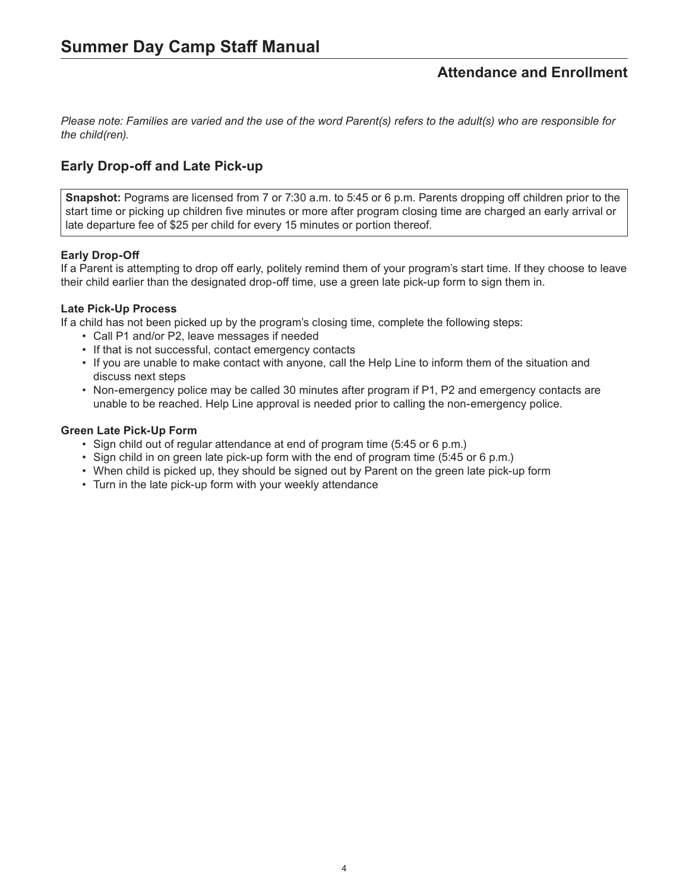# Summer Day Camp Staff Manual

## Attendance and Enrollment

*Please note: Families are varied and the use of the word Parent(s) refers to the adult(s) who are responsible for the child(ren).*

## Early Drop-off and Late Pick-up

**Snapshot:** Pograms are licensed from 7 or 7:30 a.m. to 5:45 or 6 p.m. Parents dropping off children prior to the start time or picking up children five minutes or more after program closing time are charged an early arrival or late departure fee of $25 per child for every 15 minutes or portion thereof.

### Early Drop-Off

If a Parent is attempting to drop off early, politely remind them of your program's start time. If they choose to leave their child earlier than the designated drop-off time, use a green late pick-up form to sign them in.

### Late Pick-Up Process

If a child has not been picked up by the program's closing time, complete the following steps:

- Call P1 and/or P2, leave messages if needed
- If that is not successful, contact emergency contacts
- If you are unable to make contact with anyone, call the Help Line to inform them of the situation and discuss next steps
- Non-emergency police may be called 30 minutes after program if P1, P2 and emergency contacts are unable to be reached. Help Line approval is needed prior to calling the non-emergency police.

### Green Late Pick-Up Form

- Sign child out of regular attendance at end of program time (5:45 or 6 p.m.)
- Sign child in on green late pick-up form with the end of program time (5:45 or 6 p.m.)
- When child is picked up, they should be signed out by Parent on the green late pick-up form
- Turn in the late pick-up form with your weekly attendance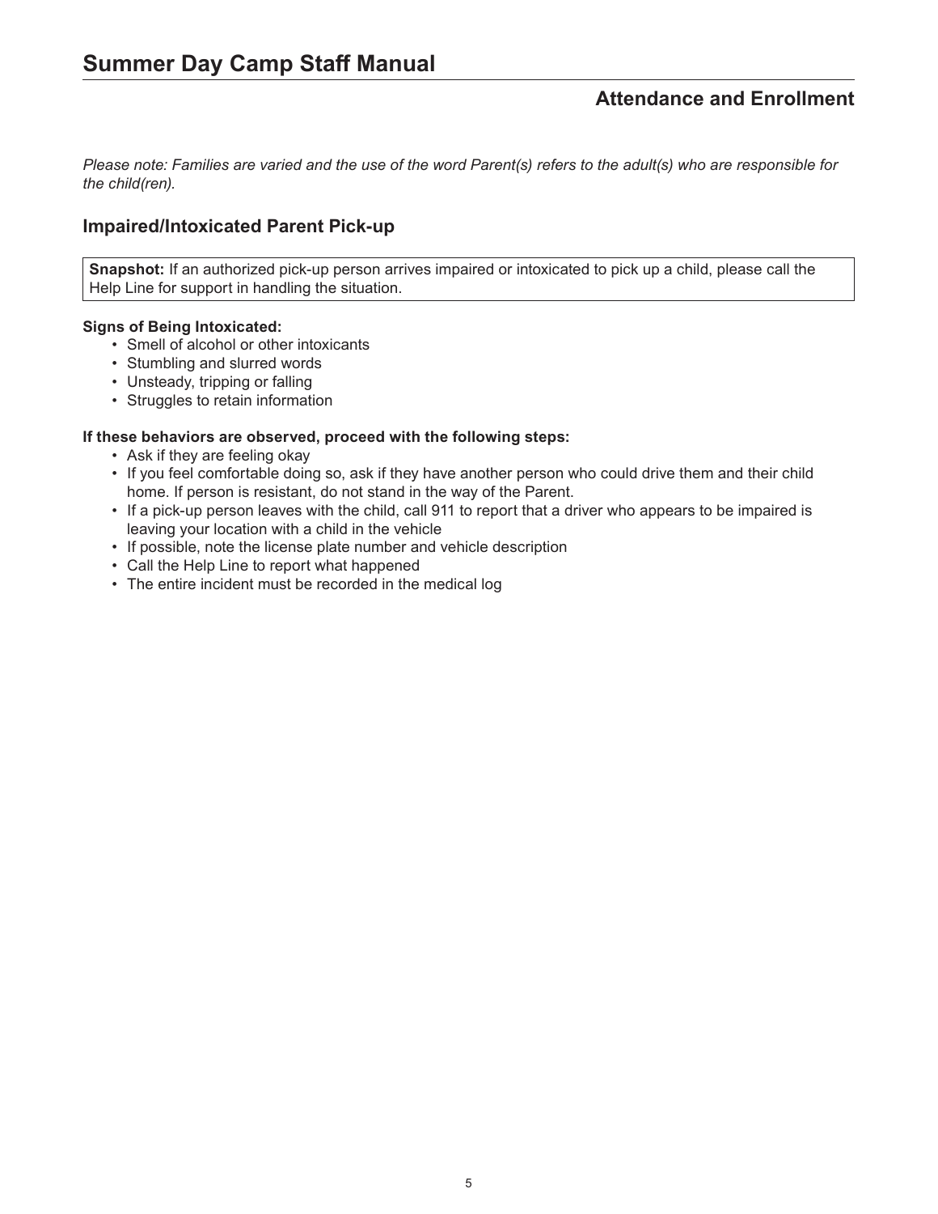# Summary Day Camp Staff Manual

## Attendance and Enrollment

*Please note: Families are varied and the use of the word Parent(s) refers to the adult(s) who are responsible for the child(ren).*

### Impaired/Intoxicated Parent Pick-up

**Snapshot:** If an authorized pick-up person arrives impaired or intoxicated to pick up a child, please call the Help Line for support in handling the situation.

**Signs of Being Intoxicated:**

- Smell of alcohol or other intoxicants
- Stumbling and slurred words
- Unsteady, tripping or falling
- Struggles to retain information

**If these behaviors are observed, proceed with the following steps:**

- Ask if they are feeling okay
- If you feel comfortable doing so, ask if they have another person who could drive them and their child home. If person is resistant, do not stand in the way of the Parent.
- If a pick-up person leaves with the child, call 911 to report that a driver who appears to be impaired is leaving your location with a child in the vehicle
- If possible, note the license plate number and vehicle description
- Call the Help Line to report what happened
- The entire incident must be recorded in the medical log

# Summer Day Camp Staff Manual

## Attendance and Enrollment

*Please note: Families are varied and the use of the word Parent(s) refers to the adult(s) who are responsible for the child(ren).*

### Impaired/Intoxicated Parent Pick-up

**Snapshot:** If an authorized pick-up person arrives impaired or intoxicated to pick up a child, please call the Help Line for support in handling the situation.

**Signs of Being Intoxicated:**

- Smell of alcohol or other intoxicants
- Stumbling and slurred words
- Unsteady, tripping or falling
- Struggles to retain information

**If these behaviors are observed, proceed with the following steps:**

- Ask if they are feeling okay
- If you feel comfortable doing so, ask if they have another person who could drive them and their child home. If person is resistant, do not stand in the way of the Parent.
- If a pick-up person leaves with the child, call 911 to report that a driver who appears to be impaired is leaving your location with a child in the vehicle
- If possible, note the license plate number and vehicle description
- Call the Help Line to report what happened
- The entire incident must be recorded in the medical log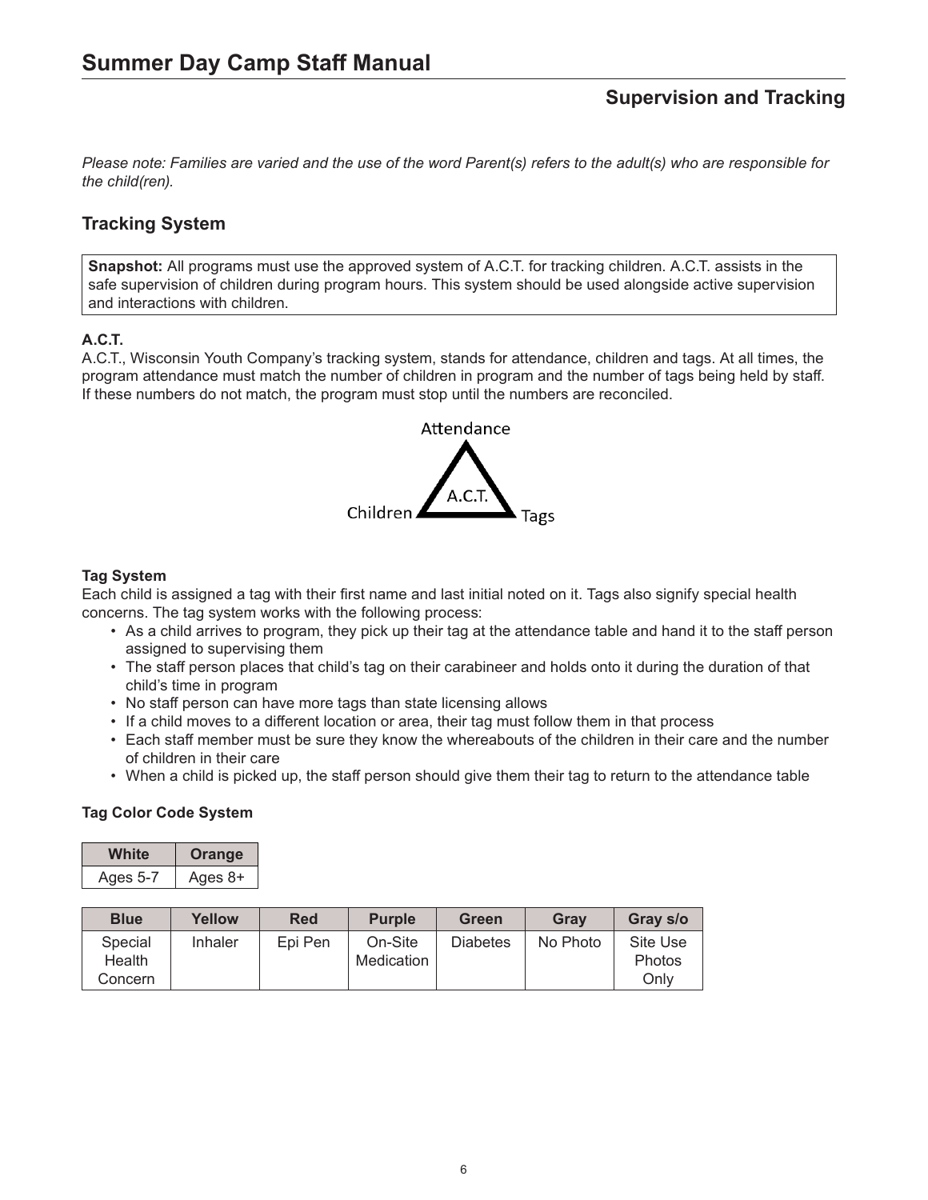## Supervision and Tracking

*Please note: Families are varied and the use of the word Parent(s) refers to the adult(s) who are responsible for the child(ren).*

### Tracking System

**Snapshot:** All programs must use the approved system of A.C.T. for tracking children. A.C.T. assists in the safe supervision of children during program hours. This system should be used alongside active supervision and interactions with children.

**A.C.T.**

A.C.T., Wisconsin Youth Company's tracking system, stands for attendance, children and tags. At all times, the program attendance must match the number of children in program and the number of tags being held by staff. If these numbers do not match, the program must stop until the numbers are reconciled.

Attendance

Children A.C.T. Tags

**Tag System**

Each child is assigned a tag with their first name and last initial noted on it. Tags also signify special health concerns. The tag system works with the following process:

- As a child arrives to program, they pick up their tag at the attendance table and hand it to the staff person assigned to supervising them
- The staff person places that child's tag on their carabineer and holds onto it during the duration of that child's time in program
- No staff person can have more tags than state licensing allows
- If a child moves to a different location or area, their tag must follow them in that process
- Each staff member must be sure they know the whereabouts of the children in their care and the number of children in their care
- When a child is picked up, the staff person should give them their tag to return to the attendance table

**Tag Color Code System**

| White | Orange |
|---|---|
| Ages 5-7 | Ages 8+ |

| Blue | Yellow | Red | Purple | Green | Gray | Gray s/o |
|---|---|---|---|---|---|---|
| Special Health Concern | Inhaler | Epi Pen | On-Site Medication | Diabetes | No Photo | Site Use Photos Only |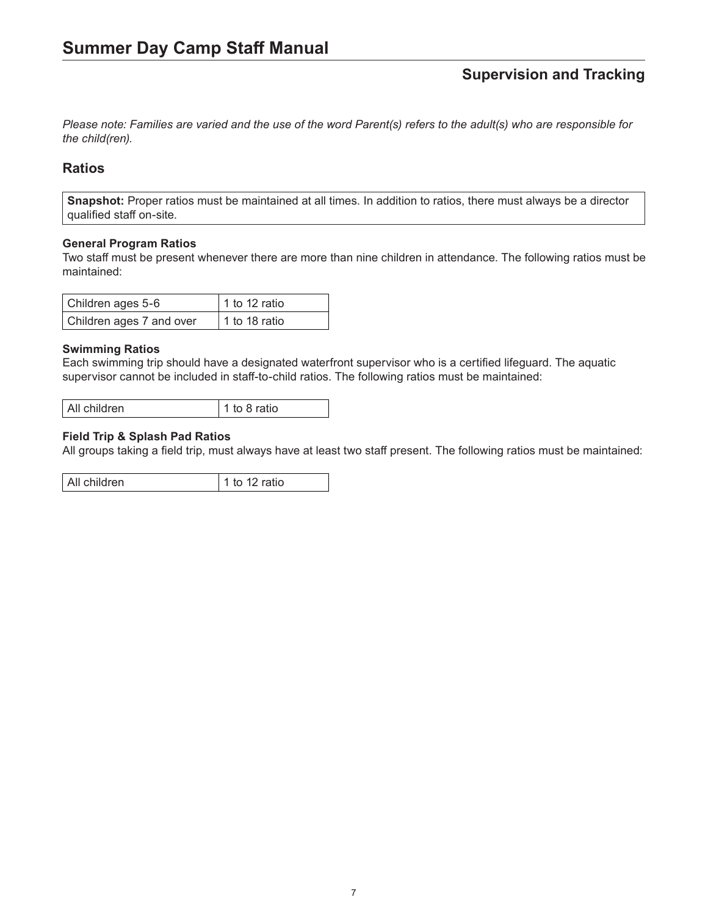## Supervision and Tracking

*Please note: Families are varied and the use of the word Parent(s) refers to the adult(s) who are responsible for the child(ren).*

### Ratios

**Snapshot:** Proper ratios must be maintained at all times. In addition to ratios, there must always be a director qualified staff on-site.

**General Program Ratios**
Two staff must be present whenever there are more than nine children in attendance. The following ratios must be maintained:

| | |
|---|---|
| Children ages 5-6 | 1 to 12 ratio |
| Children ages 7 and over | 1 to 18 ratio |

**Swimming Ratios**
Each swimming trip should have a designated waterfront supervisor who is a certified lifeguard. The aquatic supervisor cannot be included in staff-to-child ratios. The following ratios must be maintained:

| | |
|---|---|
| All children | 1 to 8 ratio |

**Field Trip & Splash Pad Ratios**
All groups taking a field trip, must always have at least two staff present. The following ratios must be maintained:

| | |
|---|---|
| All children | 1 to 12 ratio |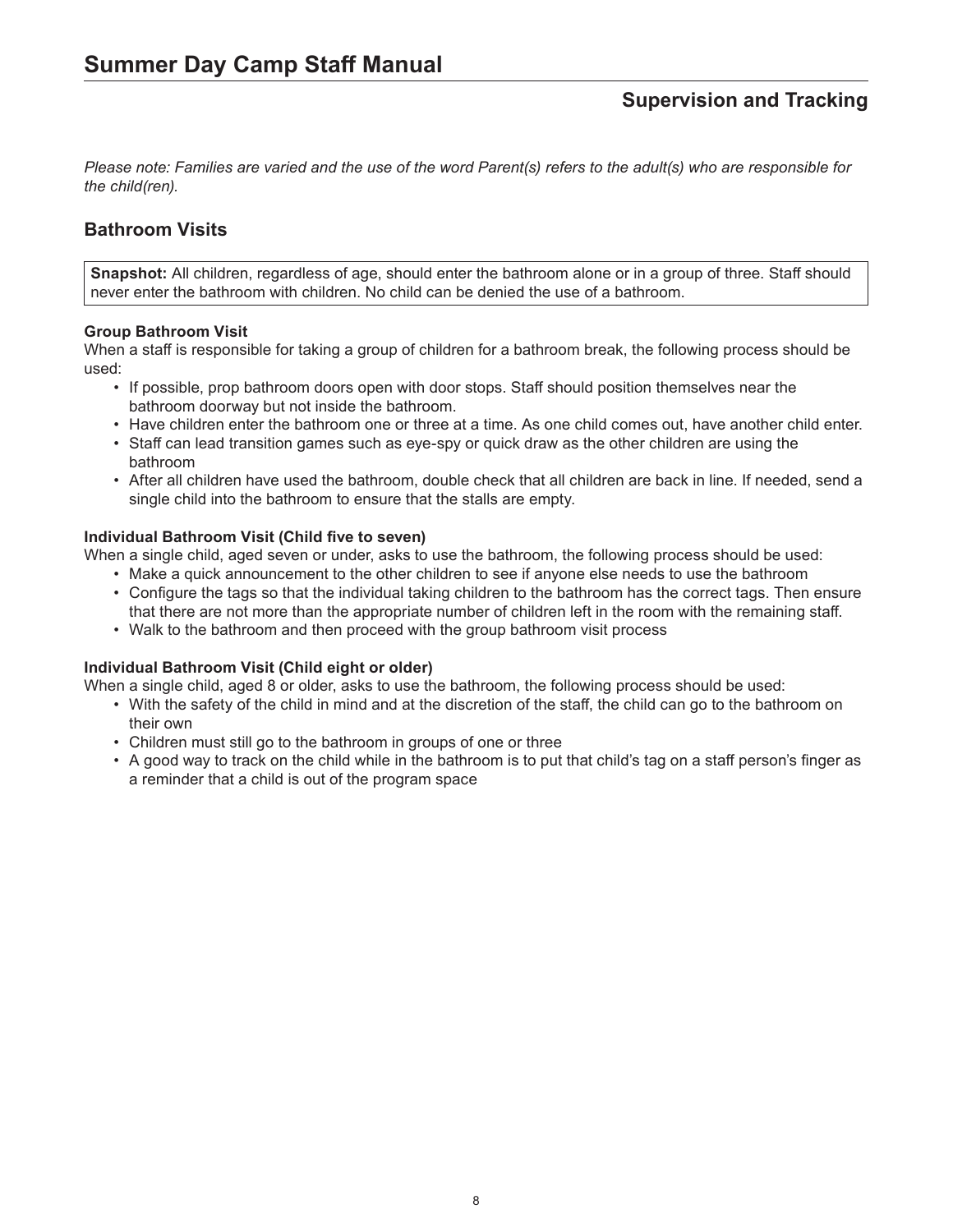# Summary Day Camp Staff Manual

## Supervision and Tracking

*Please note: Families are varied and the use of the word Parent(s) refers to the adult(s) who are responsible for the child(ren).*

## Bathroom Visits

**Snapshot:** All children, regardless of age, should enter the bathroom alone or in a group of three. Staff should never enter the bathroom with children. No child can be denied the use of a bathroom.

**Group Bathroom Visit**

When a staff is responsible for taking a group of children for a bathroom break, the following process should be used:

- If possible, prop bathroom doors open with door stops. Staff should position themselves near the bathroom doorway but not inside the bathroom.
- Have children enter the bathroom one or three at a time. As one child comes out, have another child enter.
- Staff can lead transition games such as eye-spy or quick draw as the other children are using the bathroom
- After all children have used the bathroom, double check that all children are back in line. If needed, send a single child into the bathroom to ensure that the stalls are empty.

**Individual Bathroom Visit (Child five to seven)**

When a single child, aged seven or under, asks to use the bathroom, the following process should be used:

- Make a quick announcement to the other children to see if anyone else needs to use the bathroom
- Configure the tags so that the individual taking children to the bathroom has the correct tags. Then ensure that there are not more than the appropriate number of children left in the room with the remaining staff.
- Walk to the bathroom and then proceed with the group bathroom visit process

**Individual Bathroom Visit (Child eight or older)**

When a single child, aged 8 or older, asks to use the bathroom, the following process should be used:

- With the safety of the child in mind and at the discretion of the staff, the child can go to the bathroom on their own
- Children must still go to the bathroom in groups of one or three
- A good way to track on the child while in the bathroom is to put that child's tag on a staff person's finger as a reminder that a child is out of the program space

# Summer Day Camp Staff Manual

## Supervision and Tracking

*Please note: Families are varied and the use of the word Parent(s) refers to the adult(s) who are responsible for the child(ren).*

## Bathroom Visits

**Snapshot:** All children, regardless of age, should enter the bathroom alone or in a group of three. Staff should never enter the bathroom with children. No child can be denied the use of a bathroom.

**Group Bathroom Visit**

When a staff is responsible for taking a group of children for a bathroom break, the following process should be used:

- If possible, prop bathroom doors open with door stops. Staff should position themselves near the bathroom doorway but not inside the bathroom.
- Have children enter the bathroom one or three at a time. As one child comes out, have another child enter.
- Staff can lead transition games such as eye-spy or quick draw as the other children are using the bathroom
- After all children have used the bathroom, double check that all children are back in line. If needed, send a single child into the bathroom to ensure that the stalls are empty.

**Individual Bathroom Visit (Child five to seven)**

When a single child, aged seven or under, asks to use the bathroom, the following process should be used:

- Make a quick announcement to the other children to see if anyone else needs to use the bathroom
- Configure the tags so that the individual taking children to the bathroom has the correct tags. Then ensure that there are not more than the appropriate number of children left in the room with the remaining staff.
- Walk to the bathroom and then proceed with the group bathroom visit process

**Individual Bathroom Visit (Child eight or older)**

When a single child, aged 8 or older, asks to use the bathroom, the following process should be used:

- With the safety of the child in mind and at the discretion of the staff, the child can go to the bathroom on their own
- Children must still go to the bathroom in groups of one or three
- A good way to track on the child while in the bathroom is to put that child's tag on a staff person's finger as a reminder that a child is out of the program space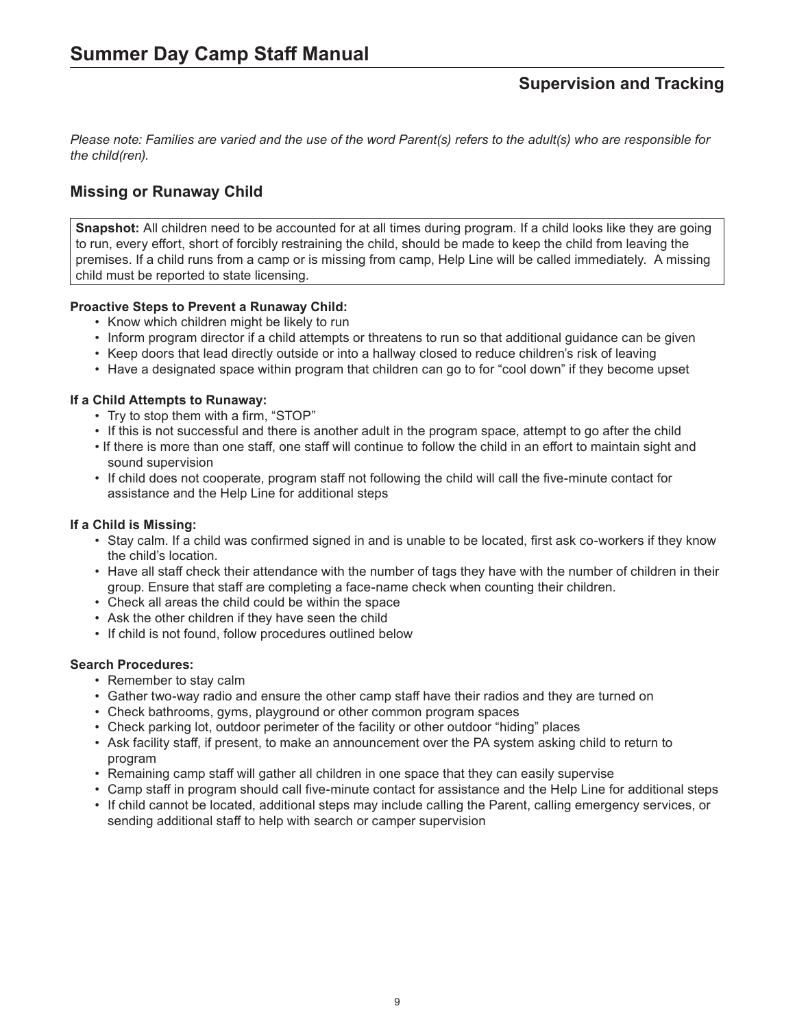## Supervision and Tracking

*Please note: Families are varied and the use of the word Parent(s) refers to the adult(s) who are responsible for the child(ren).*

### Missing or Runaway Child

**Snapshot:** All children need to be accounted for at all times during program. If a child looks like they are going to run, every effort, short of forcibly restraining the child, should be made to keep the child from leaving the premises. If a child runs from a camp or is missing from camp, Help Line will be called immediately. A missing child must be reported to state licensing.

**Proactive Steps to Prevent a Runaway Child:**

- Know which children might be likely to run
- Inform program director if a child attempts or threatens to run so that additional guidance can be given
- Keep doors that lead directly outside or into a hallway closed to reduce children's risk of leaving
- Have a designated space within program that children can go to for "cool down" if they become upset

**If a Child Attempts to Runaway:**

- Try to stop them with a firm, "STOP"
- If this is not successful and there is another adult in the program space, attempt to go after the child
- If there is more than one staff, one staff will continue to follow the child in an effort to maintain sight and sound supervision
- If child does not cooperate, program staff not following the child will call the five-minute contact for assistance and the Help Line for additional steps

**If a Child is Missing:**

- Stay calm. If a child was confirmed signed in and is unable to be located, first ask co-workers if they know the child's location.
- Have all staff check their attendance with the number of tags they have with the number of children in their group. Ensure that staff are completing a face-name check when counting their children.
- Check all areas the child could be within the space
- Ask the other children if they have seen the child
- If child is not found, follow procedures outlined below

**Search Procedures:**

- Remember to stay calm
- Gather two-way radio and ensure the other camp staff have their radios and they are turned on
- Check bathrooms, gyms, playground or other common program spaces
- Check parking lot, outdoor perimeter of the facility or other outdoor "hiding" places
- Ask facility staff, if present, to make an announcement over the PA system asking child to return to program
- Remaining camp staff will gather all children in one space that they can easily supervise
- Camp staff in program should call five-minute contact for assistance and the Help Line for additional steps
- If child cannot be located, additional steps may include calling the Parent, calling emergency services, or sending additional staff to help with search or camper supervision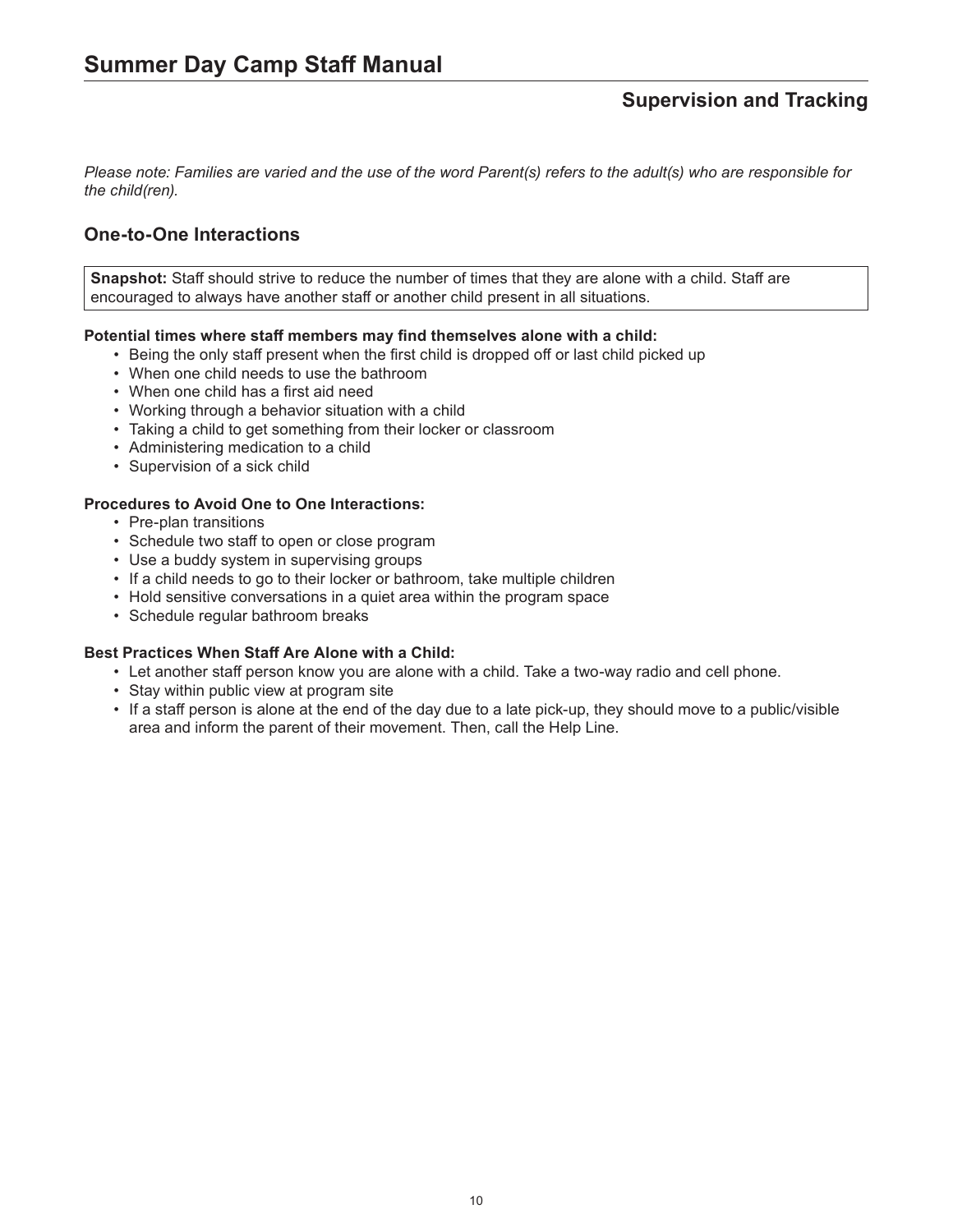# Summary Day Camp Staff Manual

## Supervision and Tracking

*Please note: Families are varied and the use of the word Parent(s) refers to the adult(s) who are responsible for the child(ren).*

### One-to-One Interactions

**Snapshot:** Staff should strive to reduce the number of times that they are alone with a child. Staff are encouraged to always have another staff or another child present in all situations.

**Potential times where staff members may find themselves alone with a child:**

- Being the only staff present when the first child is dropped off or last child picked up
- When one child needs to use the bathroom
- When one child has a first aid need
- Working through a behavior situation with a child
- Taking a child to get something from their locker or classroom
- Administering medication to a child
- Supervision of a sick child

**Procedures to Avoid One to One Interactions:**

- Pre-plan transitions
- Schedule two staff to open or close program
- Use a buddy system in supervising groups
- If a child needs to go to their locker or bathroom, take multiple children
- Hold sensitive conversations in a quiet area within the program space
- Schedule regular bathroom breaks

**Best Practices When Staff Are Alone with a Child:**

- Let another staff person know you are alone with a child. Take a two-way radio and cell phone.
- Stay within public view at program site
- If a staff person is alone at the end of the day due to a late pick-up, they should move to a public/visible area and inform the parent of their movement. Then, call the Help Line.

# Summer Day Camp Staff Manual

## Supervision and Tracking

*Please note: Families are varied and the use of the word Parent(s) refers to the adult(s) who are responsible for the child(ren).*

### One-to-One Interactions

**Snapshot:** Staff should strive to reduce the number of times that they are alone with a child. Staff are encouraged to always have another staff or another child present in all situations.

**Potential times where staff members may find themselves alone with a child:**

- Being the only staff present when the first child is dropped off or last child picked up
- When one child needs to use the bathroom
- When one child has a first aid need
- Working through a behavior situation with a child
- Taking a child to get something from their locker or classroom
- Administering medication to a child
- Supervision of a sick child

**Procedures to Avoid One to One Interactions:**

- Pre-plan transitions
- Schedule two staff to open or close program
- Use a buddy system in supervising groups
- If a child needs to go to their locker or bathroom, take multiple children
- Hold sensitive conversations in a quiet area within the program space
- Schedule regular bathroom breaks

**Best Practices When Staff Are Alone with a Child:**

- Let another staff person know you are alone with a child. Take a two-way radio and cell phone.
- Stay within public view at program site
- If a staff person is alone at the end of the day due to a late pick-up, they should move to a public/visible area and inform the parent of their movement. Then, call the Help Line.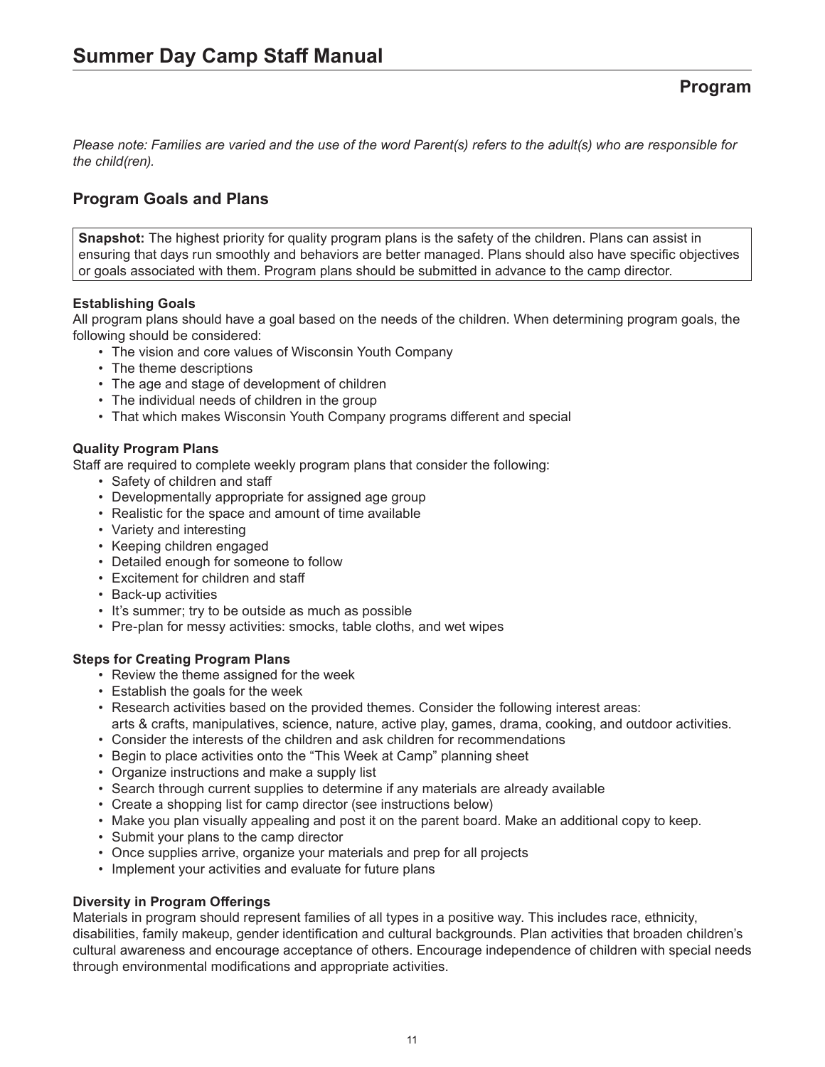# Summer Day Camp Staff Manual

## Program

*Please note: Families are varied and the use of the word Parent(s) refers to the adult(s) who are responsible for the child(ren).*

### Program Goals and Plans

**Snapshot:** The highest priority for quality program plans is the safety of the children. Plans can assist in ensuring that days run smoothly and behaviors are better managed. Plans should also have specific objectives or goals associated with them. Program plans should be submitted in advance to the camp director.

**Establishing Goals**

All program plans should have a goal based on the needs of the children. When determining program goals, the following should be considered:

- The vision and core values of Wisconsin Youth Company
- The theme descriptions
- The age and stage of development of children
- The individual needs of children in the group
- That which makes Wisconsin Youth Company programs different and special

**Quality Program Plans**

Staff are required to complete weekly program plans that consider the following:

- Safety of children and staff
- Developmentally appropriate for assigned age group
- Realistic for the space and amount of time available
- Variety and interesting
- Keeping children engaged
- Detailed enough for someone to follow
- Excitement for children and staff
- Back-up activities
- It's summer; try to be outside as much as possible
- Pre-plan for messy activities: smocks, table cloths, and wet wipes

**Steps for Creating Program Plans**

- Review the theme assigned for the week
- Establish the goals for the week
- Research activities based on the provided themes. Consider the following interest areas: arts & crafts, manipulatives, science, nature, active play, games, drama, cooking, and outdoor activities.
- Consider the interests of the children and ask children for recommendations
- Begin to place activities onto the "This Week at Camp" planning sheet
- Organize instructions and make a supply list
- Search through current supplies to determine if any materials are already available
- Create a shopping list for camp director (see instructions below)
- Make you plan visually appealing and post it on the parent board. Make an additional copy to keep.
- Submit your plans to the camp director
- Once supplies arrive, organize your materials and prep for all projects
- Implement your activities and evaluate for future plans

**Diversity in Program Offerings**

Materials in program should represent families of all types in a positive way. This includes race, ethnicity, disabilities, family makeup, gender identification and cultural backgrounds. Plan activities that broaden children's cultural awareness and encourage acceptance of others. Encourage independence of children with special needs through environmental modifications and appropriate activities.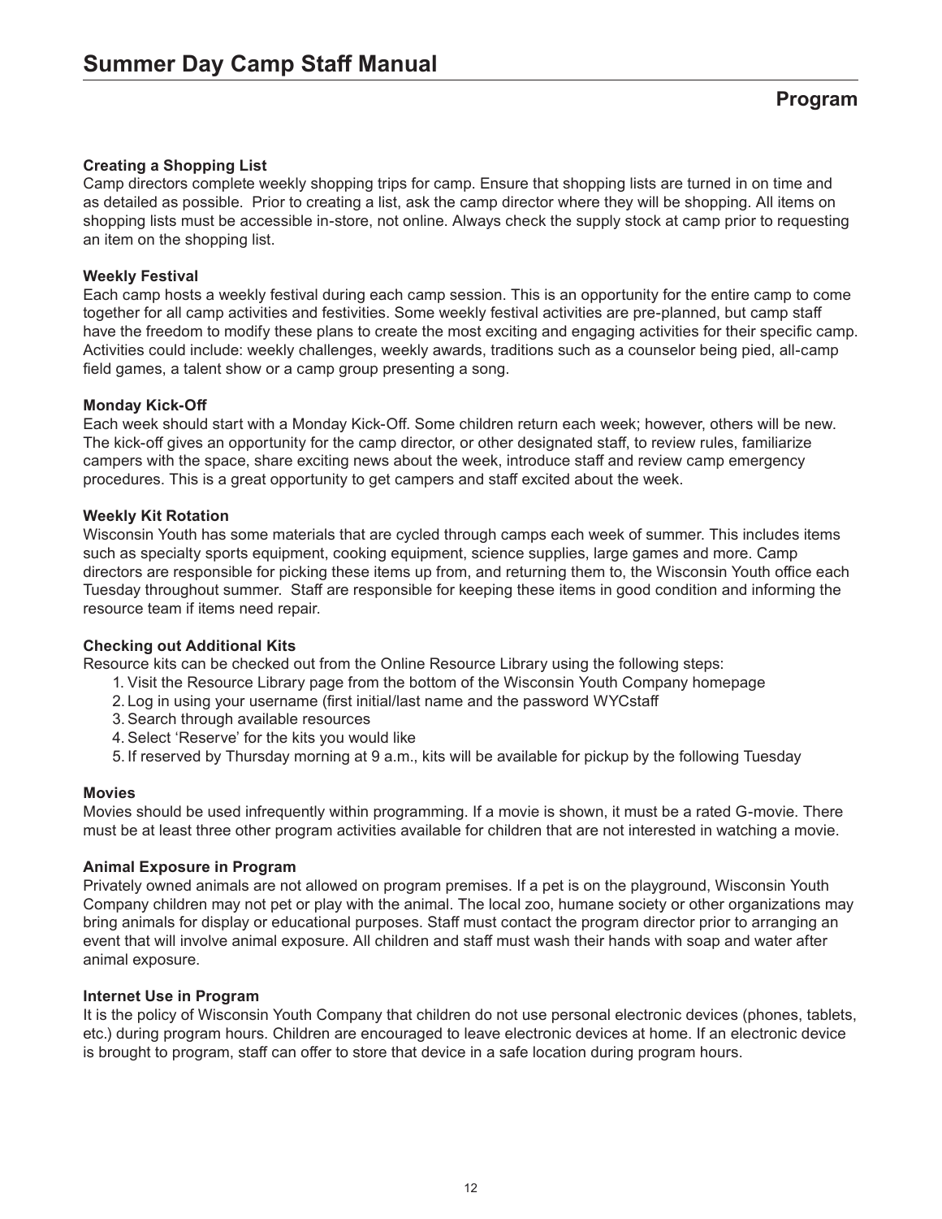## Program

**Creating a Shopping List**
Camp directors complete weekly shopping trips for camp. Ensure that shopping lists are turned in on time and as detailed as possible. Prior to creating a list, ask the camp director where they will be shopping. All items on shopping lists must be accessible in-store, not online. Always check the supply stock at camp prior to requesting an item on the shopping list.

**Weekly Festival**
Each camp hosts a weekly festival during each camp session. This is an opportunity for the entire camp to come together for all camp activities and festivities. Some weekly festival activities are pre-planned, but camp staff have the freedom to modify these plans to create the most exciting and engaging activities for their specific camp. Activities could include: weekly challenges, weekly awards, traditions such as a counselor being pied, all-camp field games, a talent show or a camp group presenting a song.

**Monday Kick-Off**
Each week should start with a Monday Kick-Off. Some children return each week; however, others will be new. The kick-off gives an opportunity for the camp director, or other designated staff, to review rules, familiarize campers with the space, share exciting news about the week, introduce staff and review camp emergency procedures. This is a great opportunity to get campers and staff excited about the week.

**Weekly Kit Rotation**
Wisconsin Youth has some materials that are cycled through camps each week of summer. This includes items such as specialty sports equipment, cooking equipment, science supplies, large games and more. Camp directors are responsible for picking these items up from, and returning them to, the Wisconsin Youth office each Tuesday throughout summer. Staff are responsible for keeping these items in good condition and informing the resource team if items need repair.

**Checking out Additional Kits**
Resource kits can be checked out from the Online Resource Library using the following steps:

1. Visit the Resource Library page from the bottom of the Wisconsin Youth Company homepage
2. Log in using your username (first initial/last name and the password WYCstaff
3. Search through available resources
4. Select 'Reserve' for the kits you would like
5. If reserved by Thursday morning at 9 a.m., kits will be available for pickup by the following Tuesday

**Movies**
Movies should be used infrequently within programming. If a movie is shown, it must be a rated G-movie. There must be at least three other program activities available for children that are not interested in watching a movie.

**Animal Exposure in Program**
Privately owned animals are not allowed on program premises. If a pet is on the playground, Wisconsin Youth Company children may not pet or play with the animal. The local zoo, humane society or other organizations may bring animals for display or educational purposes. Staff must contact the program director prior to arranging an event that will involve animal exposure. All children and staff must wash their hands with soap and water after animal exposure.

**Internet Use in Program**
It is the policy of Wisconsin Youth Company that children do not use personal electronic devices (phones, tablets, etc.) during program hours. Children are encouraged to leave electronic devices at home. If an electronic device is brought to program, staff can offer to store that device in a safe location during program hours.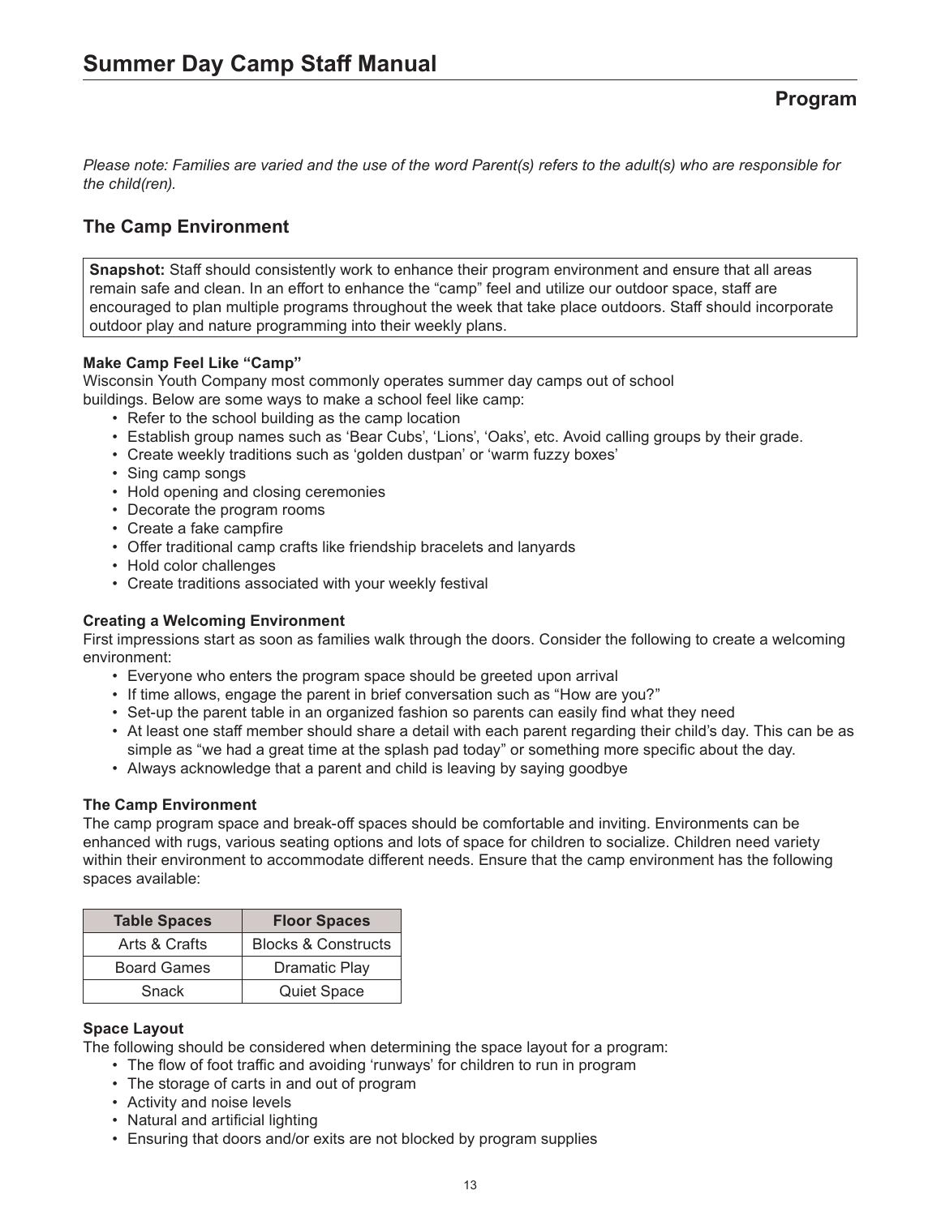# Summer Day Camp Staff Manual

## Program

*Please note: Families are varied and the use of the word Parent(s) refers to the adult(s) who are responsible for the child(ren).*

## The Camp Environment

**Snapshot:** Staff should consistently work to enhance their program environment and ensure that all areas remain safe and clean. In an effort to enhance the "camp" feel and utilize our outdoor space, staff are encouraged to plan multiple programs throughout the week that take place outdoors. Staff should incorporate outdoor play and nature programming into their weekly plans.

**Make Camp Feel Like "Camp"**

Wisconsin Youth Company most commonly operates summer day camps out of school buildings. Below are some ways to make a school feel like camp:

- Refer to the school building as the camp location
- Establish group names such as 'Bear Cubs', 'Lions', 'Oaks', etc. Avoid calling groups by their grade.
- Create weekly traditions such as 'golden dustpan' or 'warm fuzzy boxes'
- Sing camp songs
- Hold opening and closing ceremonies
- Decorate the program rooms
- Create a fake campfire
- Offer traditional camp crafts like friendship bracelets and lanyards
- Hold color challenges
- Create traditions associated with your weekly festival

**Creating a Welcoming Environment**

First impressions start as soon as families walk through the doors. Consider the following to create a welcoming environment:

- Everyone who enters the program space should be greeted upon arrival
- If time allows, engage the parent in brief conversation such as "How are you?"
- Set-up the parent table in an organized fashion so parents can easily find what they need
- At least one staff member should share a detail with each parent regarding their child's day. This can be as simple as "we had a great time at the splash pad today" or something more specific about the day.
- Always acknowledge that a parent and child is leaving by saying goodbye

**The Camp Environment**

The camp program space and break-off spaces should be comfortable and inviting. Environments can be enhanced with rugs, various seating options and lots of space for children to socialize. Children need variety within their environment to accommodate different needs. Ensure that the camp environment has the following spaces available:

| Table Spaces | Floor Spaces |
|---|---|
| Arts & Crafts | Blocks & Constructs |
| Board Games | Dramatic Play |
| Snack | Quiet Space |

**Space Layout**

The following should be considered when determining the space layout for a program:

- The flow of foot traffic and avoiding 'runways' for children to run in program
- The storage of carts in and out of program
- Activity and noise levels
- Natural and artificial lighting
- Ensuring that doors and/or exits are not blocked by program supplies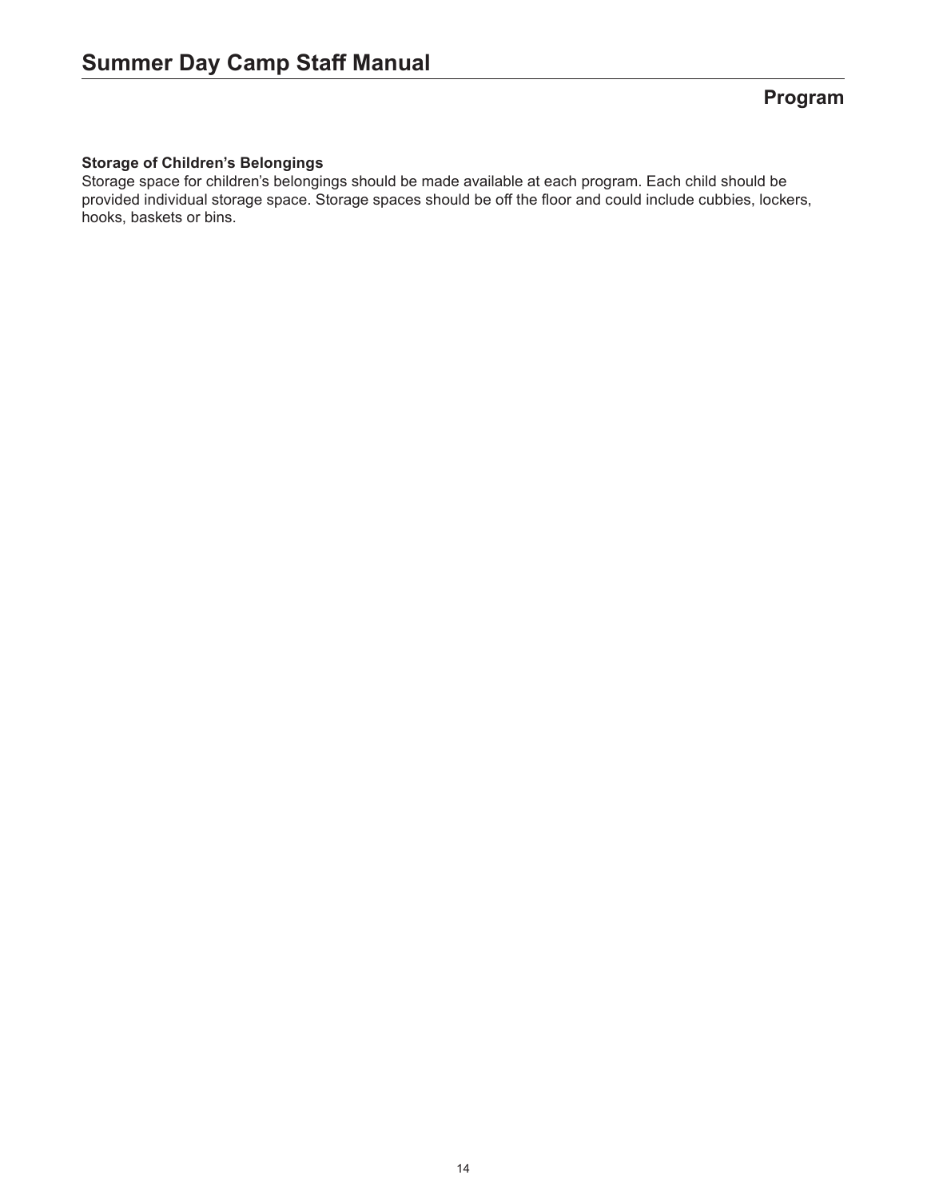## Program

### Storage of Children's Belongings

Storage space for children's belongings should be made available at each program. Each child should be provided individual storage space. Storage spaces should be off the floor and could include cubbies, lockers, hooks, baskets or bins.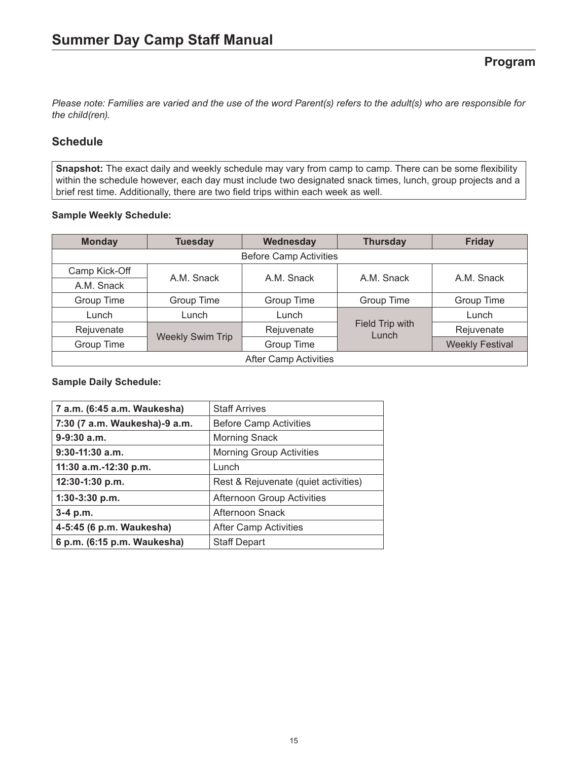# Summer Day Camp Staff Manual

## Program

*Please note: Families are varied and the use of the word Parent(s) refers to the adult(s) who are responsible for the child(ren).*

### Schedule

**Snapshot:** The exact daily and weekly schedule may vary from camp to camp. There can be some flexibility within the schedule however, each day must include two designated snack times, lunch, group projects and a brief rest time. Additionally, there are two field trips within each week as well.

**Sample Weekly Schedule:**

| Monday | Tuesday | Wednesday | Thursday | Friday |
|---|---|---|---|---|
| Before Camp Activities | | | | |
| Camp Kick-Off | A.M. Snack | A.M. Snack | A.M. Snack | A.M. Snack |
| A.M. Snack | | | | |
| Group Time | Group Time | Group Time | Group Time | Group Time |
| Lunch | Lunch | Lunch | Field Trip with Lunch | Lunch |
| Rejuvenate | Weekly Swim Trip | Rejuvenate | | Rejuvenate |
| Group Time | | Group Time | | Weekly Festival |
| After Camp Activities | | | | |

**Sample Daily Schedule:**

| Time | Activity |
|---|---|
| **7 a.m. (6:45 a.m. Waukesha)** | Staff Arrives |
| **7:30 (7 a.m. Waukesha)-9 a.m.** | Before Camp Activities |
| **9-9:30 a.m.** | Morning Snack |
| **9:30-11:30 a.m.** | Morning Group Activities |
| **11:30 a.m.-12:30 p.m.** | Lunch |
| **12:30-1:30 p.m.** | Rest & Rejuvenate (quiet activities) |
| **1:30-3:30 p.m.** | Afternoon Group Activities |
| **3-4 p.m.** | Afternoon Snack |
| **4-5:45 (6 p.m. Waukesha)** | After Camp Activities |
| **6 p.m. (6:15 p.m. Waukesha)** | Staff Depart |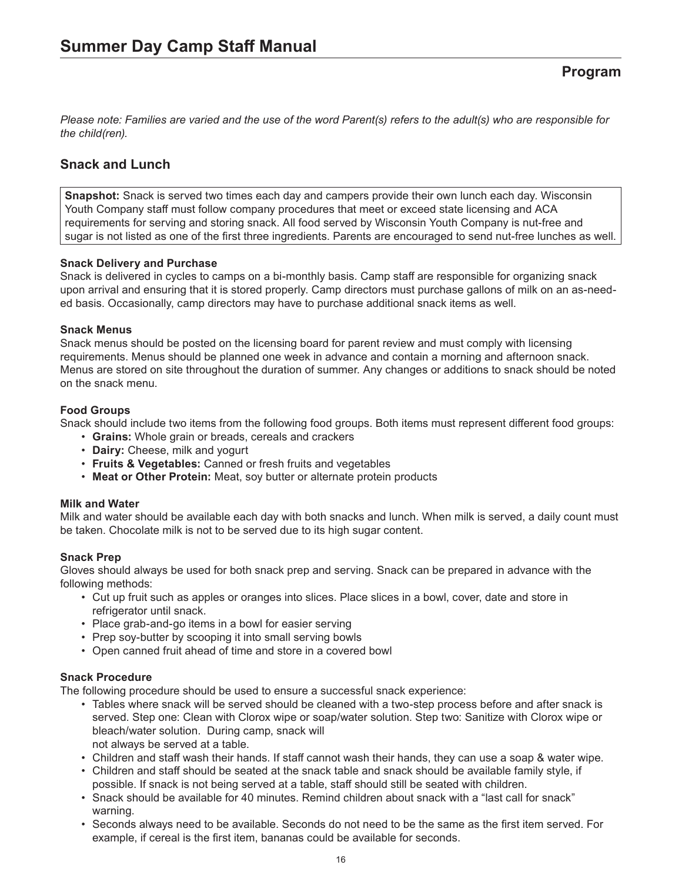## Program

*Please note: Families are varied and the use of the word Parent(s) refers to the adult(s) who are responsible for the child(ren).*

### Snack and Lunch

**Snapshot:** Snack is served two times each day and campers provide their own lunch each day. Wisconsin Youth Company staff must follow company procedures that meet or exceed state licensing and ACA requirements for serving and storing snack. All food served by Wisconsin Youth Company is nut-free and sugar is not listed as one of the first three ingredients. Parents are encouraged to send nut-free lunches as well.

**Snack Delivery and Purchase**

Snack is delivered in cycles to camps on a bi-monthly basis. Camp staff are responsible for organizing snack upon arrival and ensuring that it is stored properly. Camp directors must purchase gallons of milk on an as-needed basis. Occasionally, camp directors may have to purchase additional snack items as well.

**Snack Menus**

Snack menus should be posted on the licensing board for parent review and must comply with licensing requirements. Menus should be planned one week in advance and contain a morning and afternoon snack. Menus are stored on site throughout the duration of summer. Any changes or additions to snack should be noted on the snack menu.

**Food Groups**

Snack should include two items from the following food groups. Both items must represent different food groups:

- **Grains:** Whole grain or breads, cereals and crackers
- **Dairy:** Cheese, milk and yogurt
- **Fruits & Vegetables:** Canned or fresh fruits and vegetables
- **Meat or Other Protein:** Meat, soy butter or alternate protein products

**Milk and Water**

Milk and water should be available each day with both snacks and lunch. When milk is served, a daily count must be taken. Chocolate milk is not to be served due to its high sugar content.

**Snack Prep**

Gloves should always be used for both snack prep and serving. Snack can be prepared in advance with the following methods:

- Cut up fruit such as apples or oranges into slices. Place slices in a bowl, cover, date and store in refrigerator until snack.
- Place grab-and-go items in a bowl for easier serving
- Prep soy-butter by scooping it into small serving bowls
- Open canned fruit ahead of time and store in a covered bowl

**Snack Procedure**

The following procedure should be used to ensure a successful snack experience:

- Tables where snack will be served should be cleaned with a two-step process before and after snack is served. Step one: Clean with Clorox wipe or soap/water solution. Step two: Sanitize with Clorox wipe or bleach/water solution. During camp, snack will not always be served at a table.
- Children and staff wash their hands. If staff cannot wash their hands, they can use a soap & water wipe.
- Children and staff should be seated at the snack table and snack should be available family style, if possible. If snack is not being served at a table, staff should still be seated with children.
- Snack should be available for 40 minutes. Remind children about snack with a "last call for snack" warning.
- Seconds always need to be available. Seconds do not need to be the same as the first item served. For example, if cereal is the first item, bananas could be available for seconds.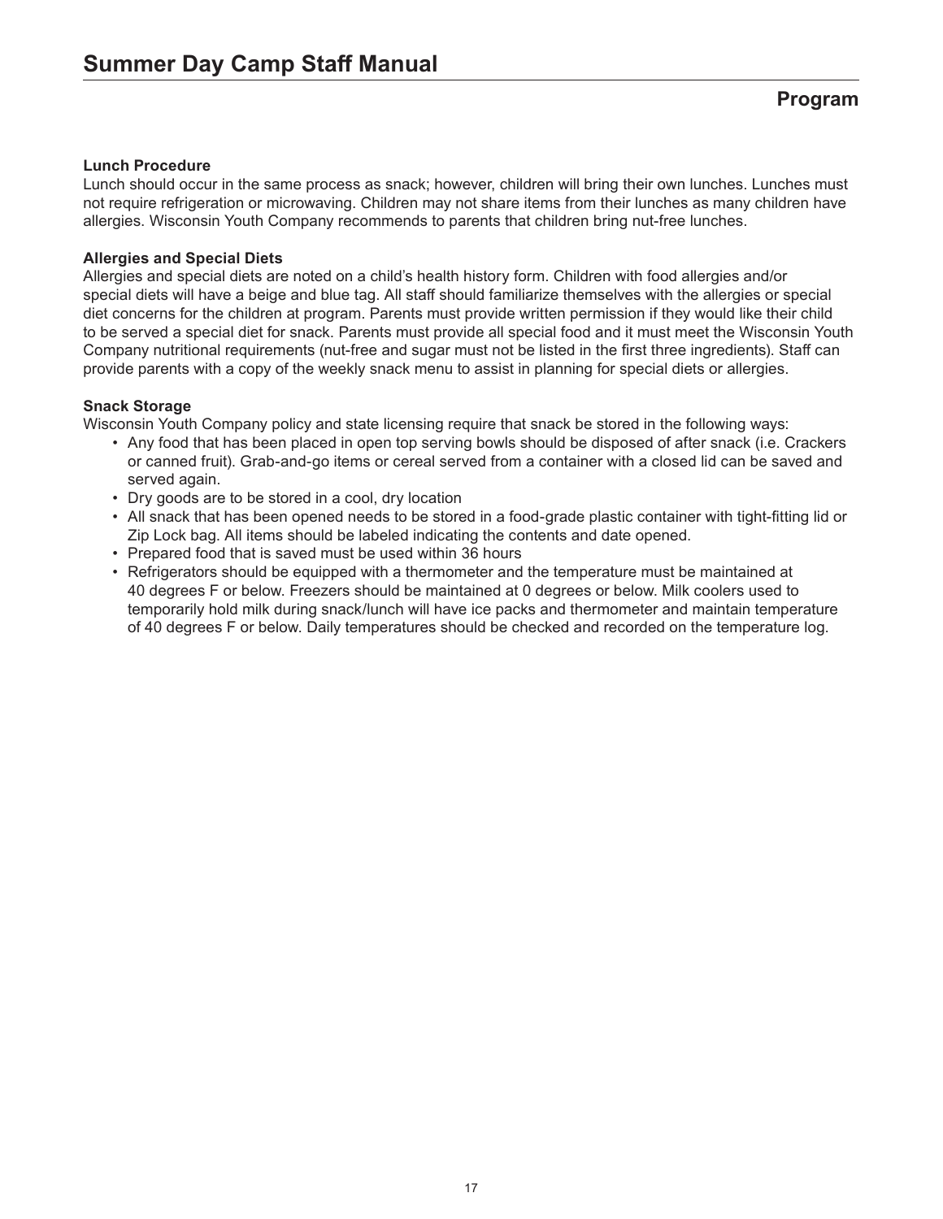# Summer Day Camp Staff Manual

## Program

### Lunch Procedure

Lunch should occur in the same process as snack; however, children will bring their own lunches. Lunches must not require refrigeration or microwaving. Children may not share items from their lunches as many children have allergies. Wisconsin Youth Company recommends to parents that children bring nut-free lunches.

### Allergies and Special Diets

Allergies and special diets are noted on a child's health history form. Children with food allergies and/or special diets will have a beige and blue tag. All staff should familiarize themselves with the allergies or special diet concerns for the children at program. Parents must provide written permission if they would like their child to be served a special diet for snack. Parents must provide all special food and it must meet the Wisconsin Youth Company nutritional requirements (nut-free and sugar must not be listed in the first three ingredients). Staff can provide parents with a copy of the weekly snack menu to assist in planning for special diets or allergies.

### Snack Storage

Wisconsin Youth Company policy and state licensing require that snack be stored in the following ways:

- Any food that has been placed in open top serving bowls should be disposed of after snack (i.e. Crackers or canned fruit). Grab-and-go items or cereal served from a container with a closed lid can be saved and served again.
- Dry goods are to be stored in a cool, dry location
- All snack that has been opened needs to be stored in a food-grade plastic container with tight-fitting lid or Zip Lock bag. All items should be labeled indicating the contents and date opened.
- Prepared food that is saved must be used within 36 hours
- Refrigerators should be equipped with a thermometer and the temperature must be maintained at 40 degrees F or below. Freezers should be maintained at 0 degrees or below. Milk coolers used to temporarily hold milk during snack/lunch will have ice packs and thermometer and maintain temperature of 40 degrees F or below. Daily temperatures should be checked and recorded on the temperature log.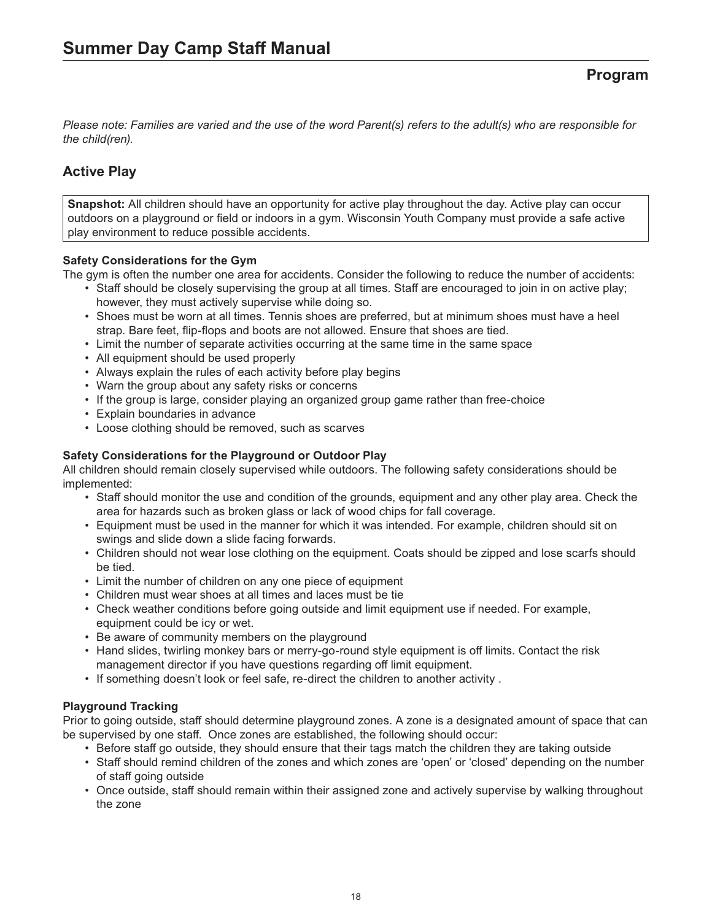# Summer Day Camp Staff Manual

## Program

*Please note: Families are varied and the use of the word Parent(s) refers to the adult(s) who are responsible for the child(ren).*

## Active Play

**Snapshot:** All children should have an opportunity for active play throughout the day. Active play can occur outdoors on a playground or field or indoors in a gym. Wisconsin Youth Company must provide a safe active play environment to reduce possible accidents.

**Safety Considerations for the Gym**

The gym is often the number one area for accidents. Consider the following to reduce the number of accidents:

- Staff should be closely supervising the group at all times. Staff are encouraged to join in on active play; however, they must actively supervise while doing so.
- Shoes must be worn at all times. Tennis shoes are preferred, but at minimum shoes must have a heel strap. Bare feet, flip-flops and boots are not allowed. Ensure that shoes are tied.
- Limit the number of separate activities occurring at the same time in the same space
- All equipment should be used properly
- Always explain the rules of each activity before play begins
- Warn the group about any safety risks or concerns
- If the group is large, consider playing an organized group game rather than free-choice
- Explain boundaries in advance
- Loose clothing should be removed, such as scarves

**Safety Considerations for the Playground or Outdoor Play**

All children should remain closely supervised while outdoors. The following safety considerations should be implemented:

- Staff should monitor the use and condition of the grounds, equipment and any other play area. Check the area for hazards such as broken glass or lack of wood chips for fall coverage.
- Equipment must be used in the manner for which it was intended. For example, children should sit on swings and slide down a slide facing forwards.
- Children should not wear lose clothing on the equipment. Coats should be zipped and lose scarfs should be tied.
- Limit the number of children on any one piece of equipment
- Children must wear shoes at all times and laces must be tie
- Check weather conditions before going outside and limit equipment use if needed. For example, equipment could be icy or wet.
- Be aware of community members on the playground
- Hand slides, twirling monkey bars or merry-go-round style equipment is off limits. Contact the risk management director if you have questions regarding off limit equipment.
- If something doesn't look or feel safe, re-direct the children to another activity .

**Playground Tracking**

Prior to going outside, staff should determine playground zones. A zone is a designated amount of space that can be supervised by one staff. Once zones are established, the following should occur:

- Before staff go outside, they should ensure that their tags match the children they are taking outside
- Staff should remind children of the zones and which zones are 'open' or 'closed' depending on the number of staff going outside
- Once outside, staff should remain within their assigned zone and actively supervise by walking throughout the zone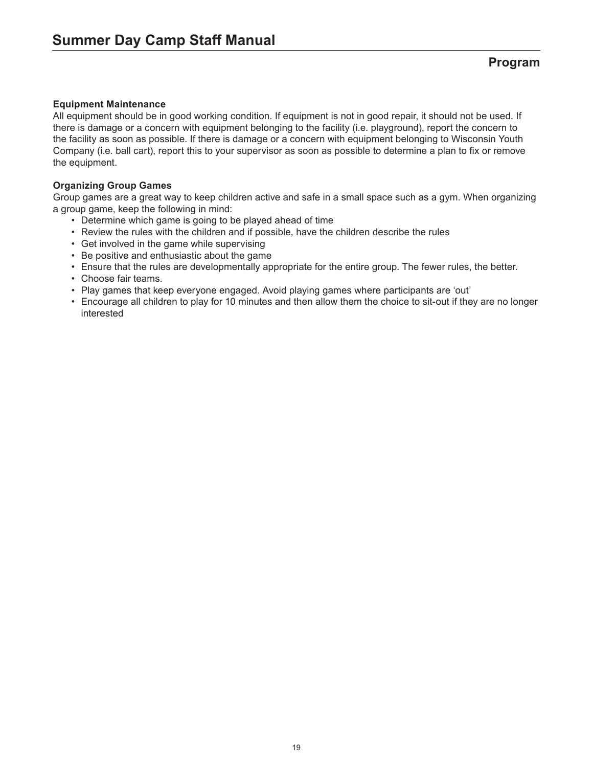## Program

### Equipment Maintenance

All equipment should be in good working condition. If equipment is not in good repair, it should not be used. If there is damage or a concern with equipment belonging to the facility (i.e. playground), report the concern to the facility as soon as possible. If there is damage or a concern with equipment belonging to Wisconsin Youth Company (i.e. ball cart), report this to your supervisor as soon as possible to determine a plan to fix or remove the equipment.

### Organizing Group Games

Group games are a great way to keep children active and safe in a small space such as a gym. When organizing a group game, keep the following in mind:

- Determine which game is going to be played ahead of time
- Review the rules with the children and if possible, have the children describe the rules
- Get involved in the game while supervising
- Be positive and enthusiastic about the game
- Ensure that the rules are developmentally appropriate for the entire group. The fewer rules, the better.
- Choose fair teams.
- Play games that keep everyone engaged. Avoid playing games where participants are 'out'
- Encourage all children to play for 10 minutes and then allow them the choice to sit-out if they are no longer interested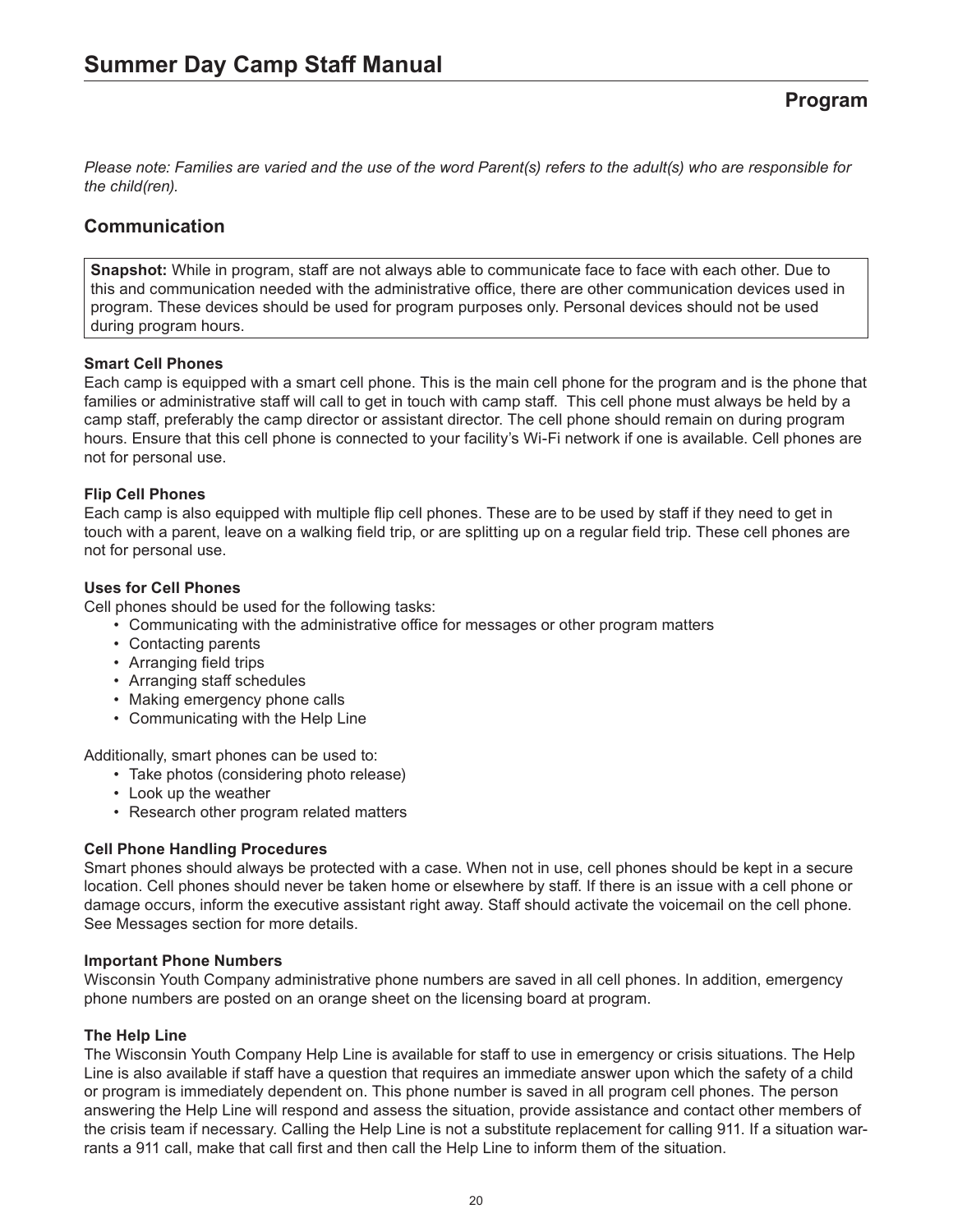# Summer Day Camp Staff Manual

## Program

*Please note: Families are varied and the use of the word Parent(s) refers to the adult(s) who are responsible for the child(ren).*

## Communication

**Snapshot:** While in program, staff are not always able to communicate face to face with each other. Due to this and communication needed with the administrative office, there are other communication devices used in program. These devices should be used for program purposes only. Personal devices should not be used during program hours.

**Smart Cell Phones**

Each camp is equipped with a smart cell phone. This is the main cell phone for the program and is the phone that families or administrative staff will call to get in touch with camp staff. This cell phone must always be held by a camp staff, preferably the camp director or assistant director. The cell phone should remain on during program hours. Ensure that this cell phone is connected to your facility's Wi-Fi network if one is available. Cell phones are not for personal use.

**Flip Cell Phones**

Each camp is also equipped with multiple flip cell phones. These are to be used by staff if they need to get in touch with a parent, leave on a walking field trip, or are splitting up on a regular field trip. These cell phones are not for personal use.

**Uses for Cell Phones**

Cell phones should be used for the following tasks:

- Communicating with the administrative office for messages or other program matters
- Contacting parents
- Arranging field trips
- Arranging staff schedules
- Making emergency phone calls
- Communicating with the Help Line

Additionally, smart phones can be used to:

- Take photos (considering photo release)
- Look up the weather
- Research other program related matters

**Cell Phone Handling Procedures**

Smart phones should always be protected with a case. When not in use, cell phones should be kept in a secure location. Cell phones should never be taken home or elsewhere by staff. If there is an issue with a cell phone or damage occurs, inform the executive assistant right away. Staff should activate the voicemail on the cell phone. See Messages section for more details.

**Important Phone Numbers**

Wisconsin Youth Company administrative phone numbers are saved in all cell phones. In addition, emergency phone numbers are posted on an orange sheet on the licensing board at program.

**The Help Line**

The Wisconsin Youth Company Help Line is available for staff to use in emergency or crisis situations. The Help Line is also available if staff have a question that requires an immediate answer upon which the safety of a child or program is immediately dependent on. This phone number is saved in all program cell phones. The person answering the Help Line will respond and assess the situation, provide assistance and contact other members of the crisis team if necessary. Calling the Help Line is not a substitute replacement for calling 911. If a situation warrants a 911 call, make that call first and then call the Help Line to inform them of the situation.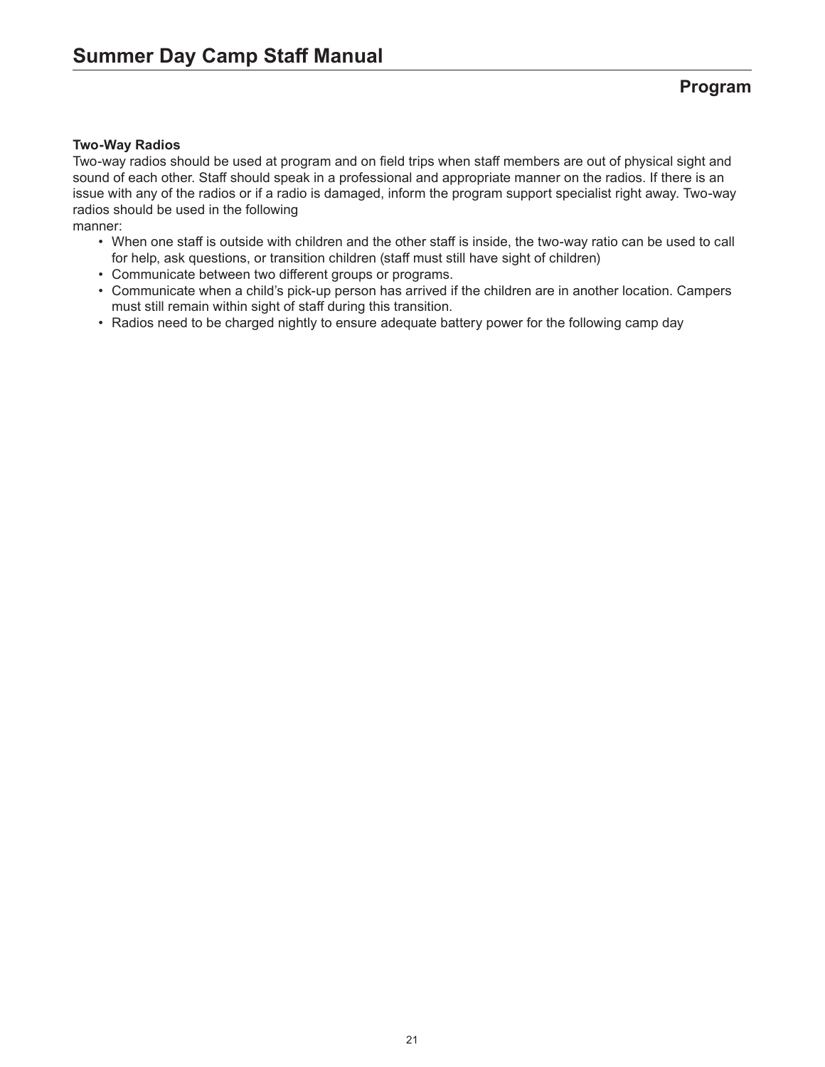## Program

### Two-Way Radios

Two-way radios should be used at program and on field trips when staff members are out of physical sight and sound of each other. Staff should speak in a professional and appropriate manner on the radios. If there is an issue with any of the radios or if a radio is damaged, inform the program support specialist right away. Two-way radios should be used in the following manner:

- When one staff is outside with children and the other staff is inside, the two-way ratio can be used to call for help, ask questions, or transition children (staff must still have sight of children)
- Communicate between two different groups or programs.
- Communicate when a child's pick-up person has arrived if the children are in another location. Campers must still remain within sight of staff during this transition.
- Radios need to be charged nightly to ensure adequate battery power for the following camp day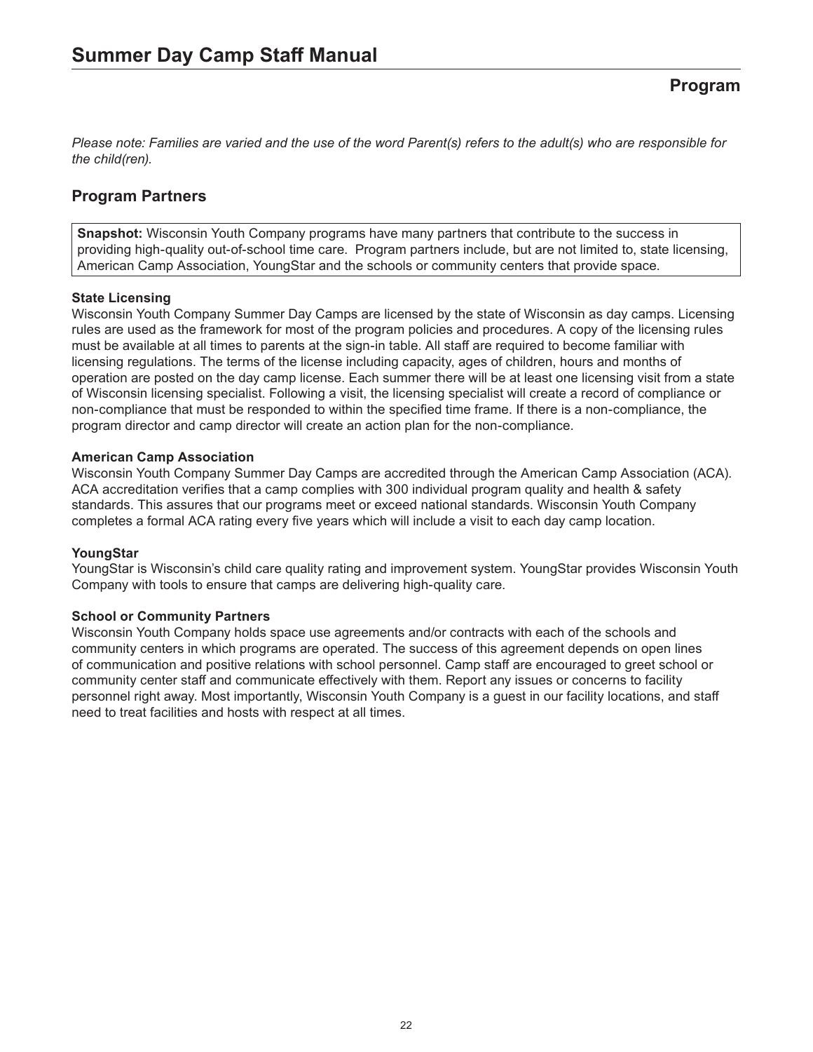## Program

*Please note: Families are varied and the use of the word Parent(s) refers to the adult(s) who are responsible for the child(ren).*

### Program Partners

**Snapshot:** Wisconsin Youth Company programs have many partners that contribute to the success in providing high-quality out-of-school time care. Program partners include, but are not limited to, state licensing, American Camp Association, YoungStar and the schools or community centers that provide space.

**State Licensing**
Wisconsin Youth Company Summer Day Camps are licensed by the state of Wisconsin as day camps. Licensing rules are used as the framework for most of the program policies and procedures. A copy of the licensing rules must be available at all times to parents at the sign-in table. All staff are required to become familiar with licensing regulations. The terms of the license including capacity, ages of children, hours and months of operation are posted on the day camp license. Each summer there will be at least one licensing visit from a state of Wisconsin licensing specialist. Following a visit, the licensing specialist will create a record of compliance or non-compliance that must be responded to within the specified time frame. If there is a non-compliance, the program director and camp director will create an action plan for the non-compliance.

**American Camp Association**
Wisconsin Youth Company Summer Day Camps are accredited through the American Camp Association (ACA). ACA accreditation verifies that a camp complies with 300 individual program quality and health & safety standards. This assures that our programs meet or exceed national standards. Wisconsin Youth Company completes a formal ACA rating every five years which will include a visit to each day camp location.

**YoungStar**
YoungStar is Wisconsin's child care quality rating and improvement system. YoungStar provides Wisconsin Youth Company with tools to ensure that camps are delivering high-quality care.

**School or Community Partners**
Wisconsin Youth Company holds space use agreements and/or contracts with each of the schools and community centers in which programs are operated. The success of this agreement depends on open lines of communication and positive relations with school personnel. Camp staff are encouraged to greet school or community center staff and communicate effectively with them. Report any issues or concerns to facility personnel right away. Most importantly, Wisconsin Youth Company is a guest in our facility locations, and staff need to treat facilities and hosts with respect at all times.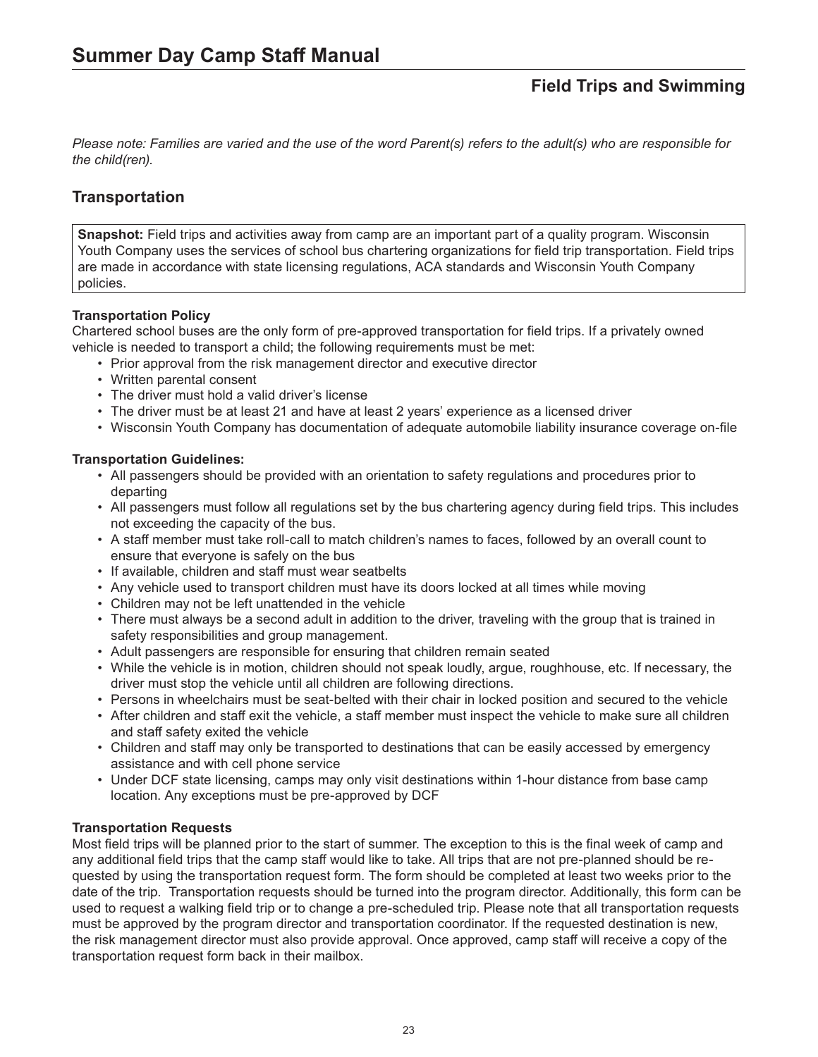# Summer Day Camp Staff Manual

## Field Trips and Swimming

*Please note: Families are varied and the use of the word Parent(s) refers to the adult(s) who are responsible for the child(ren).*

## Transportation

**Snapshot:** Field trips and activities away from camp are an important part of a quality program. Wisconsin Youth Company uses the services of school bus chartering organizations for field trip transportation. Field trips are made in accordance with state licensing regulations, ACA standards and Wisconsin Youth Company policies.

**Transportation Policy**

Chartered school buses are the only form of pre-approved transportation for field trips. If a privately owned vehicle is needed to transport a child; the following requirements must be met:

- Prior approval from the risk management director and executive director
- Written parental consent
- The driver must hold a valid driver's license
- The driver must be at least 21 and have at least 2 years' experience as a licensed driver
- Wisconsin Youth Company has documentation of adequate automobile liability insurance coverage on-file

**Transportation Guidelines:**

- All passengers should be provided with an orientation to safety regulations and procedures prior to departing
- All passengers must follow all regulations set by the bus chartering agency during field trips. This includes not exceeding the capacity of the bus.
- A staff member must take roll-call to match children's names to faces, followed by an overall count to ensure that everyone is safely on the bus
- If available, children and staff must wear seatbelts
- Any vehicle used to transport children must have its doors locked at all times while moving
- Children may not be left unattended in the vehicle
- There must always be a second adult in addition to the driver, traveling with the group that is trained in safety responsibilities and group management.
- Adult passengers are responsible for ensuring that children remain seated
- While the vehicle is in motion, children should not speak loudly, argue, roughhouse, etc. If necessary, the driver must stop the vehicle until all children are following directions.
- Persons in wheelchairs must be seat-belted with their chair in locked position and secured to the vehicle
- After children and staff exit the vehicle, a staff member must inspect the vehicle to make sure all children and staff safety exited the vehicle
- Children and staff may only be transported to destinations that can be easily accessed by emergency assistance and with cell phone service
- Under DCF state licensing, camps may only visit destinations within 1-hour distance from base camp location. Any exceptions must be pre-approved by DCF

**Transportation Requests**

Most field trips will be planned prior to the start of summer. The exception to this is the final week of camp and any additional field trips that the camp staff would like to take. All trips that are not pre-planned should be requested by using the transportation request form. The form should be completed at least two weeks prior to the date of the trip. Transportation requests should be turned into the program director. Additionally, this form can be used to request a walking field trip or to change a pre-scheduled trip. Please note that all transportation requests must be approved by the program director and transportation coordinator. If the requested destination is new, the risk management director must also provide approval. Once approved, camp staff will receive a copy of the transportation request form back in their mailbox.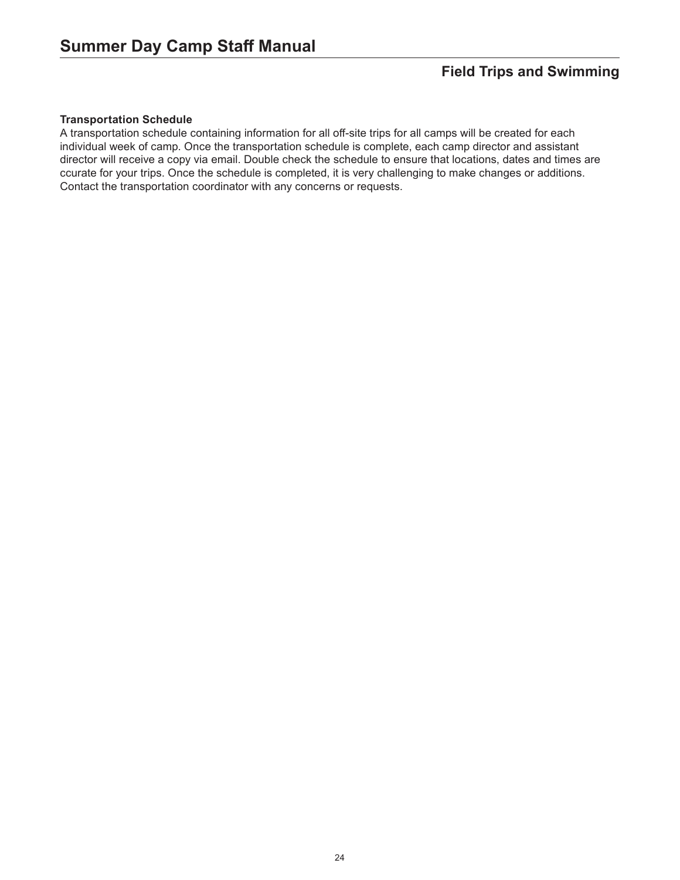## Field Trips and Swimming

**Transportation Schedule**
A transportation schedule containing information for all off-site trips for all camps will be created for each individual week of camp. Once the transportation schedule is complete, each camp director and assistant director will receive a copy via email. Double check the schedule to ensure that locations, dates and times are ccurate for your trips. Once the schedule is completed, it is very challenging to make changes or additions. Contact the transportation coordinator with any concerns or requests.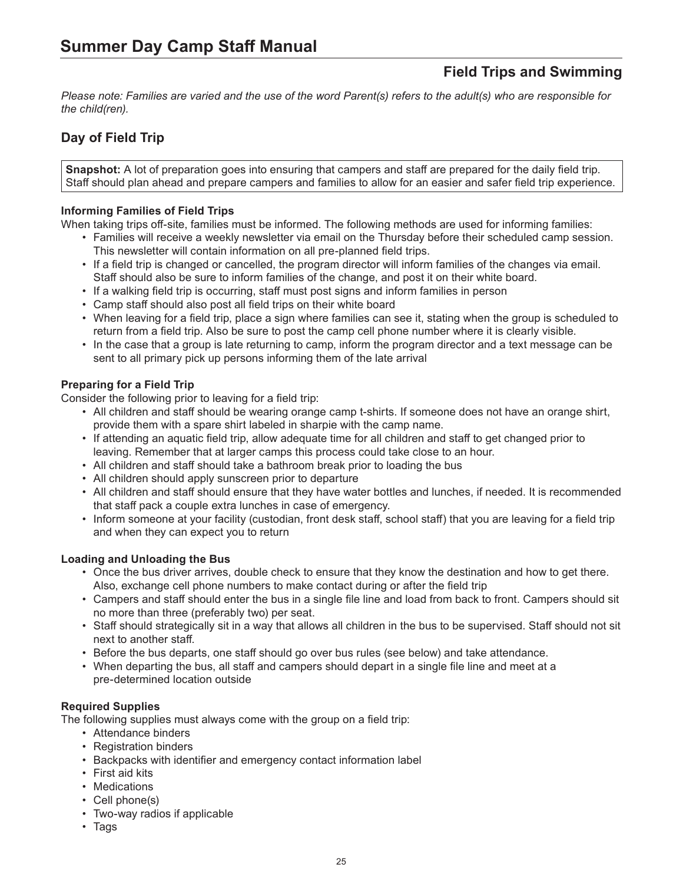## Field Trips and Swimming

*Please note: Families are varied and the use of the word Parent(s) refers to the adult(s) who are responsible for the child(ren).*

### Day of Field Trip

**Snapshot:** A lot of preparation goes into ensuring that campers and staff are prepared for the daily field trip. Staff should plan ahead and prepare campers and families to allow for an easier and safer field trip experience.

**Informing Families of Field Trips**

When taking trips off-site, families must be informed. The following methods are used for informing families:

- Families will receive a weekly newsletter via email on the Thursday before their scheduled camp session. This newsletter will contain information on all pre-planned field trips.
- If a field trip is changed or cancelled, the program director will inform families of the changes via email. Staff should also be sure to inform families of the change, and post it on their white board.
- If a walking field trip is occurring, staff must post signs and inform families in person
- Camp staff should also post all field trips on their white board
- When leaving for a field trip, place a sign where families can see it, stating when the group is scheduled to return from a field trip. Also be sure to post the camp cell phone number where it is clearly visible.
- In the case that a group is late returning to camp, inform the program director and a text message can be sent to all primary pick up persons informing them of the late arrival

**Preparing for a Field Trip**

Consider the following prior to leaving for a field trip:

- All children and staff should be wearing orange camp t-shirts. If someone does not have an orange shirt, provide them with a spare shirt labeled in sharpie with the camp name.
- If attending an aquatic field trip, allow adequate time for all children and staff to get changed prior to leaving. Remember that at larger camps this process could take close to an hour.
- All children and staff should take a bathroom break prior to loading the bus
- All children should apply sunscreen prior to departure
- All children and staff should ensure that they have water bottles and lunches, if needed. It is recommended that staff pack a couple extra lunches in case of emergency.
- Inform someone at your facility (custodian, front desk staff, school staff) that you are leaving for a field trip and when they can expect you to return

**Loading and Unloading the Bus**

- Once the bus driver arrives, double check to ensure that they know the destination and how to get there. Also, exchange cell phone numbers to make contact during or after the field trip
- Campers and staff should enter the bus in a single file line and load from back to front. Campers should sit no more than three (preferably two) per seat.
- Staff should strategically sit in a way that allows all children in the bus to be supervised. Staff should not sit next to another staff.
- Before the bus departs, one staff should go over bus rules (see below) and take attendance.
- When departing the bus, all staff and campers should depart in a single file line and meet at a pre-determined location outside

**Required Supplies**

The following supplies must always come with the group on a field trip:

- Attendance binders
- Registration binders
- Backpacks with identifier and emergency contact information label
- First aid kits
- Medications
- Cell phone(s)
- Two-way radios if applicable
- Tags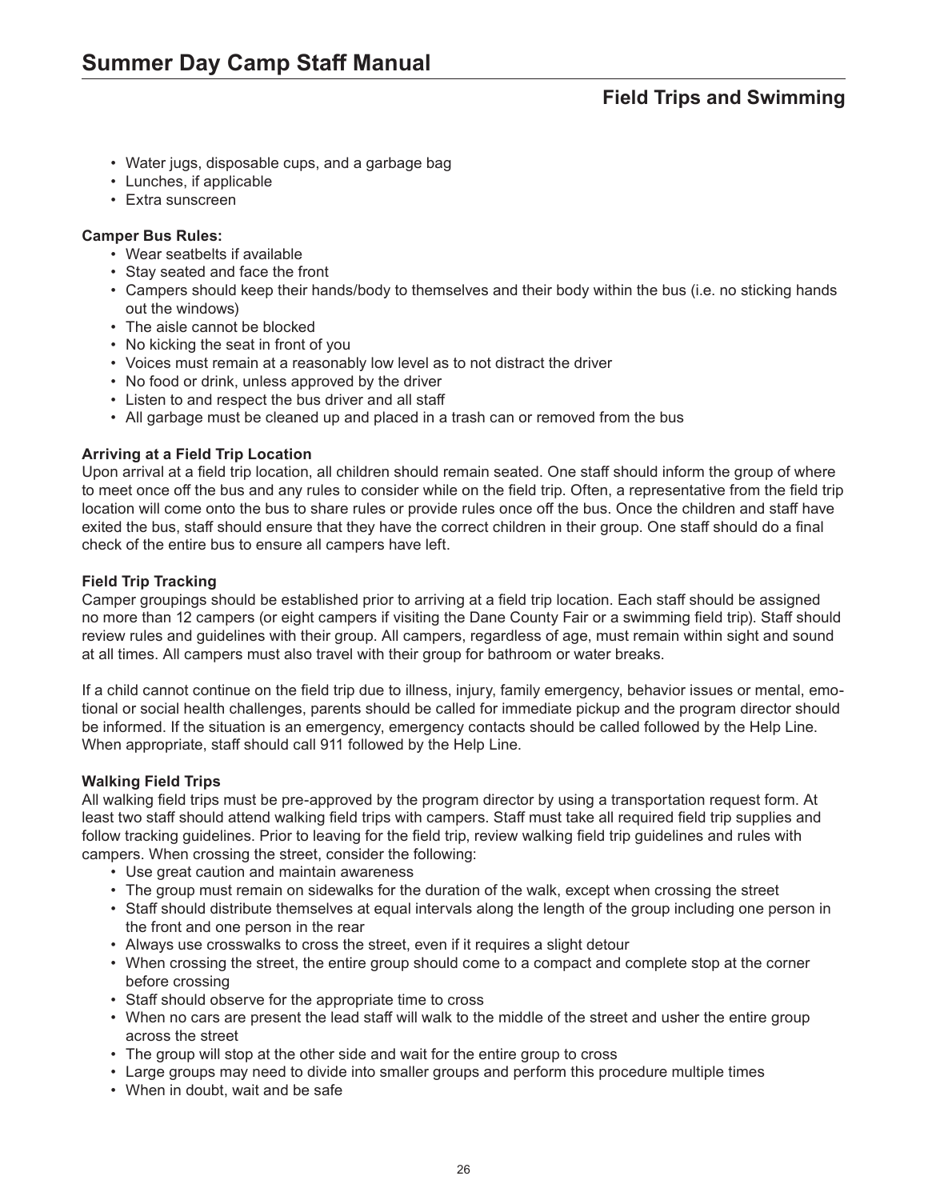- Water jugs, disposable cups, and a garbage bag
- Lunches, if applicable
- Extra sunscreen

**Camper Bus Rules:**

- Wear seatbelts if available
- Stay seated and face the front
- Campers should keep their hands/body to themselves and their body within the bus (i.e. no sticking hands out the windows)
- The aisle cannot be blocked
- No kicking the seat in front of you
- Voices must remain at a reasonably low level as to not distract the driver
- No food or drink, unless approved by the driver
- Listen to and respect the bus driver and all staff
- All garbage must be cleaned up and placed in a trash can or removed from the bus

**Arriving at a Field Trip Location**

Upon arrival at a field trip location, all children should remain seated. One staff should inform the group of where to meet once off the bus and any rules to consider while on the field trip. Often, a representative from the field trip location will come onto the bus to share rules or provide rules once off the bus. Once the children and staff have exited the bus, staff should ensure that they have the correct children in their group. One staff should do a final check of the entire bus to ensure all campers have left.

**Field Trip Tracking**

Camper groupings should be established prior to arriving at a field trip location. Each staff should be assigned no more than 12 campers (or eight campers if visiting the Dane County Fair or a swimming field trip). Staff should review rules and guidelines with their group. All campers, regardless of age, must remain within sight and sound at all times. All campers must also travel with their group for bathroom or water breaks.

If a child cannot continue on the field trip due to illness, injury, family emergency, behavior issues or mental, emotional or social health challenges, parents should be called for immediate pickup and the program director should be informed. If the situation is an emergency, emergency contacts should be called followed by the Help Line. When appropriate, staff should call 911 followed by the Help Line.

**Walking Field Trips**

All walking field trips must be pre-approved by the program director by using a transportation request form. At least two staff should attend walking field trips with campers. Staff must take all required field trip supplies and follow tracking guidelines. Prior to leaving for the field trip, review walking field trip guidelines and rules with campers. When crossing the street, consider the following:

- Use great caution and maintain awareness
- The group must remain on sidewalks for the duration of the walk, except when crossing the street
- Staff should distribute themselves at equal intervals along the length of the group including one person in the front and one person in the rear
- Always use crosswalks to cross the street, even if it requires a slight detour
- When crossing the street, the entire group should come to a compact and complete stop at the corner before crossing
- Staff should observe for the appropriate time to cross
- When no cars are present the lead staff will walk to the middle of the street and usher the entire group across the street
- The group will stop at the other side and wait for the entire group to cross
- Large groups may need to divide into smaller groups and perform this procedure multiple times
- When in doubt, wait and be safe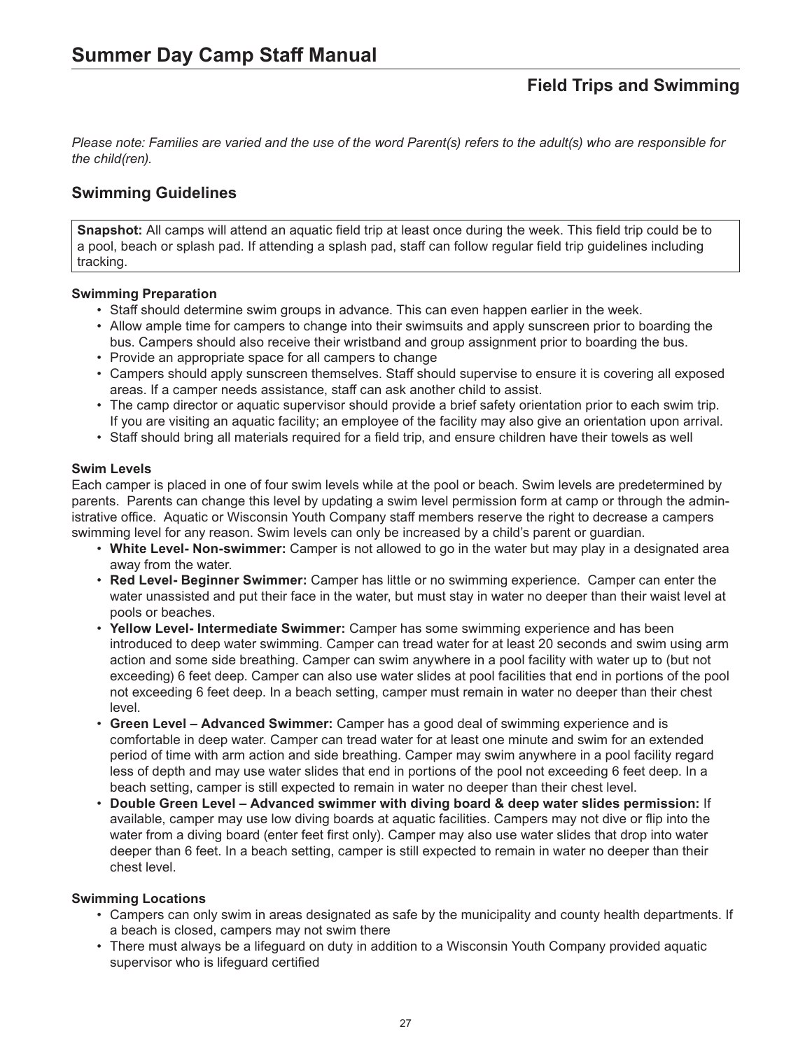# Summer Day Camp Staff Manual

## Field Trips and Swimming

*Please note: Families are varied and the use of the word Parent(s) refers to the adult(s) who are responsible for the child(ren).*

## Swimming Guidelines

**Snapshot:** All camps will attend an aquatic field trip at least once during the week. This field trip could be to a pool, beach or splash pad. If attending a splash pad, staff can follow regular field trip guidelines including tracking.

**Swimming Preparation**

- Staff should determine swim groups in advance. This can even happen earlier in the week.
- Allow ample time for campers to change into their swimsuits and apply sunscreen prior to boarding the bus. Campers should also receive their wristband and group assignment prior to boarding the bus.
- Provide an appropriate space for all campers to change
- Campers should apply sunscreen themselves. Staff should supervise to ensure it is covering all exposed areas. If a camper needs assistance, staff can ask another child to assist.
- The camp director or aquatic supervisor should provide a brief safety orientation prior to each swim trip. If you are visiting an aquatic facility; an employee of the facility may also give an orientation upon arrival.
- Staff should bring all materials required for a field trip, and ensure children have their towels as well

**Swim Levels**

Each camper is placed in one of four swim levels while at the pool or beach. Swim levels are predetermined by parents. Parents can change this level by updating a swim level permission form at camp or through the administrative office. Aquatic or Wisconsin Youth Company staff members reserve the right to decrease a campers swimming level for any reason. Swim levels can only be increased by a child's parent or guardian.

- **White Level- Non-swimmer:** Camper is not allowed to go in the water but may play in a designated area away from the water.
- **Red Level- Beginner Swimmer:** Camper has little or no swimming experience. Camper can enter the water unassisted and put their face in the water, but must stay in water no deeper than their waist level at pools or beaches.
- **Yellow Level- Intermediate Swimmer:** Camper has some swimming experience and has been introduced to deep water swimming. Camper can tread water for at least 20 seconds and swim using arm action and some side breathing. Camper can swim anywhere in a pool facility with water up to (but not exceeding) 6 feet deep. Camper can also use water slides at pool facilities that end in portions of the pool not exceeding 6 feet deep. In a beach setting, camper must remain in water no deeper than their chest level.
- **Green Level – Advanced Swimmer:** Camper has a good deal of swimming experience and is comfortable in deep water. Camper can tread water for at least one minute and swim for an extended period of time with arm action and side breathing. Camper may swim anywhere in a pool facility regard less of depth and may use water slides that end in portions of the pool not exceeding 6 feet deep. In a beach setting, camper is still expected to remain in water no deeper than their chest level.
- **Double Green Level – Advanced swimmer with diving board & deep water slides permission:** If available, camper may use low diving boards at aquatic facilities. Campers may not dive or flip into the water from a diving board (enter feet first only). Camper may also use water slides that drop into water deeper than 6 feet. In a beach setting, camper is still expected to remain in water no deeper than their chest level.

**Swimming Locations**

- Campers can only swim in areas designated as safe by the municipality and county health departments. If a beach is closed, campers may not swim there
- There must always be a lifeguard on duty in addition to a Wisconsin Youth Company provided aquatic supervisor who is lifeguard certified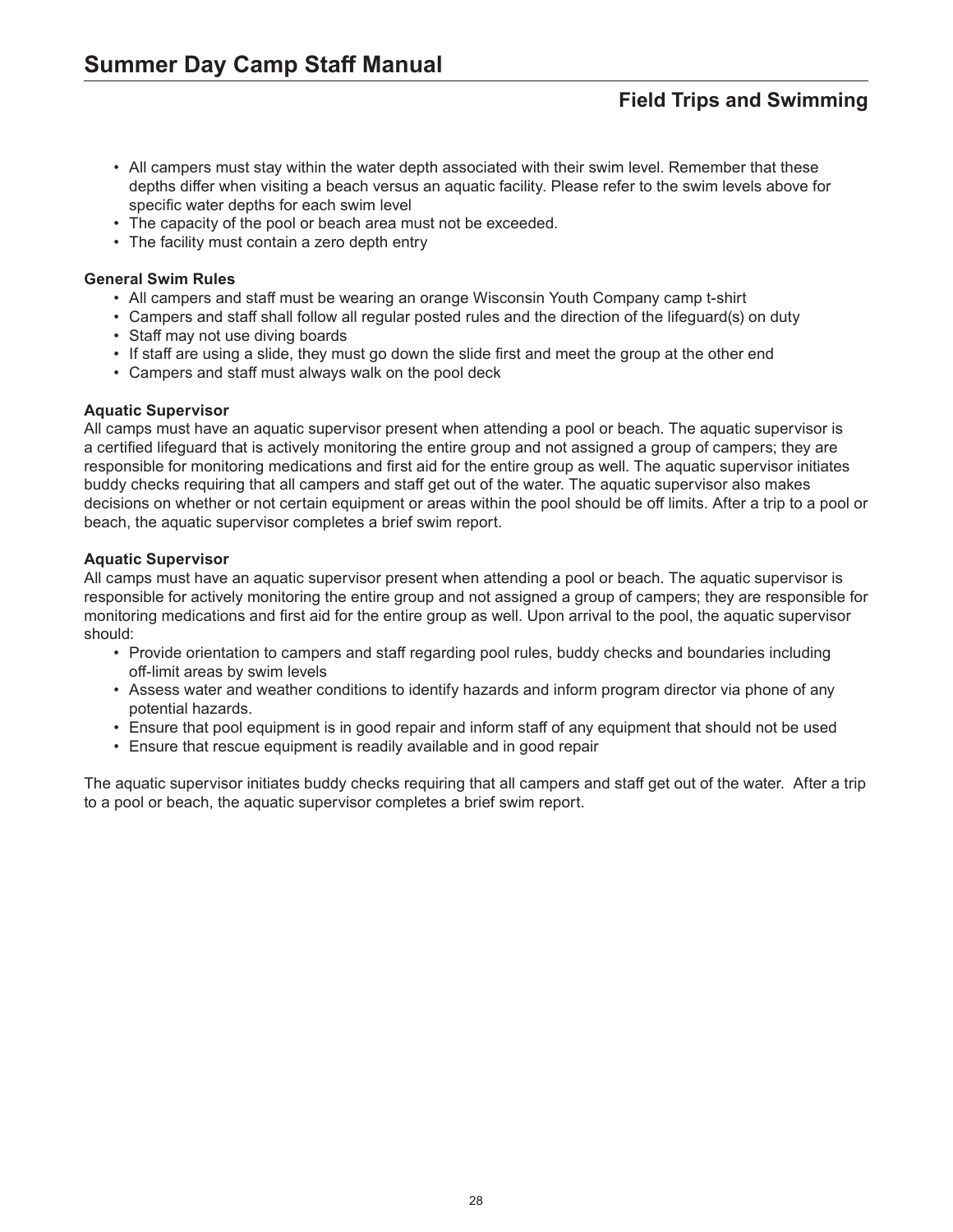- All campers must stay within the water depth associated with their swim level. Remember that these depths differ when visiting a beach versus an aquatic facility. Please refer to the swim levels above for specific water depths for each swim level
- The capacity of the pool or beach area must not be exceeded.
- The facility must contain a zero depth entry

**General Swim Rules**

- All campers and staff must be wearing an orange Wisconsin Youth Company camp t-shirt
- Campers and staff shall follow all regular posted rules and the direction of the lifeguard(s) on duty
- Staff may not use diving boards
- If staff are using a slide, they must go down the slide first and meet the group at the other end
- Campers and staff must always walk on the pool deck

**Aquatic Supervisor**

All camps must have an aquatic supervisor present when attending a pool or beach. The aquatic supervisor is a certified lifeguard that is actively monitoring the entire group and not assigned a group of campers; they are responsible for monitoring medications and first aid for the entire group as well. The aquatic supervisor initiates buddy checks requiring that all campers and staff get out of the water. The aquatic supervisor also makes decisions on whether or not certain equipment or areas within the pool should be off limits. After a trip to a pool or beach, the aquatic supervisor completes a brief swim report.

**Aquatic Supervisor**

All camps must have an aquatic supervisor present when attending a pool or beach. The aquatic supervisor is responsible for actively monitoring the entire group and not assigned a group of campers; they are responsible for monitoring medications and first aid for the entire group as well. Upon arrival to the pool, the aquatic supervisor should:

- Provide orientation to campers and staff regarding pool rules, buddy checks and boundaries including off-limit areas by swim levels
- Assess water and weather conditions to identify hazards and inform program director via phone of any potential hazards.
- Ensure that pool equipment is in good repair and inform staff of any equipment that should not be used
- Ensure that rescue equipment is readily available and in good repair

The aquatic supervisor initiates buddy checks requiring that all campers and staff get out of the water. After a trip to a pool or beach, the aquatic supervisor completes a brief swim report.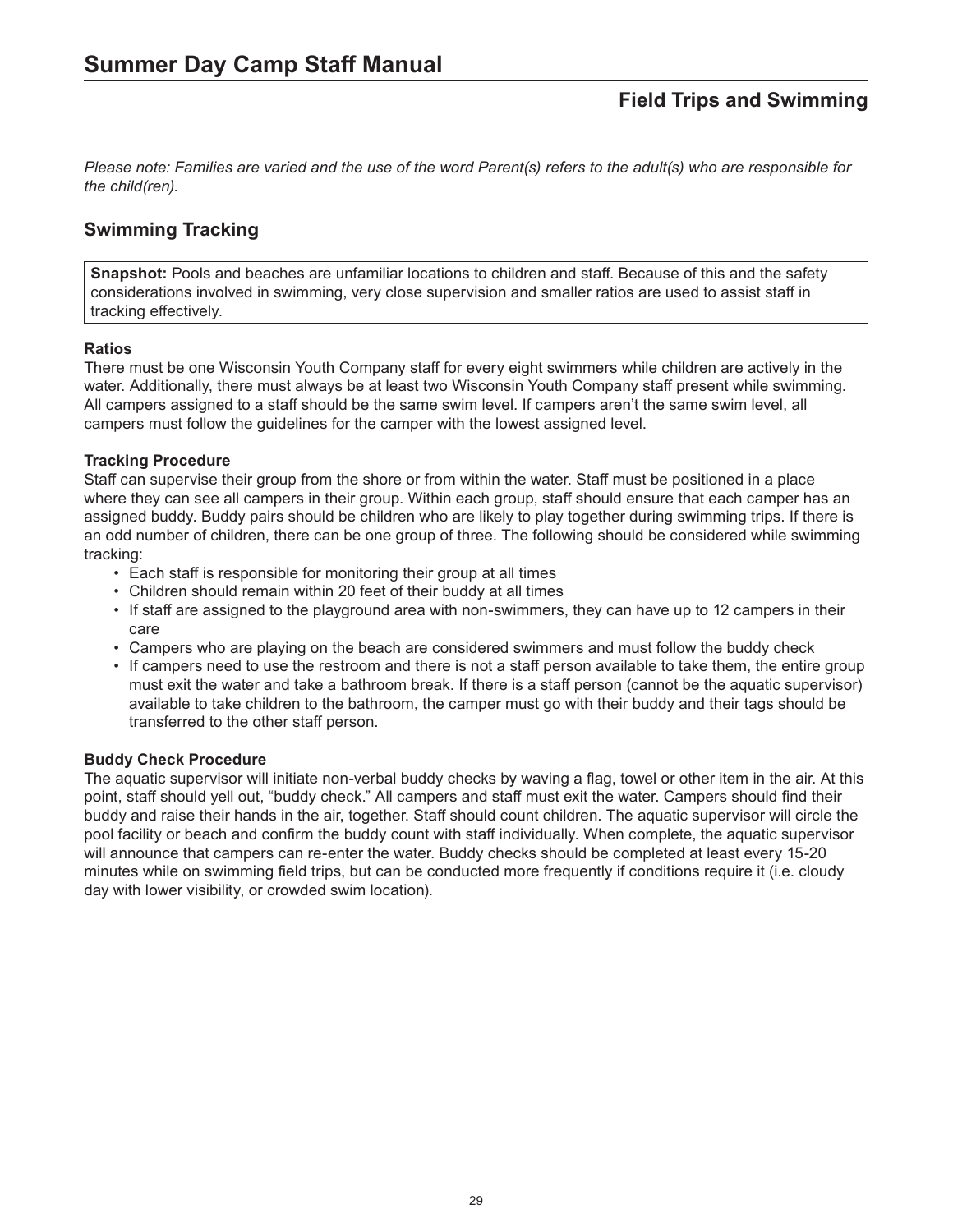# Summer Day Camp Staff Manual

## Field Trips and Swimming

*Please note: Families are varied and the use of the word Parent(s) refers to the adult(s) who are responsible for the child(ren).*

## Swimming Tracking

**Snapshot:** Pools and beaches are unfamiliar locations to children and staff. Because of this and the safety considerations involved in swimming, very close supervision and smaller ratios are used to assist staff in tracking effectively.

**Ratios**

There must be one Wisconsin Youth Company staff for every eight swimmers while children are actively in the water. Additionally, there must always be at least two Wisconsin Youth Company staff present while swimming. All campers assigned to a staff should be the same swim level. If campers aren't the same swim level, all campers must follow the guidelines for the camper with the lowest assigned level.

**Tracking Procedure**

Staff can supervise their group from the shore or from within the water. Staff must be positioned in a place where they can see all campers in their group. Within each group, staff should ensure that each camper has an assigned buddy. Buddy pairs should be children who are likely to play together during swimming trips. If there is an odd number of children, there can be one group of three. The following should be considered while swimming tracking:

- Each staff is responsible for monitoring their group at all times
- Children should remain within 20 feet of their buddy at all times
- If staff are assigned to the playground area with non-swimmers, they can have up to 12 campers in their care
- Campers who are playing on the beach are considered swimmers and must follow the buddy check
- If campers need to use the restroom and there is not a staff person available to take them, the entire group must exit the water and take a bathroom break. If there is a staff person (cannot be the aquatic supervisor) available to take children to the bathroom, the camper must go with their buddy and their tags should be transferred to the other staff person.

**Buddy Check Procedure**

The aquatic supervisor will initiate non-verbal buddy checks by waving a flag, towel or other item in the air. At this point, staff should yell out, "buddy check." All campers and staff must exit the water. Campers should find their buddy and raise their hands in the air, together. Staff should count children. The aquatic supervisor will circle the pool facility or beach and confirm the buddy count with staff individually. When complete, the aquatic supervisor will announce that campers can re-enter the water. Buddy checks should be completed at least every 15-20 minutes while on swimming field trips, but can be conducted more frequently if conditions require it (i.e. cloudy day with lower visibility, or crowded swim location).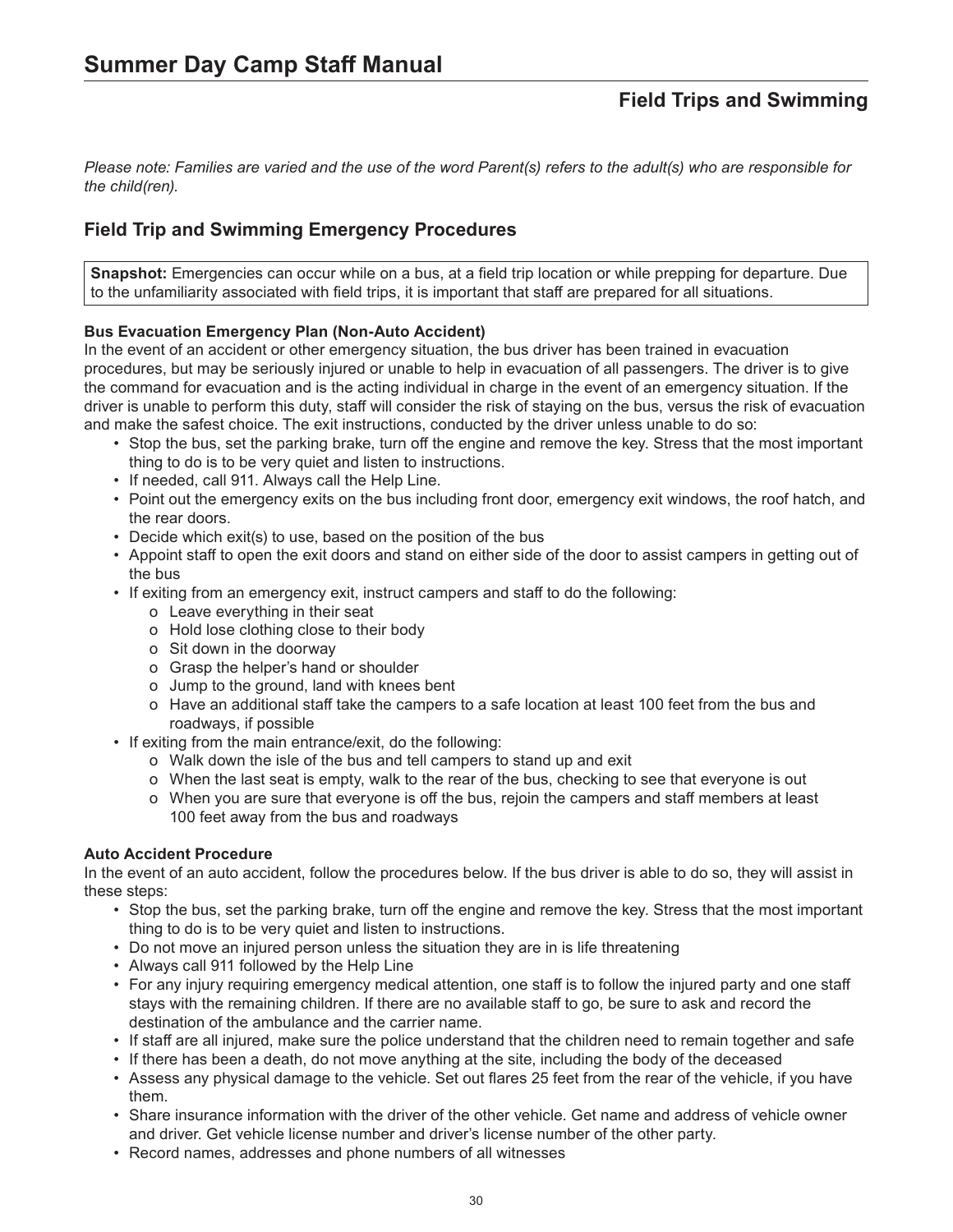# Summer Day Camp Staff Manual

## Field Trips and Swimming

*Please note: Families are varied and the use of the word Parent(s) refers to the adult(s) who are responsible for the child(ren).*

## Field Trip and Swimming Emergency Procedures

**Snapshot:** Emergencies can occur while on a bus, at a field trip location or while prepping for departure. Due to the unfamiliarity associated with field trips, it is important that staff are prepared for all situations.

**Bus Evacuation Emergency Plan (Non-Auto Accident)**

In the event of an accident or other emergency situation, the bus driver has been trained in evacuation procedures, but may be seriously injured or unable to help in evacuation of all passengers. The driver is to give the command for evacuation and is the acting individual in charge in the event of an emergency situation. If the driver is unable to perform this duty, staff will consider the risk of staying on the bus, versus the risk of evacuation and make the safest choice. The exit instructions, conducted by the driver unless unable to do so:

- Stop the bus, set the parking brake, turn off the engine and remove the key. Stress that the most important thing to do is to be very quiet and listen to instructions.
- If needed, call 911. Always call the Help Line.
- Point out the emergency exits on the bus including front door, emergency exit windows, the roof hatch, and the rear doors.
- Decide which exit(s) to use, based on the position of the bus
- Appoint staff to open the exit doors and stand on either side of the door to assist campers in getting out of the bus
- If exiting from an emergency exit, instruct campers and staff to do the following:
  - Leave everything in their seat
  - Hold lose clothing close to their body
  - Sit down in the doorway
  - Grasp the helper's hand or shoulder
  - Jump to the ground, land with knees bent
  - Have an additional staff take the campers to a safe location at least 100 feet from the bus and roadways, if possible
- If exiting from the main entrance/exit, do the following:
  - Walk down the isle of the bus and tell campers to stand up and exit
  - When the last seat is empty, walk to the rear of the bus, checking to see that everyone is out
  - When you are sure that everyone is off the bus, rejoin the campers and staff members at least 100 feet away from the bus and roadways

**Auto Accident Procedure**

In the event of an auto accident, follow the procedures below. If the bus driver is able to do so, they will assist in these steps:

- Stop the bus, set the parking brake, turn off the engine and remove the key. Stress that the most important thing to do is to be very quiet and listen to instructions.
- Do not move an injured person unless the situation they are in is life threatening
- Always call 911 followed by the Help Line
- For any injury requiring emergency medical attention, one staff is to follow the injured party and one staff stays with the remaining children. If there are no available staff to go, be sure to ask and record the destination of the ambulance and the carrier name.
- If staff are all injured, make sure the police understand that the children need to remain together and safe
- If there has been a death, do not move anything at the site, including the body of the deceased
- Assess any physical damage to the vehicle. Set out flares 25 feet from the rear of the vehicle, if you have them.
- Share insurance information with the driver of the other vehicle. Get name and address of vehicle owner and driver. Get vehicle license number and driver's license number of the other party.
- Record names, addresses and phone numbers of all witnesses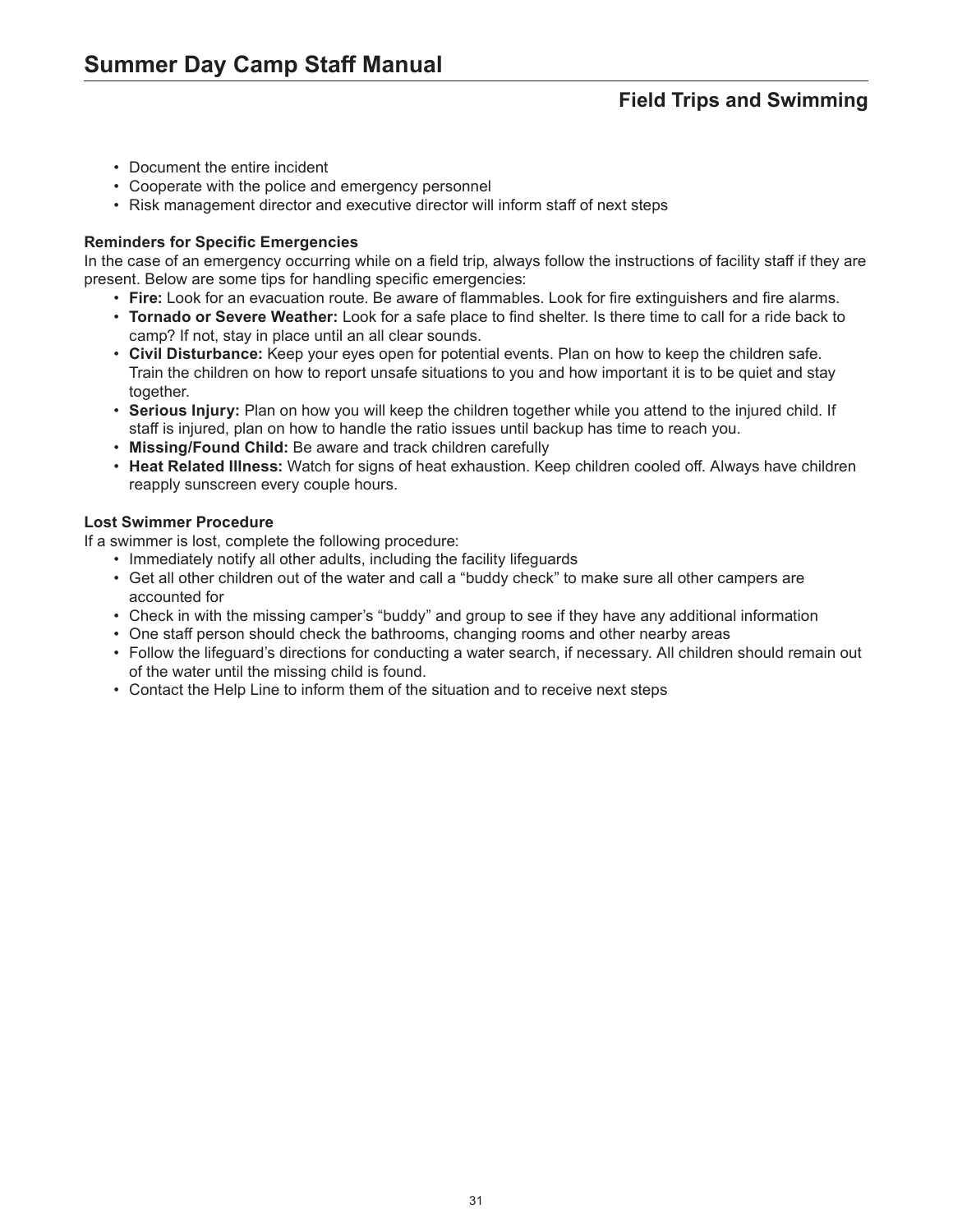- Document the entire incident
- Cooperate with the police and emergency personnel
- Risk management director and executive director will inform staff of next steps

**Reminders for Specific Emergencies**

In the case of an emergency occurring while on a field trip, always follow the instructions of facility staff if they are present. Below are some tips for handling specific emergencies:

- **Fire:** Look for an evacuation route. Be aware of flammables. Look for fire extinguishers and fire alarms.
- **Tornado or Severe Weather:** Look for a safe place to find shelter. Is there time to call for a ride back to camp? If not, stay in place until an all clear sounds.
- **Civil Disturbance:** Keep your eyes open for potential events. Plan on how to keep the children safe. Train the children on how to report unsafe situations to you and how important it is to be quiet and stay together.
- **Serious Injury:** Plan on how you will keep the children together while you attend to the injured child. If staff is injured, plan on how to handle the ratio issues until backup has time to reach you.
- **Missing/Found Child:** Be aware and track children carefully
- **Heat Related Illness:** Watch for signs of heat exhaustion. Keep children cooled off. Always have children reapply sunscreen every couple hours.

**Lost Swimmer Procedure**

If a swimmer is lost, complete the following procedure:

- Immediately notify all other adults, including the facility lifeguards
- Get all other children out of the water and call a "buddy check" to make sure all other campers are accounted for
- Check in with the missing camper's "buddy" and group to see if they have any additional information
- One staff person should check the bathrooms, changing rooms and other nearby areas
- Follow the lifeguard's directions for conducting a water search, if necessary. All children should remain out of the water until the missing child is found.
- Contact the Help Line to inform them of the situation and to receive next steps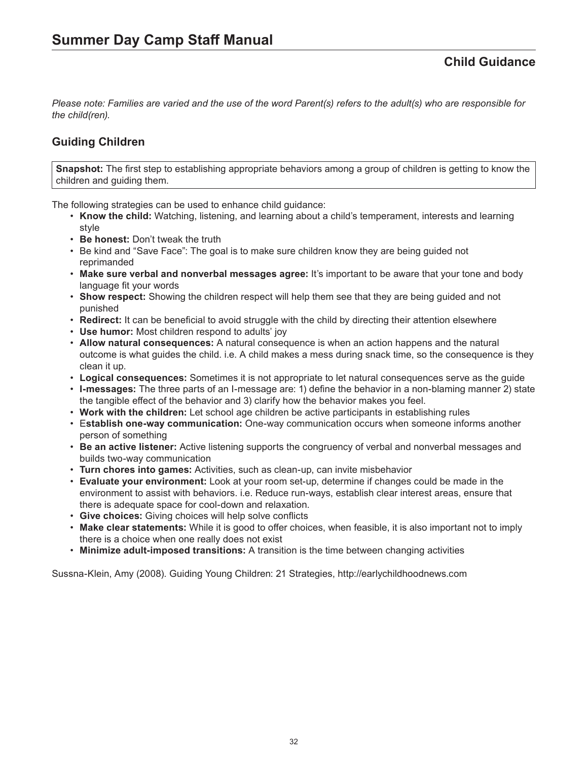# Summer Day Camp Staff Manual

## Child Guidance

*Please note: Families are varied and the use of the word Parent(s) refers to the adult(s) who are responsible for the child(ren).*

### Guiding Children

**Snapshot:** The first step to establishing appropriate behaviors among a group of children is getting to know the children and guiding them.

The following strategies can be used to enhance child guidance:

- **Know the child:** Watching, listening, and learning about a child's temperament, interests and learning style
- **Be honest:** Don't tweak the truth
- Be kind and "Save Face": The goal is to make sure children know they are being guided not reprimanded
- **Make sure verbal and nonverbal messages agree:** It's important to be aware that your tone and body language fit your words
- **Show respect:** Showing the children respect will help them see that they are being guided and not punished
- **Redirect:** It can be beneficial to avoid struggle with the child by directing their attention elsewhere
- **Use humor:** Most children respond to adults' joy
- **Allow natural consequences:** A natural consequence is when an action happens and the natural outcome is what guides the child. i.e. A child makes a mess during snack time, so the consequence is they clean it up.
- **Logical consequences:** Sometimes it is not appropriate to let natural consequences serve as the guide
- **I-messages:** The three parts of an I-message are: 1) define the behavior in a non-blaming manner 2) state the tangible effect of the behavior and 3) clarify how the behavior makes you feel.
- **Work with the children:** Let school age children be active participants in establishing rules
- E**stablish one-way communication:** One-way communication occurs when someone informs another person of something
- **Be an active listener:** Active listening supports the congruency of verbal and nonverbal messages and builds two-way communication
- **Turn chores into games:** Activities, such as clean-up, can invite misbehavior
- **Evaluate your environment:** Look at your room set-up, determine if changes could be made in the environment to assist with behaviors. i.e. Reduce run-ways, establish clear interest areas, ensure that there is adequate space for cool-down and relaxation.
- **Give choices:** Giving choices will help solve conflicts
- **Make clear statements:** While it is good to offer choices, when feasible, it is also important not to imply there is a choice when one really does not exist
- **Minimize adult-imposed transitions:** A transition is the time between changing activities

Sussna-Klein, Amy (2008). Guiding Young Children: 21 Strategies, http://earlychildhoodnews.com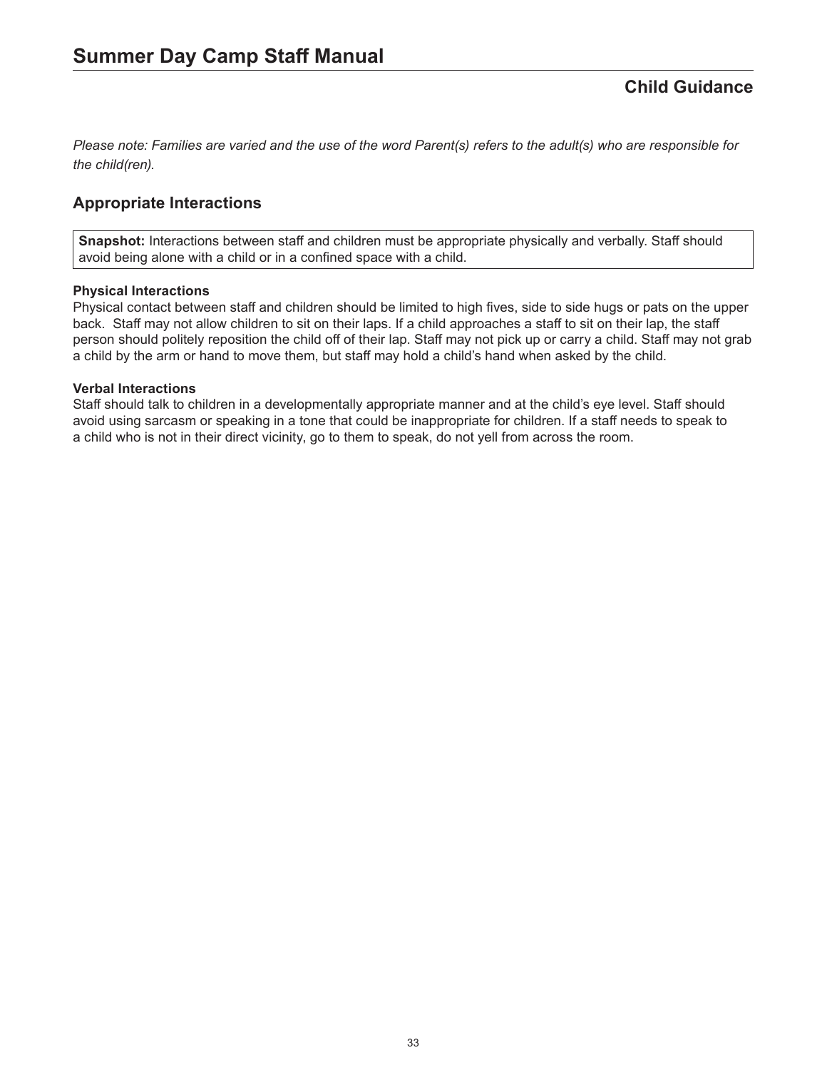## Child Guidance

*Please note: Families are varied and the use of the word Parent(s) refers to the adult(s) who are responsible for the child(ren).*

### Appropriate Interactions

**Snapshot:** Interactions between staff and children must be appropriate physically and verbally. Staff should avoid being alone with a child or in a confined space with a child.

**Physical Interactions**

Physical contact between staff and children should be limited to high fives, side to side hugs or pats on the upper back. Staff may not allow children to sit on their laps. If a child approaches a staff to sit on their lap, the staff person should politely reposition the child off of their lap. Staff may not pick up or carry a child. Staff may not grab a child by the arm or hand to move them, but staff may hold a child's hand when asked by the child.

**Verbal Interactions**

Staff should talk to children in a developmentally appropriate manner and at the child's eye level. Staff should avoid using sarcasm or speaking in a tone that could be inappropriate for children. If a staff needs to speak to a child who is not in their direct vicinity, go to them to speak, do not yell from across the room.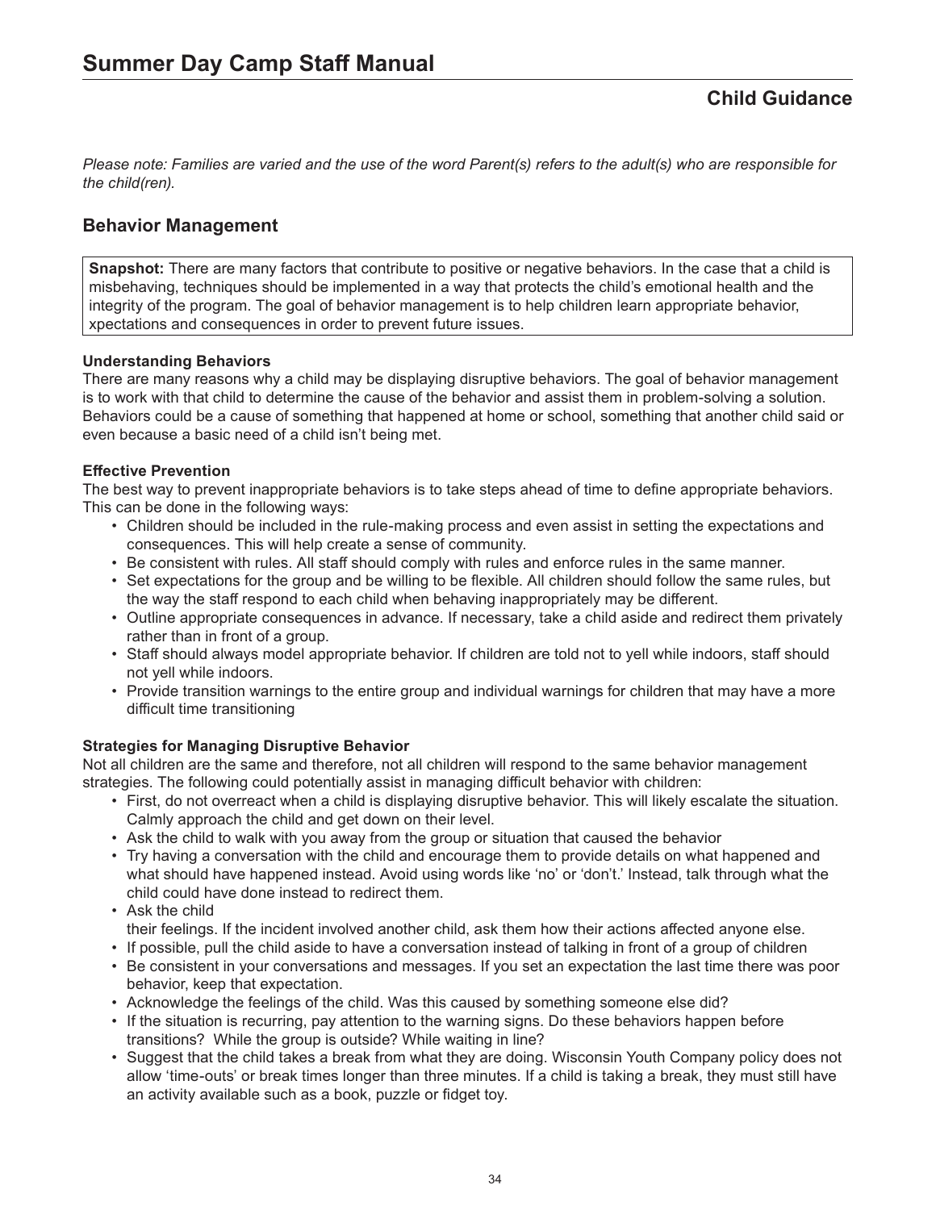## Child Guidance

*Please note: Families are varied and the use of the word Parent(s) refers to the adult(s) who are responsible for the child(ren).*

## Behavior Management

**Snapshot:** There are many factors that contribute to positive or negative behaviors. In the case that a child is misbehaving, techniques should be implemented in a way that protects the child's emotional health and the integrity of the program. The goal of behavior management is to help children learn appropriate behavior, xpectations and consequences in order to prevent future issues.

**Understanding Behaviors**

There are many reasons why a child may be displaying disruptive behaviors. The goal of behavior management is to work with that child to determine the cause of the behavior and assist them in problem-solving a solution. Behaviors could be a cause of something that happened at home or school, something that another child said or even because a basic need of a child isn't being met.

**Effective Prevention**

The best way to prevent inappropriate behaviors is to take steps ahead of time to define appropriate behaviors. This can be done in the following ways:

- Children should be included in the rule-making process and even assist in setting the expectations and consequences. This will help create a sense of community.
- Be consistent with rules. All staff should comply with rules and enforce rules in the same manner.
- Set expectations for the group and be willing to be flexible. All children should follow the same rules, but the way the staff respond to each child when behaving inappropriately may be different.
- Outline appropriate consequences in advance. If necessary, take a child aside and redirect them privately rather than in front of a group.
- Staff should always model appropriate behavior. If children are told not to yell while indoors, staff should not yell while indoors.
- Provide transition warnings to the entire group and individual warnings for children that may have a more difficult time transitioning

**Strategies for Managing Disruptive Behavior**

Not all children are the same and therefore, not all children will respond to the same behavior management strategies. The following could potentially assist in managing difficult behavior with children:

- First, do not overreact when a child is displaying disruptive behavior. This will likely escalate the situation. Calmly approach the child and get down on their level.
- Ask the child to walk with you away from the group or situation that caused the behavior
- Try having a conversation with the child and encourage them to provide details on what happened and what should have happened instead. Avoid using words like 'no' or 'don't.' Instead, talk through what the child could have done instead to redirect them.
- Ask the child
  their feelings. If the incident involved another child, ask them how their actions affected anyone else.
- If possible, pull the child aside to have a conversation instead of talking in front of a group of children
- Be consistent in your conversations and messages. If you set an expectation the last time there was poor behavior, keep that expectation.
- Acknowledge the feelings of the child. Was this caused by something someone else did?
- If the situation is recurring, pay attention to the warning signs. Do these behaviors happen before transitions? While the group is outside? While waiting in line?
- Suggest that the child takes a break from what they are doing. Wisconsin Youth Company policy does not allow 'time-outs' or break times longer than three minutes. If a child is taking a break, they must still have an activity available such as a book, puzzle or fidget toy.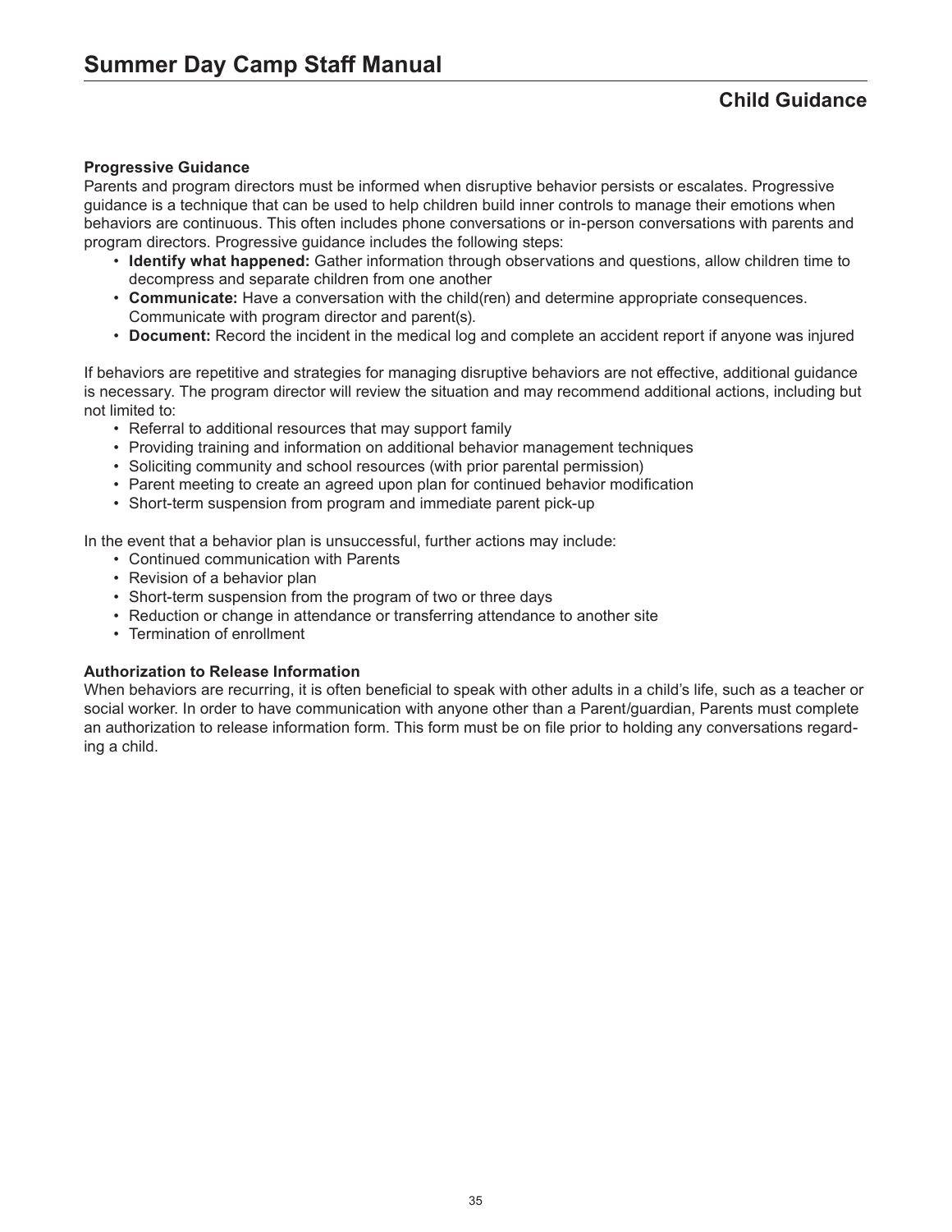## Child Guidance

**Progressive Guidance**

Parents and program directors must be informed when disruptive behavior persists or escalates. Progressive guidance is a technique that can be used to help children build inner controls to manage their emotions when behaviors are continuous. This often includes phone conversations or in-person conversations with parents and program directors. Progressive guidance includes the following steps:

- **Identify what happened:** Gather information through observations and questions, allow children time to decompress and separate children from one another
- **Communicate:** Have a conversation with the child(ren) and determine appropriate consequences. Communicate with program director and parent(s).
- **Document:** Record the incident in the medical log and complete an accident report if anyone was injured

If behaviors are repetitive and strategies for managing disruptive behaviors are not effective, additional guidance is necessary. The program director will review the situation and may recommend additional actions, including but not limited to:

- Referral to additional resources that may support family
- Providing training and information on additional behavior management techniques
- Soliciting community and school resources (with prior parental permission)
- Parent meeting to create an agreed upon plan for continued behavior modification
- Short-term suspension from program and immediate parent pick-up

In the event that a behavior plan is unsuccessful, further actions may include:

- Continued communication with Parents
- Revision of a behavior plan
- Short-term suspension from the program of two or three days
- Reduction or change in attendance or transferring attendance to another site
- Termination of enrollment

**Authorization to Release Information**

When behaviors are recurring, it is often beneficial to speak with other adults in a child's life, such as a teacher or social worker. In order to have communication with anyone other than a Parent/guardian, Parents must complete an authorization to release information form. This form must be on file prior to holding any conversations regarding a child.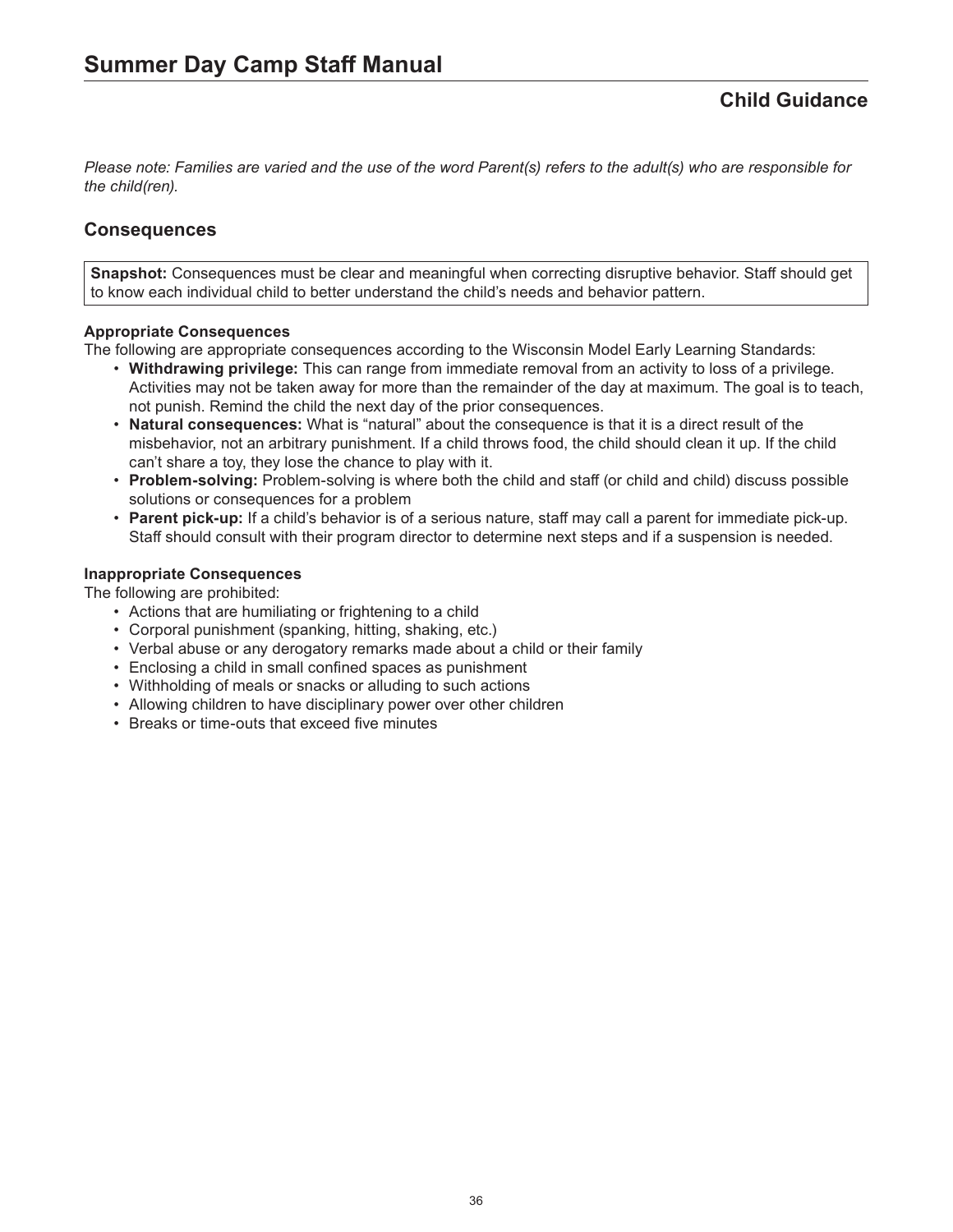# Summer Day Camp Staff Manual

## Child Guidance

*Please note: Families are varied and the use of the word Parent(s) refers to the adult(s) who are responsible for the child(ren).*

### Consequences

**Snapshot:** Consequences must be clear and meaningful when correcting disruptive behavior. Staff should get to know each individual child to better understand the child's needs and behavior pattern.

**Appropriate Consequences**

The following are appropriate consequences according to the Wisconsin Model Early Learning Standards:

- **Withdrawing privilege:** This can range from immediate removal from an activity to loss of a privilege. Activities may not be taken away for more than the remainder of the day at maximum. The goal is to teach, not punish. Remind the child the next day of the prior consequences.
- **Natural consequences:** What is "natural" about the consequence is that it is a direct result of the misbehavior, not an arbitrary punishment. If a child throws food, the child should clean it up. If the child can't share a toy, they lose the chance to play with it.
- **Problem-solving:** Problem-solving is where both the child and staff (or child and child) discuss possible solutions or consequences for a problem
- **Parent pick-up:** If a child's behavior is of a serious nature, staff may call a parent for immediate pick-up. Staff should consult with their program director to determine next steps and if a suspension is needed.

**Inappropriate Consequences**

The following are prohibited:

- Actions that are humiliating or frightening to a child
- Corporal punishment (spanking, hitting, shaking, etc.)
- Verbal abuse or any derogatory remarks made about a child or their family
- Enclosing a child in small confined spaces as punishment
- Withholding of meals or snacks or alluding to such actions
- Allowing children to have disciplinary power over other children
- Breaks or time-outs that exceed five minutes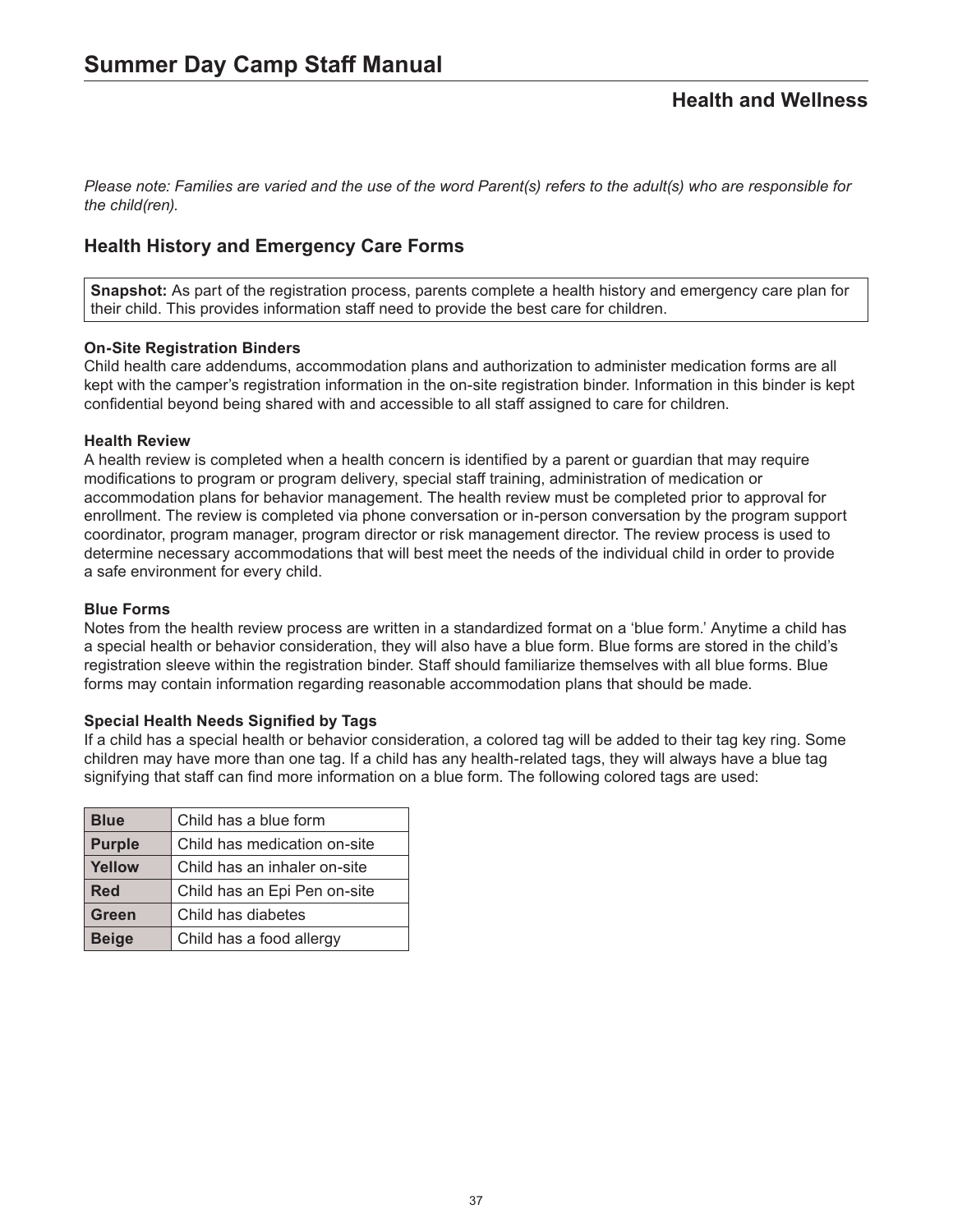# Summary Day Camp Staff Manual

## Health and Wellness

*Please note: Families are varied and the use of the word Parent(s) refers to the adult(s) who are responsible for the child(ren).*

## Health History and Emergency Care Forms

**Snapshot:** As part of the registration process, parents complete a health history and emergency care plan for their child. This provides information staff need to provide the best care for children.

**On-Site Registration Binders**
Child health care addendums, accommodation plans and authorization to administer medication forms are all kept with the camper's registration information in the on-site registration binder. Information in this binder is kept confidential beyond being shared with and accessible to all staff assigned to care for children.

**Health Review**
A health review is completed when a health concern is identified by a parent or guardian that may require modifications to program or program delivery, special staff training, administration of medication or accommodation plans for behavior management. The health review must be completed prior to approval for enrollment. The review is completed via phone conversation or in-person conversation by the program support coordinator, program manager, program director or risk management director. The review process is used to determine necessary accommodations that will best meet the needs of the individual child in order to provide a safe environment for every child.

**Blue Forms**
Notes from the health review process are written in a standardized format on a 'blue form.' Anytime a child has a special health or behavior consideration, they will also have a blue form. Blue forms are stored in the child's registration sleeve within the registration binder. Staff should familiarize themselves with all blue forms. Blue forms may contain information regarding reasonable accommodation plans that should be made.

**Special Health Needs Signified by Tags**
If a child has a special health or behavior consideration, a colored tag will be added to their tag key ring. Some children may have more than one tag. If a child has any health-related tags, they will always have a blue tag signifying that staff can find more information on a blue form. The following colored tags are used:

| Tag | Meaning |
|---|---|
| **Blue** | Child has a blue form |
| **Purple** | Child has medication on-site |
| **Yellow** | Child has an inhaler on-site |
| **Red** | Child has an Epi Pen on-site |
| **Green** | Child has diabetes |
| **Beige** | Child has a food allergy |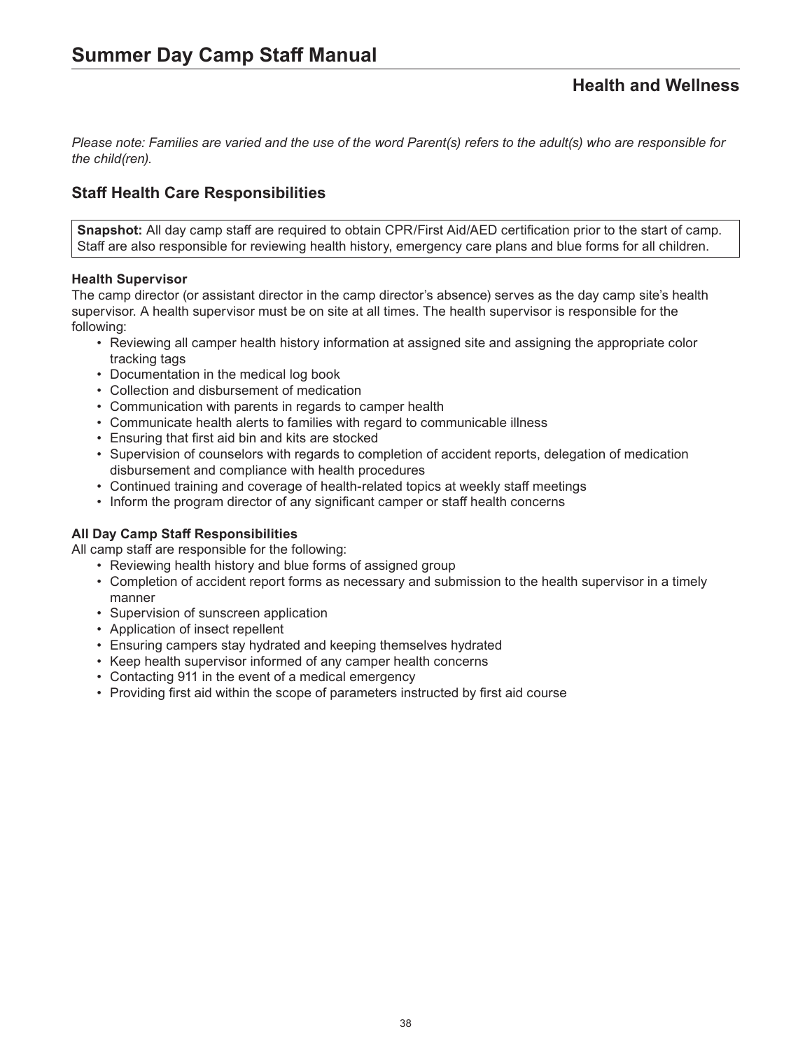# Summary Day Camp Staff Manual

## Health and Wellness

*Please note: Families are varied and the use of the word Parent(s) refers to the adult(s) who are responsible for the child(ren).*

## Staff Health Care Responsibilities

**Snapshot:** All day camp staff are required to obtain CPR/First Aid/AED certification prior to the start of camp. Staff are also responsible for reviewing health history, emergency care plans and blue forms for all children.

**Health Supervisor**

The camp director (or assistant director in the camp director's absence) serves as the day camp site's health supervisor. A health supervisor must be on site at all times. The health supervisor is responsible for the following:

- Reviewing all camper health history information at assigned site and assigning the appropriate color tracking tags
- Documentation in the medical log book
- Collection and disbursement of medication
- Communication with parents in regards to camper health
- Communicate health alerts to families with regard to communicable illness
- Ensuring that first aid bin and kits are stocked
- Supervision of counselors with regards to completion of accident reports, delegation of medication disbursement and compliance with health procedures
- Continued training and coverage of health-related topics at weekly staff meetings
- Inform the program director of any significant camper or staff health concerns

**All Day Camp Staff Responsibilities**

All camp staff are responsible for the following:

- Reviewing health history and blue forms of assigned group
- Completion of accident report forms as necessary and submission to the health supervisor in a timely manner
- Supervision of sunscreen application
- Application of insect repellent
- Ensuring campers stay hydrated and keeping themselves hydrated
- Keep health supervisor informed of any camper health concerns
- Contacting 911 in the event of a medical emergency
- Providing first aid within the scope of parameters instructed by first aid course

# Summer Day Camp Staff Manual

## Health and Wellness

*Please note: Families are varied and the use of the word Parent(s) refers to the adult(s) who are responsible for the child(ren).*

## Staff Health Care Responsibilities

**Snapshot:** All day camp staff are required to obtain CPR/First Aid/AED certification prior to the start of camp. Staff are also responsible for reviewing health history, emergency care plans and blue forms for all children.

**Health Supervisor**

The camp director (or assistant director in the camp director's absence) serves as the day camp site's health supervisor. A health supervisor must be on site at all times. The health supervisor is responsible for the following:

- Reviewing all camper health history information at assigned site and assigning the appropriate color tracking tags
- Documentation in the medical log book
- Collection and disbursement of medication
- Communication with parents in regards to camper health
- Communicate health alerts to families with regard to communicable illness
- Ensuring that first aid bin and kits are stocked
- Supervision of counselors with regards to completion of accident reports, delegation of medication disbursement and compliance with health procedures
- Continued training and coverage of health-related topics at weekly staff meetings
- Inform the program director of any significant camper or staff health concerns

**All Day Camp Staff Responsibilities**

All camp staff are responsible for the following:

- Reviewing health history and blue forms of assigned group
- Completion of accident report forms as necessary and submission to the health supervisor in a timely manner
- Supervision of sunscreen application
- Application of insect repellent
- Ensuring campers stay hydrated and keeping themselves hydrated
- Keep health supervisor informed of any camper health concerns
- Contacting 911 in the event of a medical emergency
- Providing first aid within the scope of parameters instructed by first aid course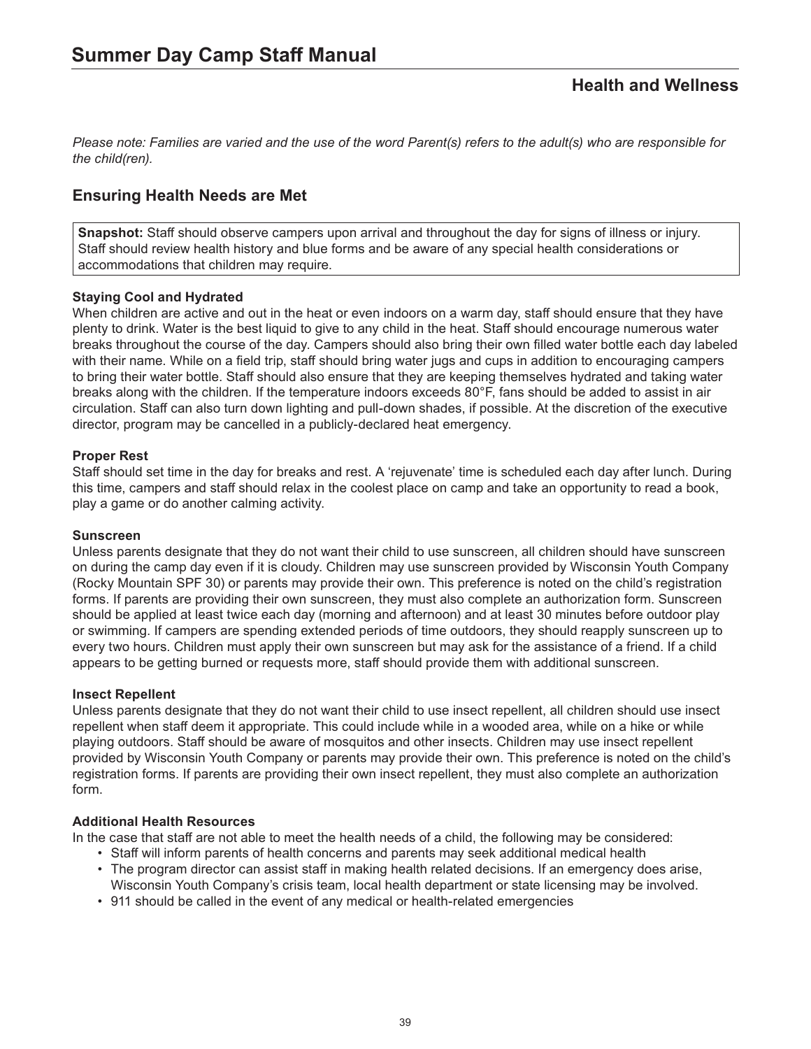## Health and Wellness

*Please note: Families are varied and the use of the word Parent(s) refers to the adult(s) who are responsible for the child(ren).*

### Ensuring Health Needs are Met

**Snapshot:** Staff should observe campers upon arrival and throughout the day for signs of illness or injury. Staff should review health history and blue forms and be aware of any special health considerations or accommodations that children may require.

**Staying Cool and Hydrated**
When children are active and out in the heat or even indoors on a warm day, staff should ensure that they have plenty to drink. Water is the best liquid to give to any child in the heat. Staff should encourage numerous water breaks throughout the course of the day. Campers should also bring their own filled water bottle each day labeled with their name. While on a field trip, staff should bring water jugs and cups in addition to encouraging campers to bring their water bottle. Staff should also ensure that they are keeping themselves hydrated and taking water breaks along with the children. If the temperature indoors exceeds 80°F, fans should be added to assist in air circulation. Staff can also turn down lighting and pull-down shades, if possible. At the discretion of the executive director, program may be cancelled in a publicly-declared heat emergency.

**Proper Rest**
Staff should set time in the day for breaks and rest. A 'rejuvenate' time is scheduled each day after lunch. During this time, campers and staff should relax in the coolest place on camp and take an opportunity to read a book, play a game or do another calming activity.

**Sunscreen**
Unless parents designate that they do not want their child to use sunscreen, all children should have sunscreen on during the camp day even if it is cloudy. Children may use sunscreen provided by Wisconsin Youth Company (Rocky Mountain SPF 30) or parents may provide their own. This preference is noted on the child's registration forms. If parents are providing their own sunscreen, they must also complete an authorization form. Sunscreen should be applied at least twice each day (morning and afternoon) and at least 30 minutes before outdoor play or swimming. If campers are spending extended periods of time outdoors, they should reapply sunscreen up to every two hours. Children must apply their own sunscreen but may ask for the assistance of a friend. If a child appears to be getting burned or requests more, staff should provide them with additional sunscreen.

**Insect Repellent**
Unless parents designate that they do not want their child to use insect repellent, all children should use insect repellent when staff deem it appropriate. This could include while in a wooded area, while on a hike or while playing outdoors. Staff should be aware of mosquitos and other insects. Children may use insect repellent provided by Wisconsin Youth Company or parents may provide their own. This preference is noted on the child's registration forms. If parents are providing their own insect repellent, they must also complete an authorization form.

**Additional Health Resources**
In the case that staff are not able to meet the health needs of a child, the following may be considered:

- Staff will inform parents of health concerns and parents may seek additional medical health
- The program director can assist staff in making health related decisions. If an emergency does arise, Wisconsin Youth Company's crisis team, local health department or state licensing may be involved.
- 911 should be called in the event of any medical or health-related emergencies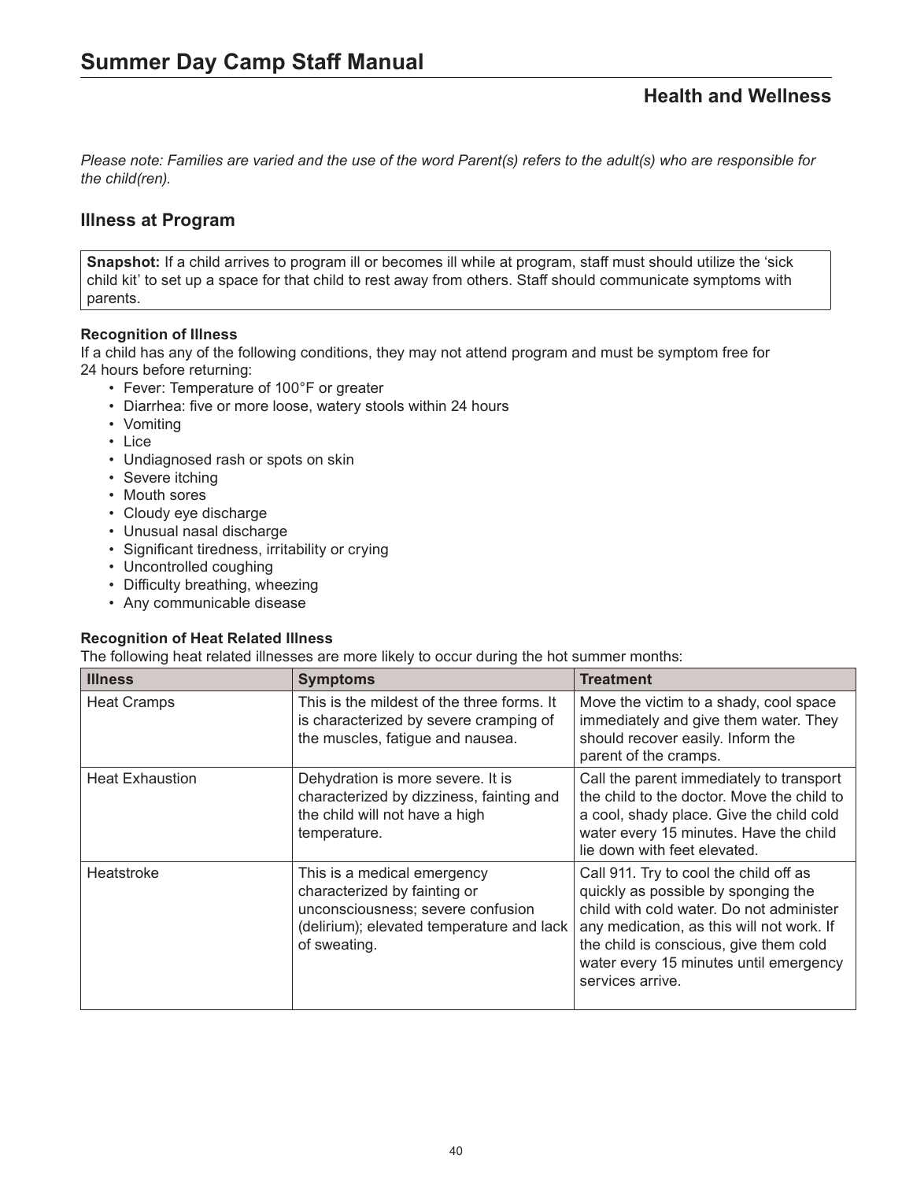# Summer Day Camp Staff Manual

## Health and Wellness

*Please note: Families are varied and the use of the word Parent(s) refers to the adult(s) who are responsible for the child(ren).*

## Illness at Program

**Snapshot:** If a child arrives to program ill or becomes ill while at program, staff must should utilize the 'sick child kit' to set up a space for that child to rest away from others. Staff should communicate symptoms with parents.

**Recognition of Illness**

If a child has any of the following conditions, they may not attend program and must be symptom free for 24 hours before returning:

- Fever: Temperature of 100°F or greater
- Diarrhea: five or more loose, watery stools within 24 hours
- Vomiting
- Lice
- Undiagnosed rash or spots on skin
- Severe itching
- Mouth sores
- Cloudy eye discharge
- Unusual nasal discharge
- Significant tiredness, irritability or crying
- Uncontrolled coughing
- Difficulty breathing, wheezing
- Any communicable disease

**Recognition of Heat Related Illness**

The following heat related illnesses are more likely to occur during the hot summer months:

| Illness | Symptoms | Treatment |
|---|---|---|
| Heat Cramps | This is the mildest of the three forms. It is characterized by severe cramping of the muscles, fatigue and nausea. | Move the victim to a shady, cool space immediately and give them water. They should recover easily. Inform the parent of the cramps. |
| Heat Exhaustion | Dehydration is more severe. It is characterized by dizziness, fainting and the child will not have a high temperature. | Call the parent immediately to transport the child to the doctor. Move the child to a cool, shady place. Give the child cold water every 15 minutes. Have the child lie down with feet elevated. |
| Heatstroke | This is a medical emergency characterized by fainting or unconsciousness; severe confusion (delirium); elevated temperature and lack of sweating. | Call 911. Try to cool the child off as quickly as possible by sponging the child with cold water. Do not administer any medication, as this will not work. If the child is conscious, give them cold water every 15 minutes until emergency services arrive. |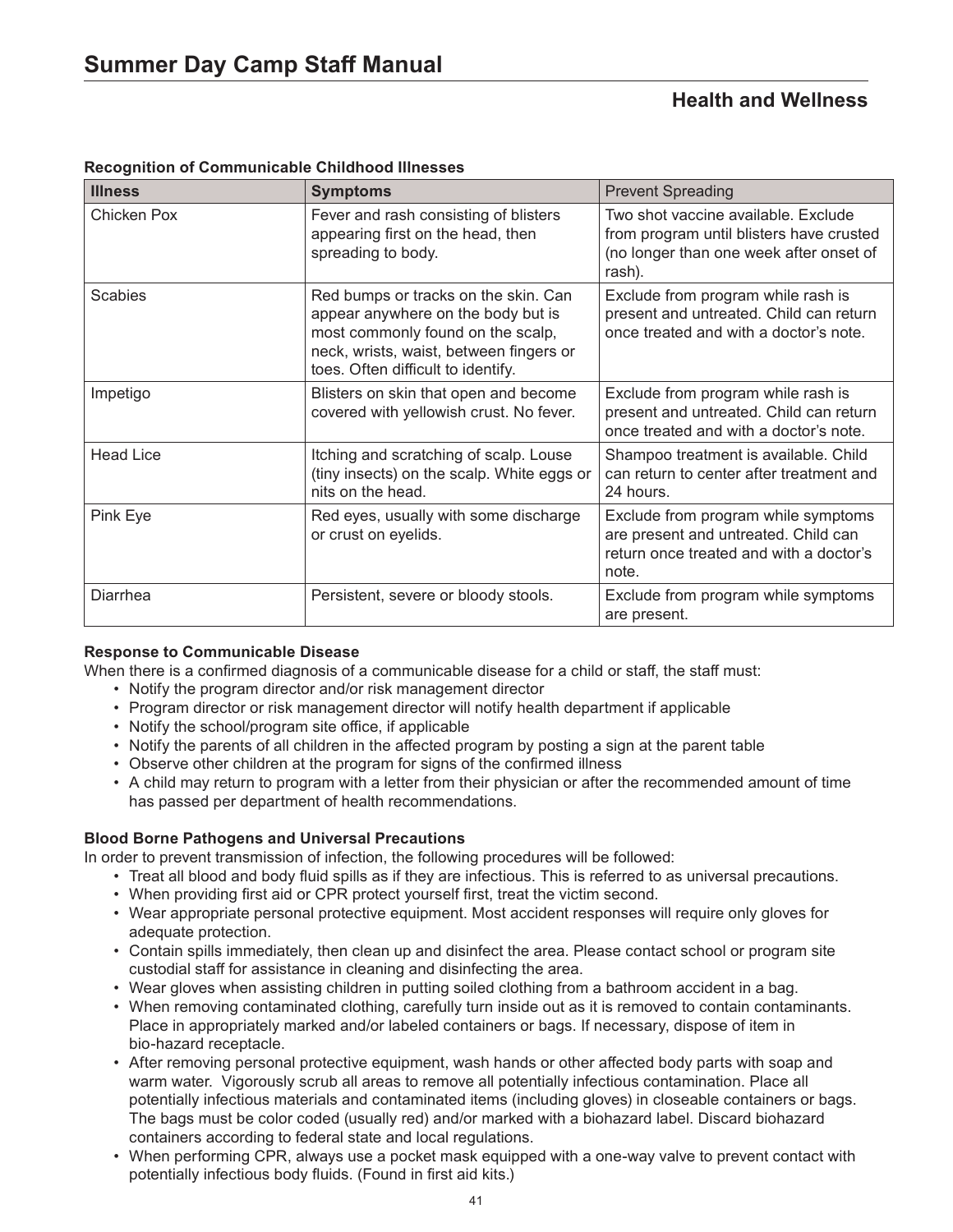# Summary Day Camp Staff Manual

## Health and Wellness

**Recognition of Communicable Childhood Illnesses**

| Illness | Symptoms | Prevent Spreading |
|---|---|---|
| Chicken Pox | Fever and rash consisting of blisters appearing first on the head, then spreading to body. | Two shot vaccine available. Exclude from program until blisters have crusted (no longer than one week after onset of rash). |
| Scabies | Red bumps or tracks on the skin. Can appear anywhere on the body but is most commonly found on the scalp, neck, wrists, waist, between fingers or toes. Often difficult to identify. | Exclude from program while rash is present and untreated. Child can return once treated and with a doctor's note. |
| Impetigo | Blisters on skin that open and become covered with yellowish crust. No fever. | Exclude from program while rash is present and untreated. Child can return once treated and with a doctor's note. |
| Head Lice | Itching and scratching of scalp. Louse (tiny insects) on the scalp. White eggs or nits on the head. | Shampoo treatment is available. Child can return to center after treatment and 24 hours. |
| Pink Eye | Red eyes, usually with some discharge or crust on eyelids. | Exclude from program while symptoms are present and untreated. Child can return once treated and with a doctor's note. |
| Diarrhea | Persistent, severe or bloody stools. | Exclude from program while symptoms are present. |

**Response to Communicable Disease**

When there is a confirmed diagnosis of a communicable disease for a child or staff, the staff must:

- Notify the program director and/or risk management director
- Program director or risk management director will notify health department if applicable
- Notify the school/program site office, if applicable
- Notify the parents of all children in the affected program by posting a sign at the parent table
- Observe other children at the program for signs of the confirmed illness
- A child may return to program with a letter from their physician or after the recommended amount of time has passed per department of health recommendations.

**Blood Borne Pathogens and Universal Precautions**

In order to prevent transmission of infection, the following procedures will be followed:

- Treat all blood and body fluid spills as if they are infectious. This is referred to as universal precautions.
- When providing first aid or CPR protect yourself first, treat the victim second.
- Wear appropriate personal protective equipment. Most accident responses will require only gloves for adequate protection.
- Contain spills immediately, then clean up and disinfect the area. Please contact school or program site custodial staff for assistance in cleaning and disinfecting the area.
- Wear gloves when assisting children in putting soiled clothing from a bathroom accident in a bag.
- When removing contaminated clothing, carefully turn inside out as it is removed to contain contaminants. Place in appropriately marked and/or labeled containers or bags. If necessary, dispose of item in bio-hazard receptacle.
- After removing personal protective equipment, wash hands or other affected body parts with soap and warm water. Vigorously scrub all areas to remove all potentially infectious contamination. Place all potentially infectious materials and contaminated items (including gloves) in closeable containers or bags. The bags must be color coded (usually red) and/or marked with a biohazard label. Discard biohazard containers according to federal state and local regulations.
- When performing CPR, always use a pocket mask equipped with a one-way valve to prevent contact with potentially infectious body fluids. (Found in first aid kits.)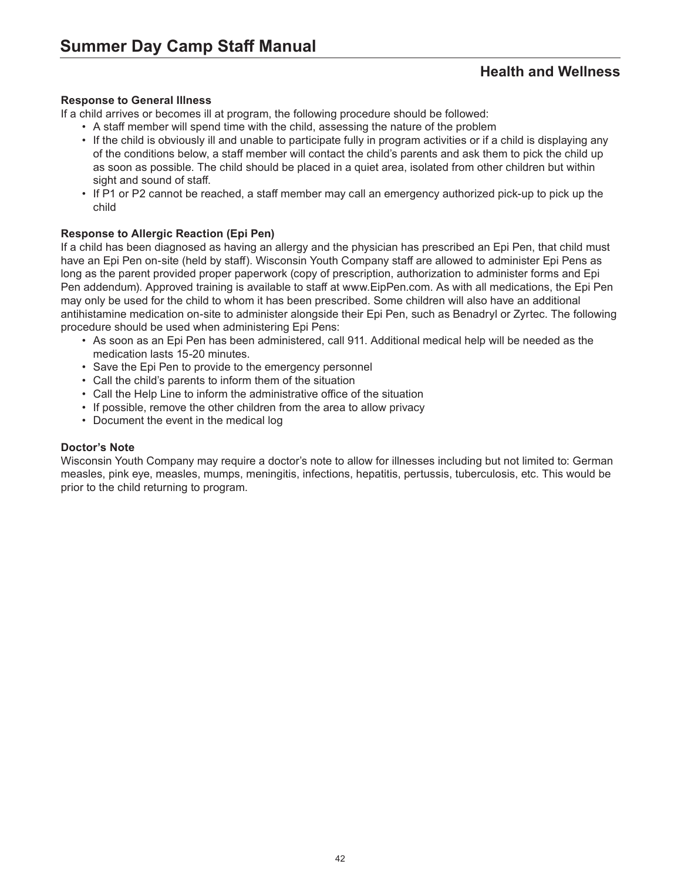## Health and Wellness

**Response to General Illness**

If a child arrives or becomes ill at program, the following procedure should be followed:

- A staff member will spend time with the child, assessing the nature of the problem
- If the child is obviously ill and unable to participate fully in program activities or if a child is displaying any of the conditions below, a staff member will contact the child's parents and ask them to pick the child up as soon as possible. The child should be placed in a quiet area, isolated from other children but within sight and sound of staff.
- If P1 or P2 cannot be reached, a staff member may call an emergency authorized pick-up to pick up the child

**Response to Allergic Reaction (Epi Pen)**

If a child has been diagnosed as having an allergy and the physician has prescribed an Epi Pen, that child must have an Epi Pen on-site (held by staff). Wisconsin Youth Company staff are allowed to administer Epi Pens as long as the parent provided proper paperwork (copy of prescription, authorization to administer forms and Epi Pen addendum). Approved training is available to staff at www.EipPen.com. As with all medications, the Epi Pen may only be used for the child to whom it has been prescribed. Some children will also have an additional antihistamine medication on-site to administer alongside their Epi Pen, such as Benadryl or Zyrtec. The following procedure should be used when administering Epi Pens:

- As soon as an Epi Pen has been administered, call 911. Additional medical help will be needed as the medication lasts 15-20 minutes.
- Save the Epi Pen to provide to the emergency personnel
- Call the child's parents to inform them of the situation
- Call the Help Line to inform the administrative office of the situation
- If possible, remove the other children from the area to allow privacy
- Document the event in the medical log

**Doctor's Note**

Wisconsin Youth Company may require a doctor's note to allow for illnesses including but not limited to: German measles, pink eye, measles, mumps, meningitis, infections, hepatitis, pertussis, tuberculosis, etc. This would be prior to the child returning to program.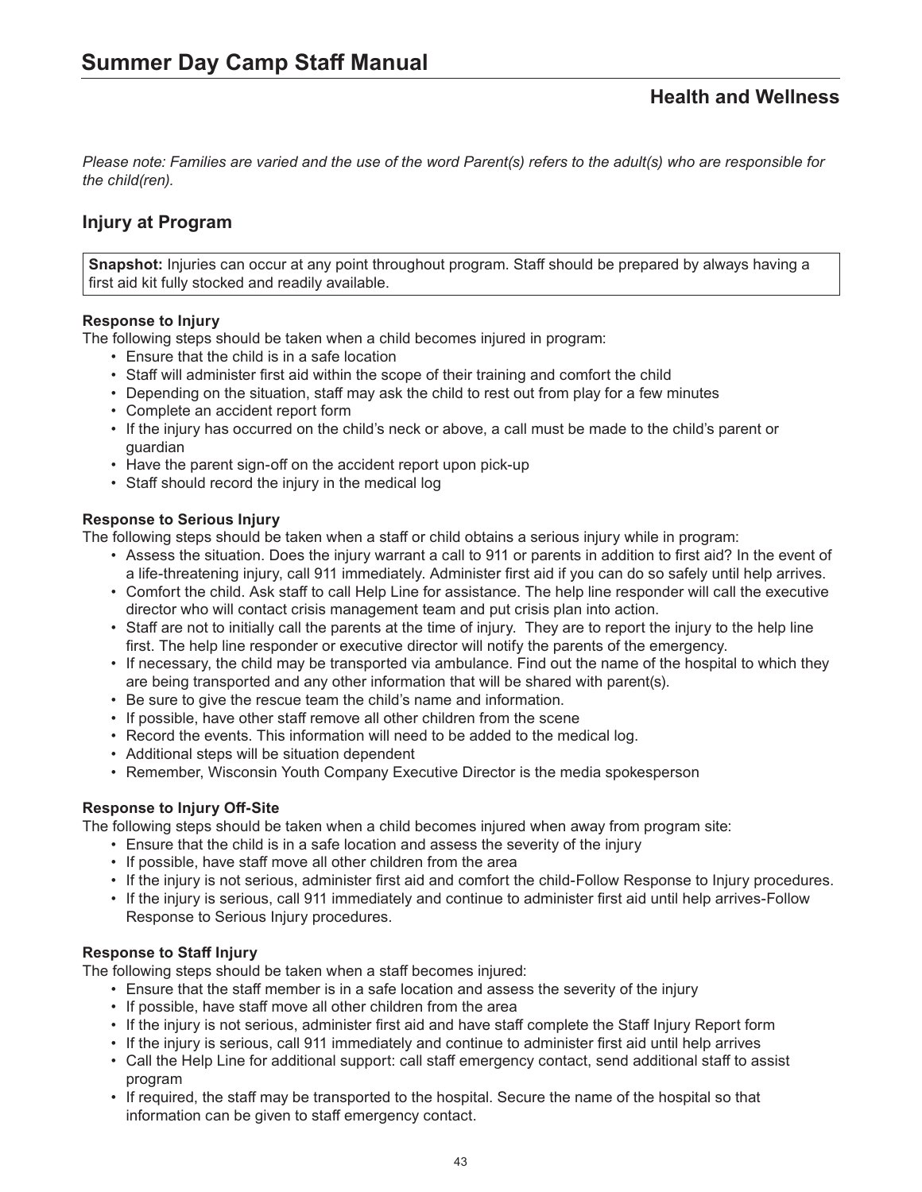## Health and Wellness

*Please note: Families are varied and the use of the word Parent(s) refers to the adult(s) who are responsible for the child(ren).*

## Injury at Program

**Snapshot:** Injuries can occur at any point throughout program. Staff should be prepared by always having a first aid kit fully stocked and readily available.

**Response to Injury**

The following steps should be taken when a child becomes injured in program:

- Ensure that the child is in a safe location
- Staff will administer first aid within the scope of their training and comfort the child
- Depending on the situation, staff may ask the child to rest out from play for a few minutes
- Complete an accident report form
- If the injury has occurred on the child's neck or above, a call must be made to the child's parent or guardian
- Have the parent sign-off on the accident report upon pick-up
- Staff should record the injury in the medical log

**Response to Serious Injury**

The following steps should be taken when a staff or child obtains a serious injury while in program:

- Assess the situation. Does the injury warrant a call to 911 or parents in addition to first aid? In the event of a life-threatening injury, call 911 immediately. Administer first aid if you can do so safely until help arrives.
- Comfort the child. Ask staff to call Help Line for assistance. The help line responder will call the executive director who will contact crisis management team and put crisis plan into action.
- Staff are not to initially call the parents at the time of injury. They are to report the injury to the help line first. The help line responder or executive director will notify the parents of the emergency.
- If necessary, the child may be transported via ambulance. Find out the name of the hospital to which they are being transported and any other information that will be shared with parent(s).
- Be sure to give the rescue team the child's name and information.
- If possible, have other staff remove all other children from the scene
- Record the events. This information will need to be added to the medical log.
- Additional steps will be situation dependent
- Remember, Wisconsin Youth Company Executive Director is the media spokesperson

**Response to Injury Off-Site**

The following steps should be taken when a child becomes injured when away from program site:

- Ensure that the child is in a safe location and assess the severity of the injury
- If possible, have staff move all other children from the area
- If the injury is not serious, administer first aid and comfort the child-Follow Response to Injury procedures.
- If the injury is serious, call 911 immediately and continue to administer first aid until help arrives-Follow Response to Serious Injury procedures.

**Response to Staff Injury**

The following steps should be taken when a staff becomes injured:

- Ensure that the staff member is in a safe location and assess the severity of the injury
- If possible, have staff move all other children from the area
- If the injury is not serious, administer first aid and have staff complete the Staff Injury Report form
- If the injury is serious, call 911 immediately and continue to administer first aid until help arrives
- Call the Help Line for additional support: call staff emergency contact, send additional staff to assist program
- If required, the staff may be transported to the hospital. Secure the name of the hospital so that information can be given to staff emergency contact.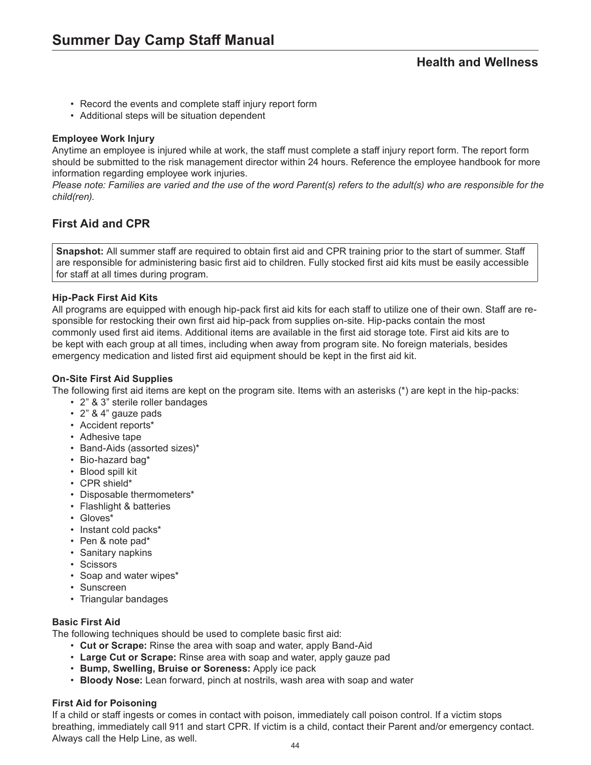- Record the events and complete staff injury report form
- Additional steps will be situation dependent

**Employee Work Injury**

Anytime an employee is injured while at work, the staff must complete a staff injury report form. The report form should be submitted to the risk management director within 24 hours. Reference the employee handbook for more information regarding employee work injuries.

*Please note: Families are varied and the use of the word Parent(s) refers to the adult(s) who are responsible for the child(ren).*

## First Aid and CPR

**Snapshot:** All summer staff are required to obtain first aid and CPR training prior to the start of summer. Staff are responsible for administering basic first aid to children. Fully stocked first aid kits must be easily accessible for staff at all times during program.

**Hip-Pack First Aid Kits**

All programs are equipped with enough hip-pack first aid kits for each staff to utilize one of their own. Staff are responsible for restocking their own first aid hip-pack from supplies on-site. Hip-packs contain the most commonly used first aid items. Additional items are available in the first aid storage tote. First aid kits are to be kept with each group at all times, including when away from program site. No foreign materials, besides emergency medication and listed first aid equipment should be kept in the first aid kit.

**On-Site First Aid Supplies**

The following first aid items are kept on the program site. Items with an asterisks (*) are kept in the hip-packs:

- 2” & 3” sterile roller bandages
- 2” & 4” gauze pads
- Accident reports*
- Adhesive tape
- Band-Aids (assorted sizes)*
- Bio-hazard bag*
- Blood spill kit
- CPR shield*
- Disposable thermometers*
- Flashlight & batteries
- Gloves*
- Instant cold packs*
- Pen & note pad*
- Sanitary napkins
- Scissors
- Soap and water wipes*
- Sunscreen
- Triangular bandages

**Basic First Aid**

The following techniques should be used to complete basic first aid:

- **Cut or Scrape:** Rinse the area with soap and water, apply Band-Aid
- **Large Cut or Scrape:** Rinse area with soap and water, apply gauze pad
- **Bump, Swelling, Bruise or Soreness:** Apply ice pack
- **Bloody Nose:** Lean forward, pinch at nostrils, wash area with soap and water

**First Aid for Poisoning**

If a child or staff ingests or comes in contact with poison, immediately call poison control. If a victim stops breathing, immediately call 911 and start CPR. If victim is a child, contact their Parent and/or emergency contact. Always call the Help Line, as well.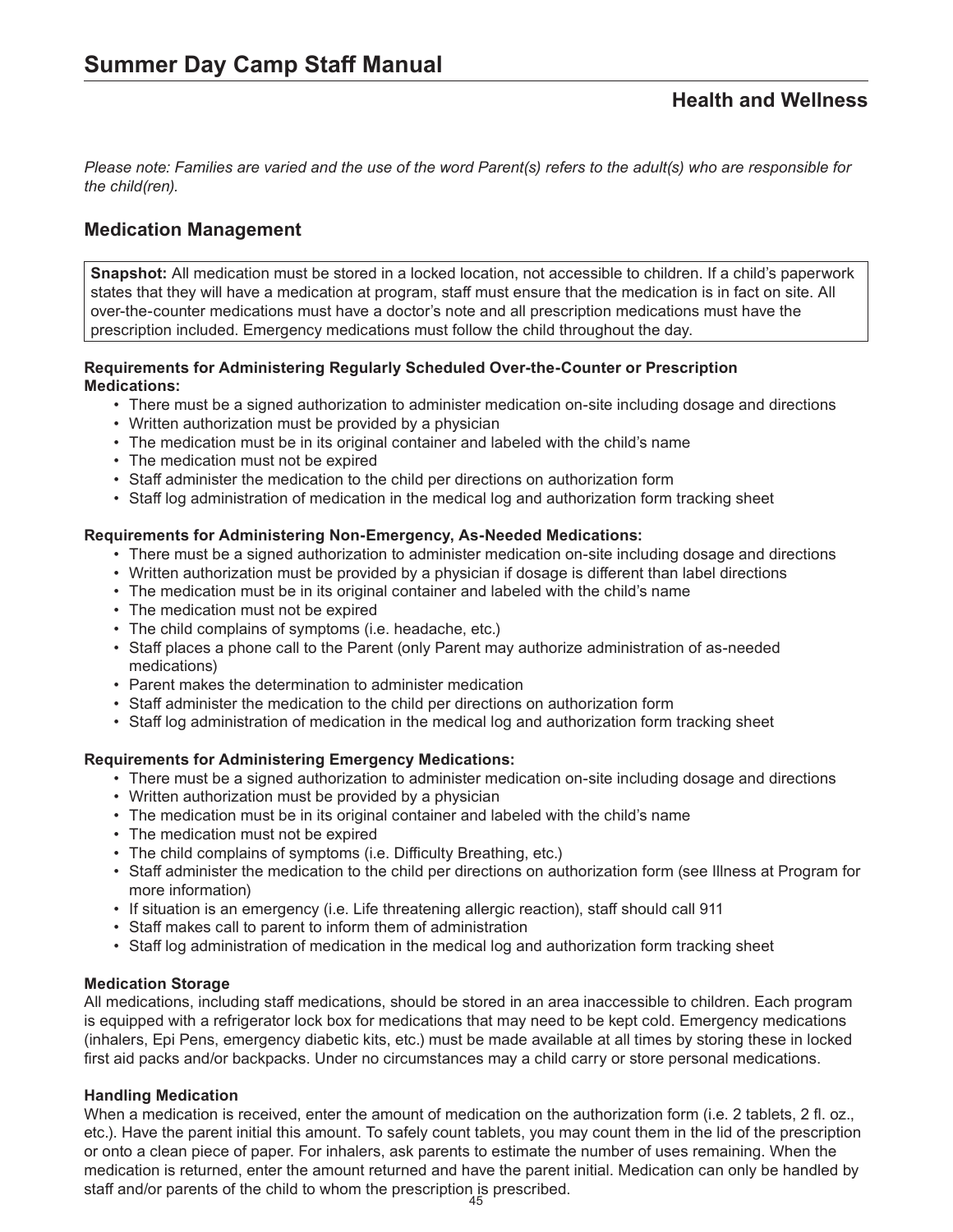Please note: *Families are varied and the use of the word Parent(s) refers to the adult(s) who are responsible for the child(ren).*

## Medication Management

**Snapshot:** All medication must be stored in a locked location, not accessible to children. If a child's paperwork states that they will have a medication at program, staff must ensure that the medication is in fact on site. All over-the-counter medications must have a doctor's note and all prescription medications must have the prescription included. Emergency medications must follow the child throughout the day.

**Requirements for Administering Regularly Scheduled Over-the-Counter or Prescription Medications:**

- There must be a signed authorization to administer medication on-site including dosage and directions
- Written authorization must be provided by a physician
- The medication must be in its original container and labeled with the child's name
- The medication must not be expired
- Staff administer the medication to the child per directions on authorization form
- Staff log administration of medication in the medical log and authorization form tracking sheet

**Requirements for Administering Non-Emergency, As-Needed Medications:**

- There must be a signed authorization to administer medication on-site including dosage and directions
- Written authorization must be provided by a physician if dosage is different than label directions
- The medication must be in its original container and labeled with the child's name
- The medication must not be expired
- The child complains of symptoms (i.e. headache, etc.)
- Staff places a phone call to the Parent (only Parent may authorize administration of as-needed medications)
- Parent makes the determination to administer medication
- Staff administer the medication to the child per directions on authorization form
- Staff log administration of medication in the medical log and authorization form tracking sheet

**Requirements for Administering Emergency Medications:**

- There must be a signed authorization to administer medication on-site including dosage and directions
- Written authorization must be provided by a physician
- The medication must be in its original container and labeled with the child's name
- The medication must not be expired
- The child complains of symptoms (i.e. Difficulty Breathing, etc.)
- Staff administer the medication to the child per directions on authorization form (see Illness at Program for more information)
- If situation is an emergency (i.e. Life threatening allergic reaction), staff should call 911
- Staff makes call to parent to inform them of administration
- Staff log administration of medication in the medical log and authorization form tracking sheet

**Medication Storage**

All medications, including staff medications, should be stored in an area inaccessible to children. Each program is equipped with a refrigerator lock box for medications that may need to be kept cold. Emergency medications (inhalers, Epi Pens, emergency diabetic kits, etc.) must be made available at all times by storing these in locked first aid packs and/or backpacks. Under no circumstances may a child carry or store personal medications.

**Handling Medication**

When a medication is received, enter the amount of medication on the authorization form (i.e. 2 tablets, 2 fl. oz., etc.). Have the parent initial this amount. To safely count tablets, you may count them in the lid of the prescription or onto a clean piece of paper. For inhalers, ask parents to estimate the number of uses remaining. When the medication is returned, enter the amount returned and have the parent initial. Medication can only be handled by staff and/or parents of the child to whom the prescription is prescribed.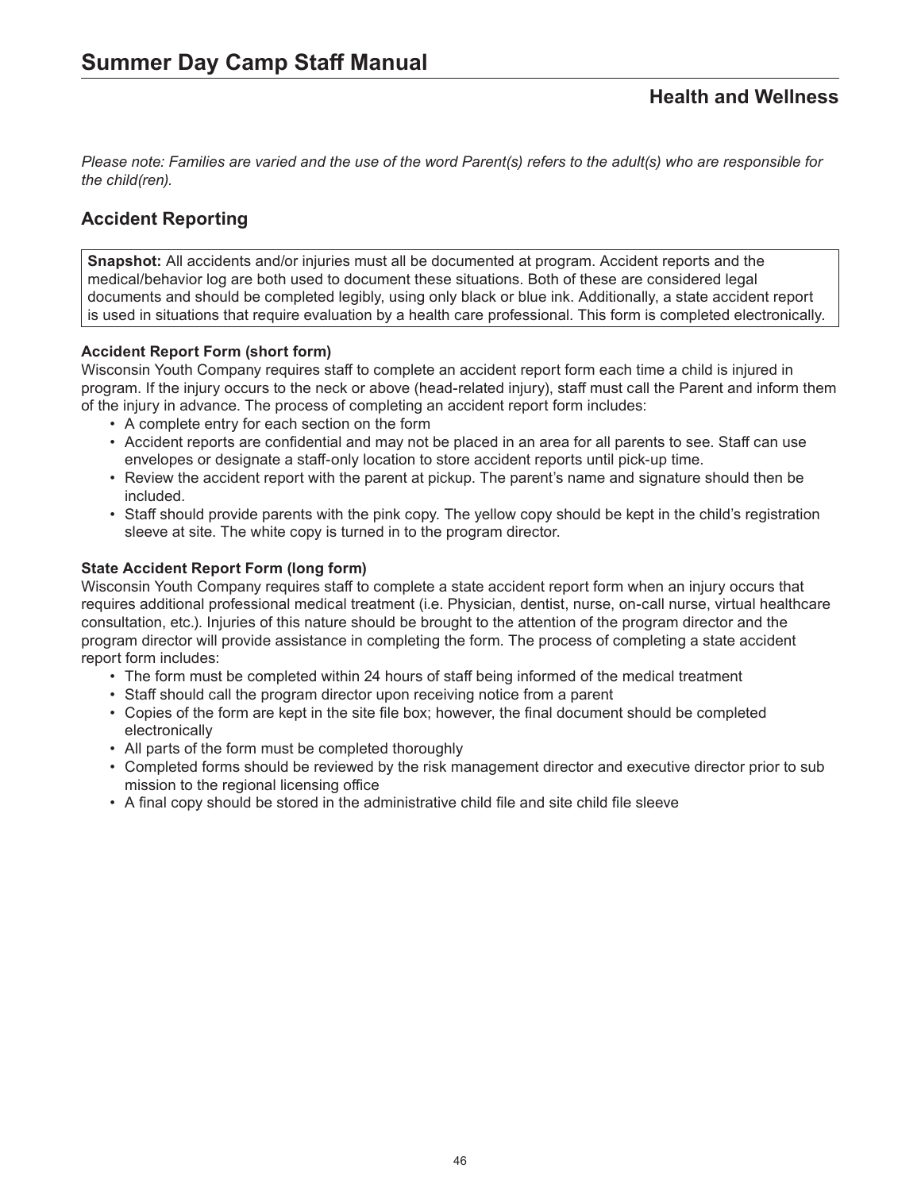# Summer Day Camp Staff Manual

## Health and Wellness

*Please note: Families are varied and the use of the word Parent(s) refers to the adult(s) who are responsible for the child(ren).*

## Accident Reporting

**Snapshot:** All accidents and/or injuries must all be documented at program. Accident reports and the medical/behavior log are both used to document these situations. Both of these are considered legal documents and should be completed legibly, using only black or blue ink. Additionally, a state accident report is used in situations that require evaluation by a health care professional. This form is completed electronically.

### Accident Report Form (short form)

Wisconsin Youth Company requires staff to complete an accident report form each time a child is injured in program. If the injury occurs to the neck or above (head-related injury), staff must call the Parent and inform them of the injury in advance. The process of completing an accident report form includes:

- A complete entry for each section on the form
- Accident reports are confidential and may not be placed in an area for all parents to see. Staff can use envelopes or designate a staff-only location to store accident reports until pick-up time.
- Review the accident report with the parent at pickup. The parent's name and signature should then be included.
- Staff should provide parents with the pink copy. The yellow copy should be kept in the child's registration sleeve at site. The white copy is turned in to the program director.

### State Accident Report Form (long form)

Wisconsin Youth Company requires staff to complete a state accident report form when an injury occurs that requires additional professional medical treatment (i.e. Physician, dentist, nurse, on-call nurse, virtual healthcare consultation, etc.). Injuries of this nature should be brought to the attention of the program director and the program director will provide assistance in completing the form. The process of completing a state accident report form includes:

- The form must be completed within 24 hours of staff being informed of the medical treatment
- Staff should call the program director upon receiving notice from a parent
- Copies of the form are kept in the site file box; however, the final document should be completed electronically
- All parts of the form must be completed thoroughly
- Completed forms should be reviewed by the risk management director and executive director prior to sub mission to the regional licensing office
- A final copy should be stored in the administrative child file and site child file sleeve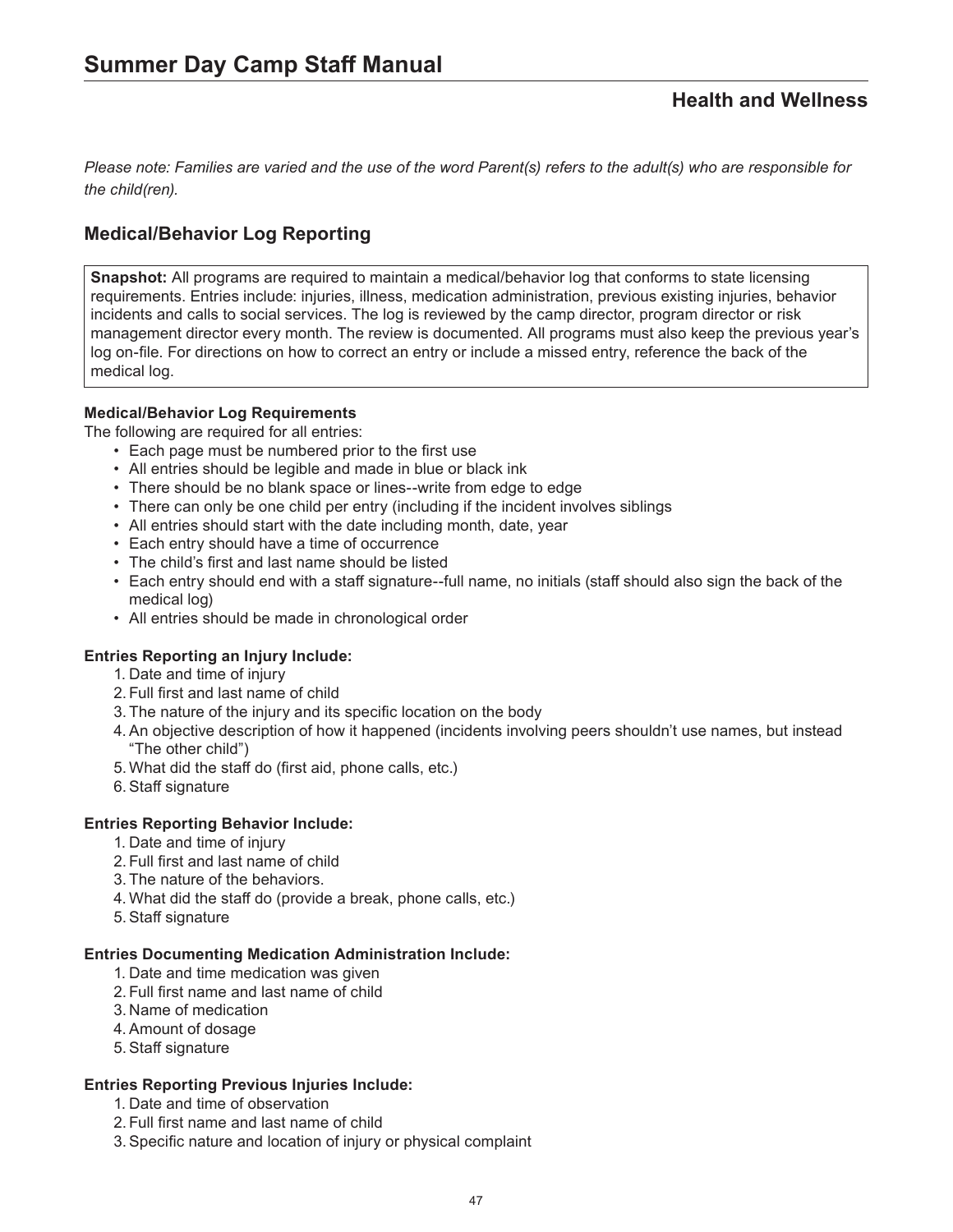# Summer Day Camp Staff Manual

## Health and Wellness

*Please note: Families are varied and the use of the word Parent(s) refers to the adult(s) who are responsible for the child(ren).*

### Medical/Behavior Log Reporting

**Snapshot:** All programs are required to maintain a medical/behavior log that conforms to state licensing requirements. Entries include: injuries, illness, medication administration, previous existing injuries, behavior incidents and calls to social services. The log is reviewed by the camp director, program director or risk management director every month. The review is documented. All programs must also keep the previous year's log on-file. For directions on how to correct an entry or include a missed entry, reference the back of the medical log.

**Medical/Behavior Log Requirements**

The following are required for all entries:

- Each page must be numbered prior to the first use
- All entries should be legible and made in blue or black ink
- There should be no blank space or lines--write from edge to edge
- There can only be one child per entry (including if the incident involves siblings
- All entries should start with the date including month, date, year
- Each entry should have a time of occurrence
- The child's first and last name should be listed
- Each entry should end with a staff signature--full name, no initials (staff should also sign the back of the medical log)
- All entries should be made in chronological order

**Entries Reporting an Injury Include:**

1. Date and time of injury
2. Full first and last name of child
3. The nature of the injury and its specific location on the body
4. An objective description of how it happened (incidents involving peers shouldn't use names, but instead "The other child")
5. What did the staff do (first aid, phone calls, etc.)
6. Staff signature

**Entries Reporting Behavior Include:**

1. Date and time of injury
2. Full first and last name of child
3. The nature of the behaviors.
4. What did the staff do (provide a break, phone calls, etc.)
5. Staff signature

**Entries Documenting Medication Administration Include:**

1. Date and time medication was given
2. Full first name and last name of child
3. Name of medication
4. Amount of dosage
5. Staff signature

**Entries Reporting Previous Injuries Include:**

1. Date and time of observation
2. Full first name and last name of child
3. Specific nature and location of injury or physical complaint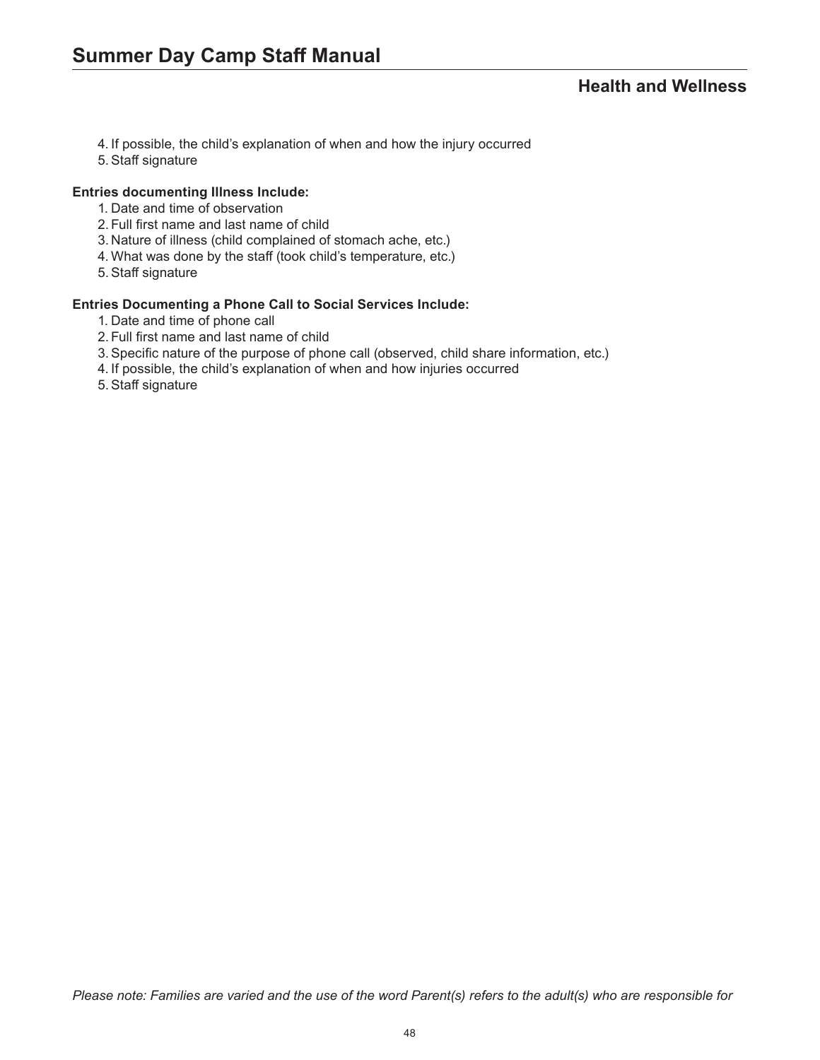4. If possible, the child's explanation of when and how the injury occurred
5. Staff signature

**Entries documenting Illness Include:**

1. Date and time of observation
2. Full first name and last name of child
3. Nature of illness (child complained of stomach ache, etc.)
4. What was done by the staff (took child's temperature, etc.)
5. Staff signature

**Entries Documenting a Phone Call to Social Services Include:**

1. Date and time of phone call
2. Full first name and last name of child
3. Specific nature of the purpose of phone call (observed, child share information, etc.)
4. If possible, the child's explanation of when and how injuries occurred
5. Staff signature

*Please note: Families are varied and the use of the word Parent(s) refers to the adult(s) who are responsible for*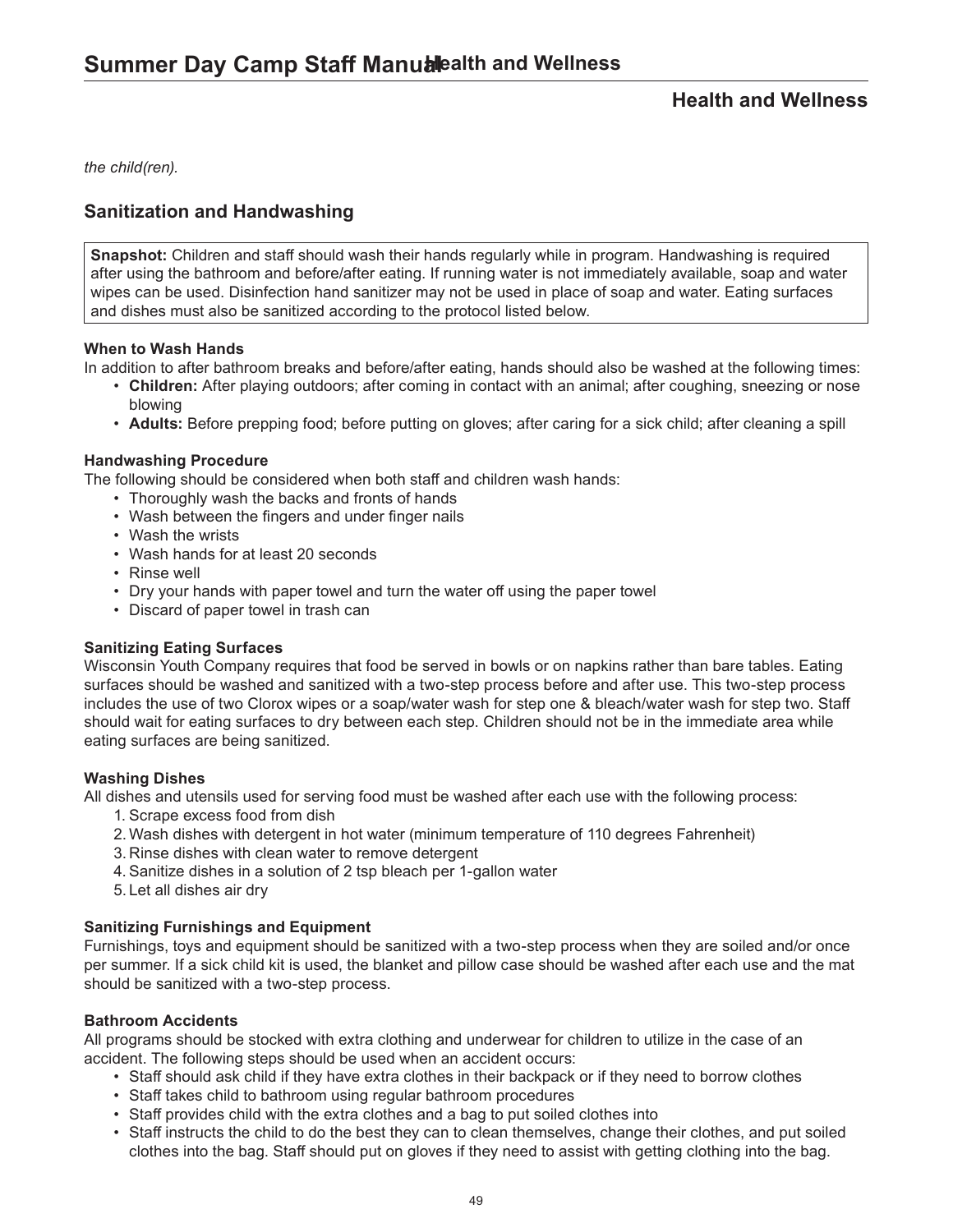*the child(ren).*

## Sanitization and Handwashing

**Snapshot:** Children and staff should wash their hands regularly while in program. Handwashing is required after using the bathroom and before/after eating. If running water is not immediately available, soap and water wipes can be used. Disinfection hand sanitizer may not be used in place of soap and water. Eating surfaces and dishes must also be sanitized according to the protocol listed below.

**When to Wash Hands**

In addition to after bathroom breaks and before/after eating, hands should also be washed at the following times:

- **Children:** After playing outdoors; after coming in contact with an animal; after coughing, sneezing or nose blowing
- **Adults:** Before prepping food; before putting on gloves; after caring for a sick child; after cleaning a spill

**Handwashing Procedure**

The following should be considered when both staff and children wash hands:

- Thoroughly wash the backs and fronts of hands
- Wash between the fingers and under finger nails
- Wash the wrists
- Wash hands for at least 20 seconds
- Rinse well
- Dry your hands with paper towel and turn the water off using the paper towel
- Discard of paper towel in trash can

**Sanitizing Eating Surfaces**

Wisconsin Youth Company requires that food be served in bowls or on napkins rather than bare tables. Eating surfaces should be washed and sanitized with a two-step process before and after use. This two-step process includes the use of two Clorox wipes or a soap/water wash for step one & bleach/water wash for step two. Staff should wait for eating surfaces to dry between each step. Children should not be in the immediate area while eating surfaces are being sanitized.

**Washing Dishes**

All dishes and utensils used for serving food must be washed after each use with the following process:

1. Scrape excess food from dish
2. Wash dishes with detergent in hot water (minimum temperature of 110 degrees Fahrenheit)
3. Rinse dishes with clean water to remove detergent
4. Sanitize dishes in a solution of 2 tsp bleach per 1-gallon water
5. Let all dishes air dry

**Sanitizing Furnishings and Equipment**

Furnishings, toys and equipment should be sanitized with a two-step process when they are soiled and/or once per summer. If a sick child kit is used, the blanket and pillow case should be washed after each use and the mat should be sanitized with a two-step process.

**Bathroom Accidents**

All programs should be stocked with extra clothing and underwear for children to utilize in the case of an accident. The following steps should be used when an accident occurs:

- Staff should ask child if they have extra clothes in their backpack or if they need to borrow clothes
- Staff takes child to bathroom using regular bathroom procedures
- Staff provides child with the extra clothes and a bag to put soiled clothes into
- Staff instructs the child to do the best they can to clean themselves, change their clothes, and put soiled clothes into the bag. Staff should put on gloves if they need to assist with getting clothing into the bag.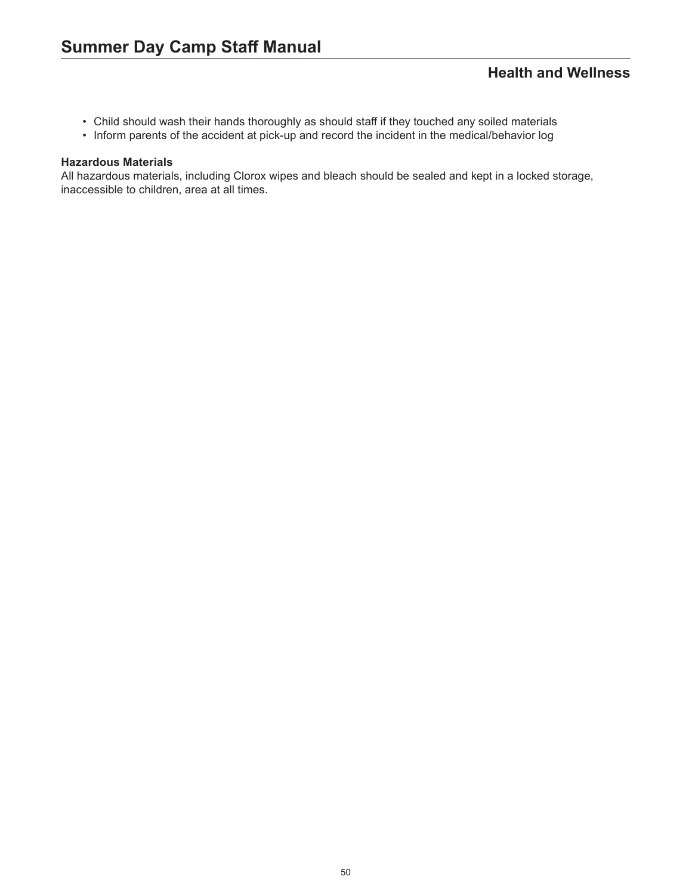- Child should wash their hands thoroughly as should staff if they touched any soiled materials
- Inform parents of the accident at pick-up and record the incident in the medical/behavior log

**Hazardous Materials**

All hazardous materials, including Clorox wipes and bleach should be sealed and kept in a locked storage, inaccessible to children, area at all times.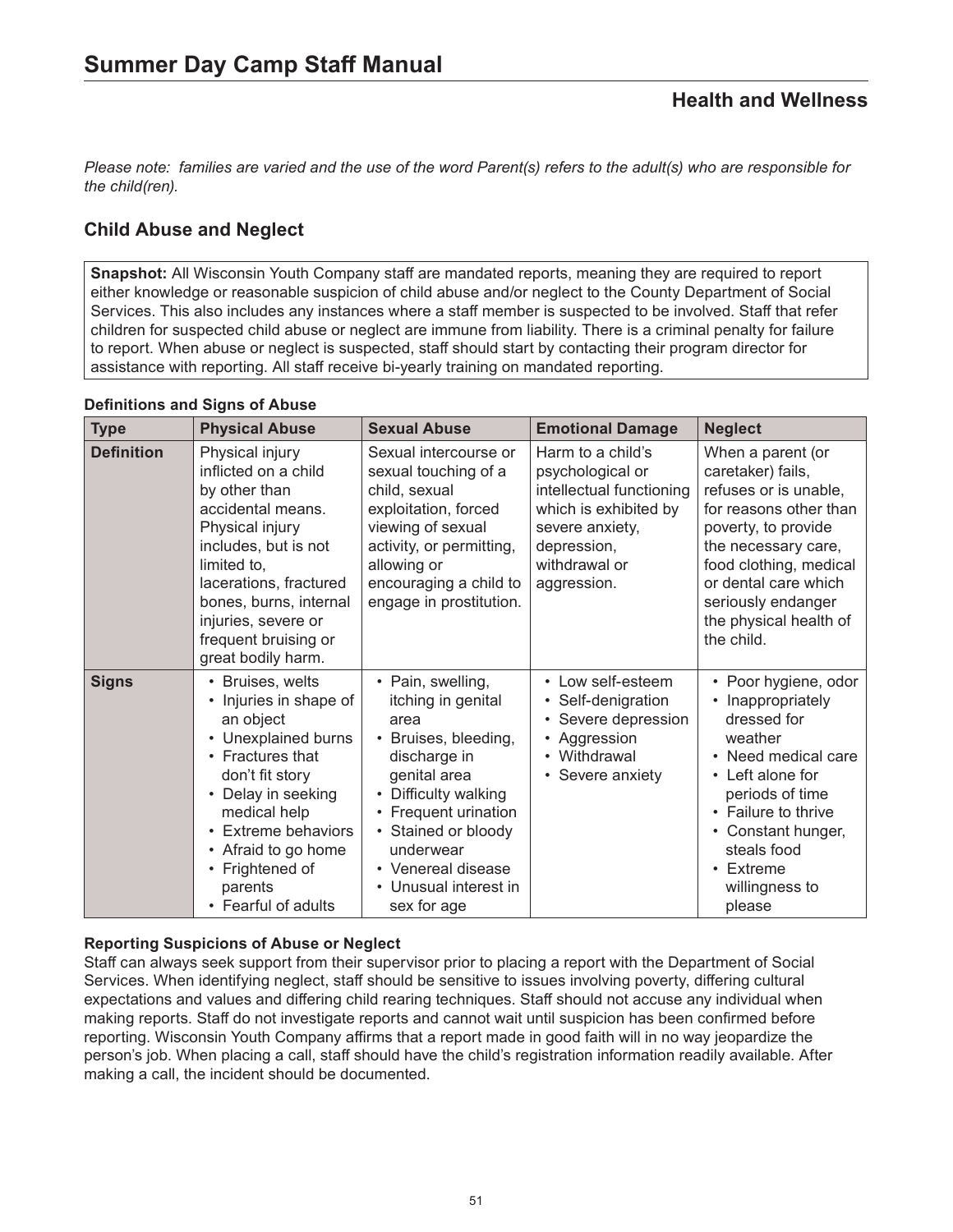# Summary Day Camp Staff Manual

## Health and Wellness

*Please note: families are varied and the use of the word Parent(s) refers to the adult(s) who are responsible for the child(ren).*

### Child Abuse and Neglect

**Snapshot:** All Wisconsin Youth Company staff are mandated reports, meaning they are required to report either knowledge or reasonable suspicion of child abuse and/or neglect to the County Department of Social Services. This also includes any instances where a staff member is suspected to be involved. Staff that refer children for suspected child abuse or neglect are immune from liability. There is a criminal penalty for failure to report. When abuse or neglect is suspected, staff should start by contacting their program director for assistance with reporting. All staff receive bi-yearly training on mandated reporting.

**Definitions and Signs of Abuse**

| Type | Physical Abuse | Sexual Abuse | Emotional Damage | Neglect |
|---|---|---|---|---|
| **Definition** | Physical injury inflicted on a child by other than accidental means. Physical injury includes, but is not limited to, lacerations, fractured bones, burns, internal injuries, severe or frequent bruising or great bodily harm. | Sexual intercourse or sexual touching of a child, sexual exploitation, forced viewing of sexual activity, or permitting, allowing or encouraging a child to engage in prostitution. | Harm to a child's psychological or intellectual functioning which is exhibited by severe anxiety, depression, withdrawal or aggression. | When a parent (or caretaker) fails, refuses or is unable, for reasons other than poverty, to provide the necessary care, food clothing, medical or dental care which seriously endanger the physical health of the child. |
| **Signs** | • Bruises, welts<br>• Injuries in shape of an object<br>• Unexplained burns<br>• Fractures that don't fit story<br>• Delay in seeking medical help<br>• Extreme behaviors<br>• Afraid to go home<br>• Frightened of parents<br>• Fearful of adults | • Pain, swelling, itching in genital area<br>• Bruises, bleeding, discharge in genital area<br>• Difficulty walking<br>• Frequent urination<br>• Stained or bloody underwear<br>• Venereal disease<br>• Unusual interest in sex for age | • Low self-esteem<br>• Self-denigration<br>• Severe depression<br>• Aggression<br>• Withdrawal<br>• Severe anxiety | • Poor hygiene, odor<br>• Inappropriately dressed for weather<br>• Need medical care<br>• Left alone for periods of time<br>• Failure to thrive<br>• Constant hunger, steals food<br>• Extreme willingness to please |

**Reporting Suspicions of Abuse or Neglect**

Staff can always seek support from their supervisor prior to placing a report with the Department of Social Services. When identifying neglect, staff should be sensitive to issues involving poverty, differing cultural expectations and values and differing child rearing techniques. Staff should not accuse any individual when making reports. Staff do not investigate reports and cannot wait until suspicion has been confirmed before reporting. Wisconsin Youth Company affirms that a report made in good faith will in no way jeopardize the person's job. When placing a call, staff should have the child's registration information readily available. After making a call, the incident should be documented.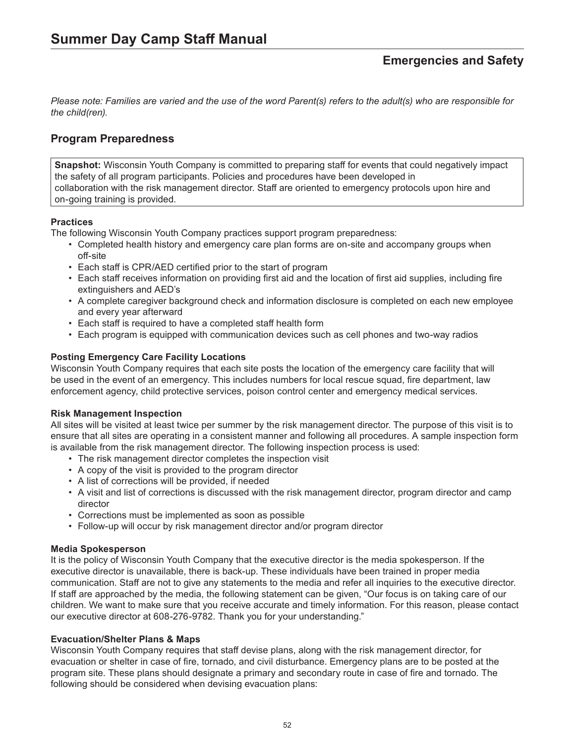# Summary Day Camp Staff Manual

## Emergencies and Safety

*Please note: Families are varied and the use of the word Parent(s) refers to the adult(s) who are responsible for the child(ren).*

## Program Preparedness

**Snapshot:** Wisconsin Youth Company is committed to preparing staff for events that could negatively impact the safety of all program participants. Policies and procedures have been developed in collaboration with the risk management director. Staff are oriented to emergency protocols upon hire and on-going training is provided.

### Practices

The following Wisconsin Youth Company practices support program preparedness:

- Completed health history and emergency care plan forms are on-site and accompany groups when off-site
- Each staff is CPR/AED certified prior to the start of program
- Each staff receives information on providing first aid and the location of first aid supplies, including fire extinguishers and AED's
- A complete caregiver background check and information disclosure is completed on each new employee and every year afterward
- Each staff is required to have a completed staff health form
- Each program is equipped with communication devices such as cell phones and two-way radios

### Posting Emergency Care Facility Locations

Wisconsin Youth Company requires that each site posts the location of the emergency care facility that will be used in the event of an emergency. This includes numbers for local rescue squad, fire department, law enforcement agency, child protective services, poison control center and emergency medical services.

### Risk Management Inspection

All sites will be visited at least twice per summer by the risk management director. The purpose of this visit is to ensure that all sites are operating in a consistent manner and following all procedures. A sample inspection form is available from the risk management director. The following inspection process is used:

- The risk management director completes the inspection visit
- A copy of the visit is provided to the program director
- A list of corrections will be provided, if needed
- A visit and list of corrections is discussed with the risk management director, program director and camp director
- Corrections must be implemented as soon as possible
- Follow-up will occur by risk management director and/or program director

### Media Spokesperson

It is the policy of Wisconsin Youth Company that the executive director is the media spokesperson. If the executive director is unavailable, there is back-up. These individuals have been trained in proper media communication. Staff are not to give any statements to the media and refer all inquiries to the executive director. If staff are approached by the media, the following statement can be given, "Our focus is on taking care of our children. We want to make sure that you receive accurate and timely information. For this reason, please contact our executive director at 608-276-9782. Thank you for your understanding."

### Evacuation/Shelter Plans & Maps

Wisconsin Youth Company requires that staff devise plans, along with the risk management director, for evacuation or shelter in case of fire, tornado, and civil disturbance. Emergency plans are to be posted at the program site. These plans should designate a primary and secondary route in case of fire and tornado. The following should be considered when devising evacuation plans:

# Summer Day Camp Staff Manual

## Emergencies and Safety

*Please note: Families are varied and the use of the word Parent(s) refers to the adult(s) who are responsible for the child(ren).*

## Program Preparedness

**Snapshot:** Wisconsin Youth Company is committed to preparing staff for events that could negatively impact the safety of all program participants. Policies and procedures have been developed in collaboration with the risk management director. Staff are oriented to emergency protocols upon hire and on-going training is provided.

### Practices

The following Wisconsin Youth Company practices support program preparedness:

- Completed health history and emergency care plan forms are on-site and accompany groups when off-site
- Each staff is CPR/AED certified prior to the start of program
- Each staff receives information on providing first aid and the location of first aid supplies, including fire extinguishers and AED's
- A complete caregiver background check and information disclosure is completed on each new employee and every year afterward
- Each staff is required to have a completed staff health form
- Each program is equipped with communication devices such as cell phones and two-way radios

### Posting Emergency Care Facility Locations

Wisconsin Youth Company requires that each site posts the location of the emergency care facility that will be used in the event of an emergency. This includes numbers for local rescue squad, fire department, law enforcement agency, child protective services, poison control center and emergency medical services.

### Risk Management Inspection

All sites will be visited at least twice per summer by the risk management director. The purpose of this visit is to ensure that all sites are operating in a consistent manner and following all procedures. A sample inspection form is available from the risk management director. The following inspection process is used:

- The risk management director completes the inspection visit
- A copy of the visit is provided to the program director
- A list of corrections will be provided, if needed
- A visit and list of corrections is discussed with the risk management director, program director and camp director
- Corrections must be implemented as soon as possible
- Follow-up will occur by risk management director and/or program director

### Media Spokesperson

It is the policy of Wisconsin Youth Company that the executive director is the media spokesperson. If the executive director is unavailable, there is back-up. These individuals have been trained in proper media communication. Staff are not to give any statements to the media and refer all inquiries to the executive director. If staff are approached by the media, the following statement can be given, "Our focus is on taking care of our children. We want to make sure that you receive accurate and timely information. For this reason, please contact our executive director at 608-276-9782. Thank you for your understanding."

### Evacuation/Shelter Plans & Maps

Wisconsin Youth Company requires that staff devise plans, along with the risk management director, for evacuation or shelter in case of fire, tornado, and civil disturbance. Emergency plans are to be posted at the program site. These plans should designate a primary and secondary route in case of fire and tornado. The following should be considered when devising evacuation plans: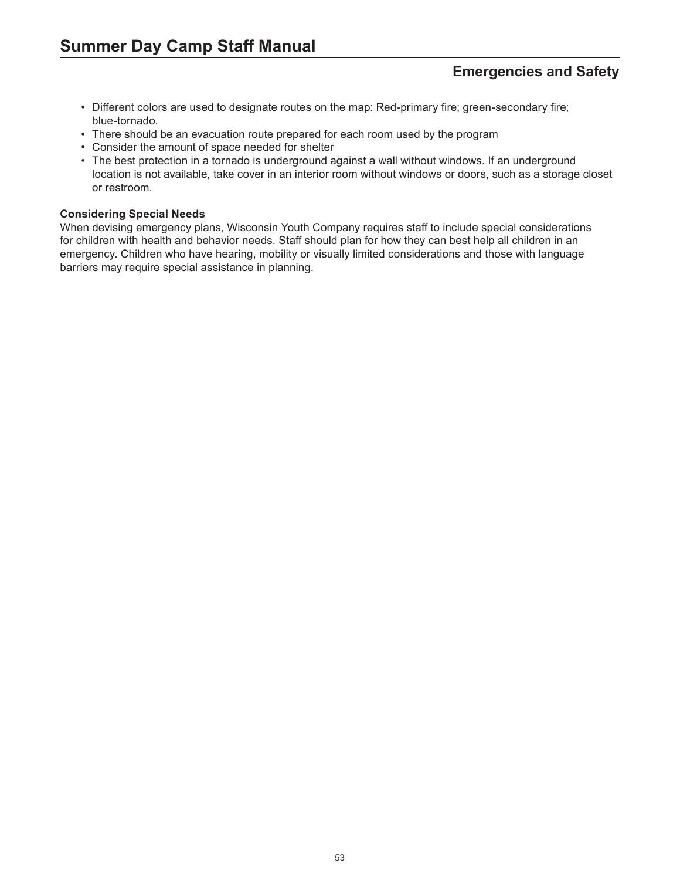- Different colors are used to designate routes on the map: Red-primary fire; green-secondary fire; blue-tornado.
- There should be an evacuation route prepared for each room used by the program
- Consider the amount of space needed for shelter
- The best protection in a tornado is underground against a wall without windows. If an underground location is not available, take cover in an interior room without windows or doors, such as a storage closet or restroom.

**Considering Special Needs**

When devising emergency plans, Wisconsin Youth Company requires staff to include special considerations for children with health and behavior needs. Staff should plan for how they can best help all children in an emergency. Children who have hearing, mobility or visually limited considerations and those with language barriers may require special assistance in planning.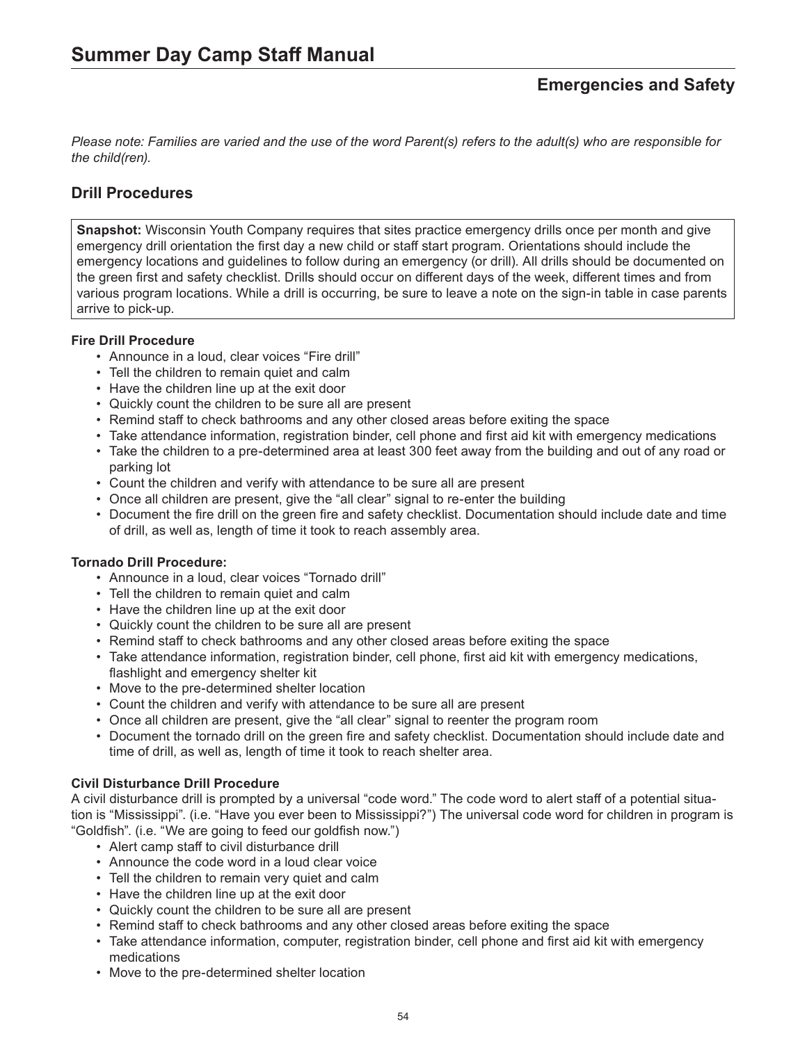# Summer Day Camp Staff Manual

## Emergencies and Safety

*Please note: Families are varied and the use of the word Parent(s) refers to the adult(s) who are responsible for the child(ren).*

## Drill Procedures

**Snapshot:** Wisconsin Youth Company requires that sites practice emergency drills once per month and give emergency drill orientation the first day a new child or staff start program. Orientations should include the emergency locations and guidelines to follow during an emergency (or drill). All drills should be documented on the green first and safety checklist. Drills should occur on different days of the week, different times and from various program locations. While a drill is occurring, be sure to leave a note on the sign-in table in case parents arrive to pick-up.

**Fire Drill Procedure**

- Announce in a loud, clear voices "Fire drill"
- Tell the children to remain quiet and calm
- Have the children line up at the exit door
- Quickly count the children to be sure all are present
- Remind staff to check bathrooms and any other closed areas before exiting the space
- Take attendance information, registration binder, cell phone and first aid kit with emergency medications
- Take the children to a pre-determined area at least 300 feet away from the building and out of any road or parking lot
- Count the children and verify with attendance to be sure all are present
- Once all children are present, give the "all clear" signal to re-enter the building
- Document the fire drill on the green fire and safety checklist. Documentation should include date and time of drill, as well as, length of time it took to reach assembly area.

**Tornado Drill Procedure:**

- Announce in a loud, clear voices "Tornado drill"
- Tell the children to remain quiet and calm
- Have the children line up at the exit door
- Quickly count the children to be sure all are present
- Remind staff to check bathrooms and any other closed areas before exiting the space
- Take attendance information, registration binder, cell phone, first aid kit with emergency medications, flashlight and emergency shelter kit
- Move to the pre-determined shelter location
- Count the children and verify with attendance to be sure all are present
- Once all children are present, give the "all clear" signal to reenter the program room
- Document the tornado drill on the green fire and safety checklist. Documentation should include date and time of drill, as well as, length of time it took to reach shelter area.

**Civil Disturbance Drill Procedure**

A civil disturbance drill is prompted by a universal "code word." The code word to alert staff of a potential situation is "Mississippi". (i.e. "Have you ever been to Mississippi?") The universal code word for children in program is "Goldfish". (i.e. "We are going to feed our goldfish now.")

- Alert camp staff to civil disturbance drill
- Announce the code word in a loud clear voice
- Tell the children to remain very quiet and calm
- Have the children line up at the exit door
- Quickly count the children to be sure all are present
- Remind staff to check bathrooms and any other closed areas before exiting the space
- Take attendance information, computer, registration binder, cell phone and first aid kit with emergency medications
- Move to the pre-determined shelter location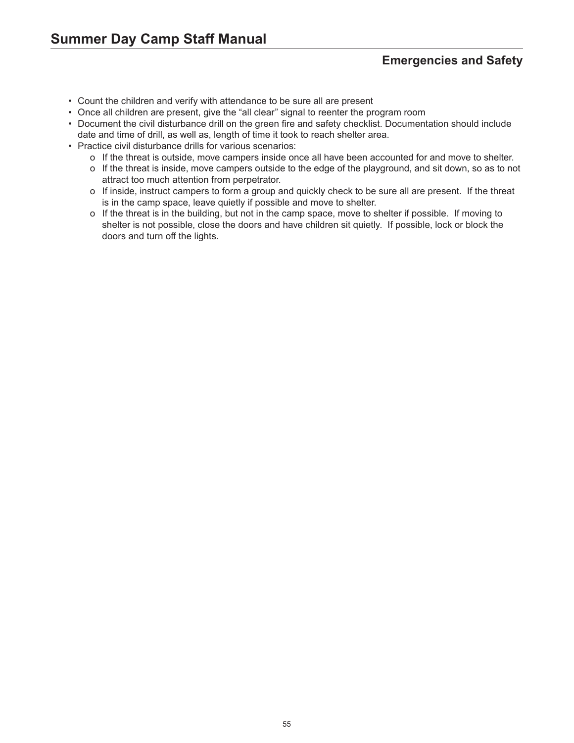- Count the children and verify with attendance to be sure all are present
- Once all children are present, give the “all clear” signal to reenter the program room
- Document the civil disturbance drill on the green fire and safety checklist. Documentation should include date and time of drill, as well as, length of time it took to reach shelter area.
- Practice civil disturbance drills for various scenarios:
  - If the threat is outside, move campers inside once all have been accounted for and move to shelter.
  - If the threat is inside, move campers outside to the edge of the playground, and sit down, so as to not attract too much attention from perpetrator.
  - If inside, instruct campers to form a group and quickly check to be sure all are present. If the threat is in the camp space, leave quietly if possible and move to shelter.
  - If the threat is in the building, but not in the camp space, move to shelter if possible. If moving to shelter is not possible, close the doors and have children sit quietly. If possible, lock or block the doors and turn off the lights.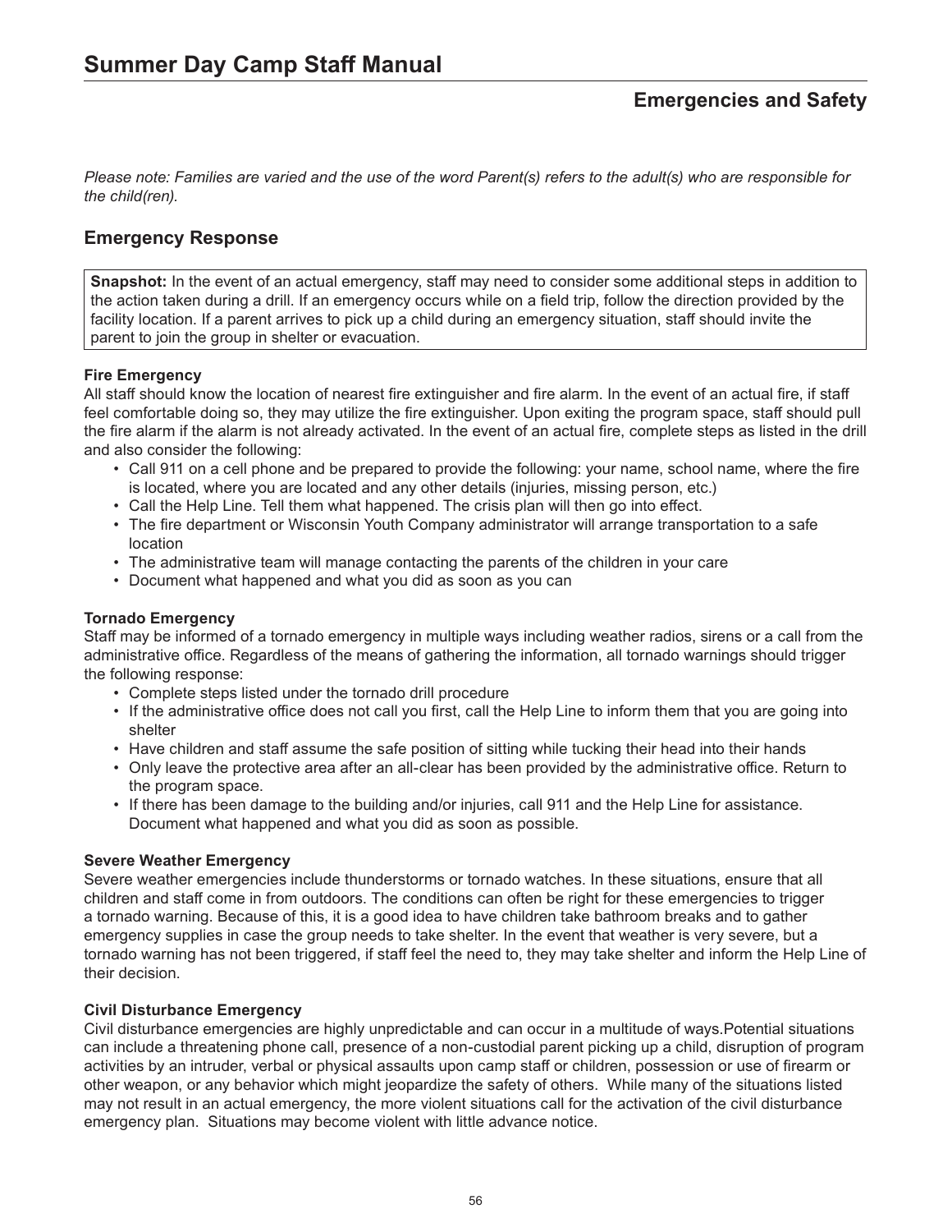# Summer Day Camp Staff Manual

## Emergencies and Safety

*Please note: Families are varied and the use of the word Parent(s) refers to the adult(s) who are responsible for the child(ren).*

## Emergency Response

**Snapshot:** In the event of an actual emergency, staff may need to consider some additional steps in addition to the action taken during a drill. If an emergency occurs while on a field trip, follow the direction provided by the facility location. If a parent arrives to pick up a child during an emergency situation, staff should invite the parent to join the group in shelter or evacuation.

**Fire Emergency**
All staff should know the location of nearest fire extinguisher and fire alarm. In the event of an actual fire, if staff feel comfortable doing so, they may utilize the fire extinguisher. Upon exiting the program space, staff should pull the fire alarm if the alarm is not already activated. In the event of an actual fire, complete steps as listed in the drill and also consider the following:

- Call 911 on a cell phone and be prepared to provide the following: your name, school name, where the fire is located, where you are located and any other details (injuries, missing person, etc.)
- Call the Help Line. Tell them what happened. The crisis plan will then go into effect.
- The fire department or Wisconsin Youth Company administrator will arrange transportation to a safe location
- The administrative team will manage contacting the parents of the children in your care
- Document what happened and what you did as soon as you can

**Tornado Emergency**
Staff may be informed of a tornado emergency in multiple ways including weather radios, sirens or a call from the administrative office. Regardless of the means of gathering the information, all tornado warnings should trigger the following response:

- Complete steps listed under the tornado drill procedure
- If the administrative office does not call you first, call the Help Line to inform them that you are going into shelter
- Have children and staff assume the safe position of sitting while tucking their head into their hands
- Only leave the protective area after an all-clear has been provided by the administrative office. Return to the program space.
- If there has been damage to the building and/or injuries, call 911 and the Help Line for assistance. Document what happened and what you did as soon as possible.

**Severe Weather Emergency**
Severe weather emergencies include thunderstorms or tornado watches. In these situations, ensure that all children and staff come in from outdoors. The conditions can often be right for these emergencies to trigger a tornado warning. Because of this, it is a good idea to have children take bathroom breaks and to gather emergency supplies in case the group needs to take shelter. In the event that weather is very severe, but a tornado warning has not been triggered, if staff feel the need to, they may take shelter and inform the Help Line of their decision.

**Civil Disturbance Emergency**
Civil disturbance emergencies are highly unpredictable and can occur in a multitude of ways.Potential situations can include a threatening phone call, presence of a non-custodial parent picking up a child, disruption of program activities by an intruder, verbal or physical assaults upon camp staff or children, possession or use of firearm or other weapon, or any behavior which might jeopardize the safety of others. While many of the situations listed may not result in an actual emergency, the more violent situations call for the activation of the civil disturbance emergency plan. Situations may become violent with little advance notice.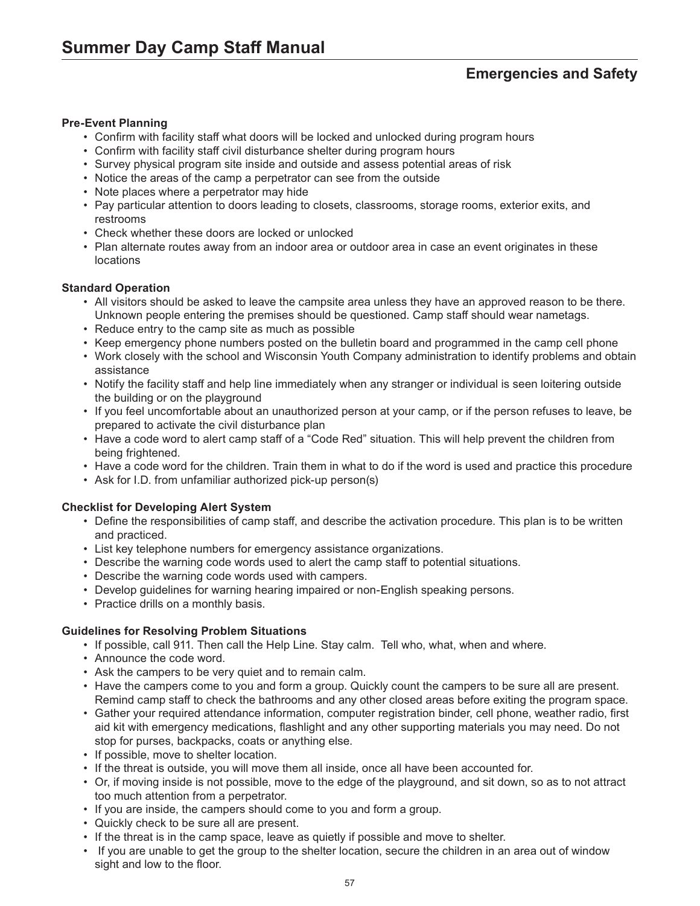# Summer Day Camp Staff Manual

## Emergencies and Safety

**Pre-Event Planning**

- Confirm with facility staff what doors will be locked and unlocked during program hours
- Confirm with facility staff civil disturbance shelter during program hours
- Survey physical program site inside and outside and assess potential areas of risk
- Notice the areas of the camp a perpetrator can see from the outside
- Note places where a perpetrator may hide
- Pay particular attention to doors leading to closets, classrooms, storage rooms, exterior exits, and restrooms
- Check whether these doors are locked or unlocked
- Plan alternate routes away from an indoor area or outdoor area in case an event originates in these locations

**Standard Operation**

- All visitors should be asked to leave the campsite area unless they have an approved reason to be there. Unknown people entering the premises should be questioned. Camp staff should wear nametags.
- Reduce entry to the camp site as much as possible
- Keep emergency phone numbers posted on the bulletin board and programmed in the camp cell phone
- Work closely with the school and Wisconsin Youth Company administration to identify problems and obtain assistance
- Notify the facility staff and help line immediately when any stranger or individual is seen loitering outside the building or on the playground
- If you feel uncomfortable about an unauthorized person at your camp, or if the person refuses to leave, be prepared to activate the civil disturbance plan
- Have a code word to alert camp staff of a "Code Red" situation. This will help prevent the children from being frightened.
- Have a code word for the children. Train them in what to do if the word is used and practice this procedure
- Ask for I.D. from unfamiliar authorized pick-up person(s)

**Checklist for Developing Alert System**

- Define the responsibilities of camp staff, and describe the activation procedure. This plan is to be written and practiced.
- List key telephone numbers for emergency assistance organizations.
- Describe the warning code words used to alert the camp staff to potential situations.
- Describe the warning code words used with campers.
- Develop guidelines for warning hearing impaired or non-English speaking persons.
- Practice drills on a monthly basis.

**Guidelines for Resolving Problem Situations**

- If possible, call 911. Then call the Help Line. Stay calm. Tell who, what, when and where.
- Announce the code word.
- Ask the campers to be very quiet and to remain calm.
- Have the campers come to you and form a group. Quickly count the campers to be sure all are present. Remind camp staff to check the bathrooms and any other closed areas before exiting the program space.
- Gather your required attendance information, computer registration binder, cell phone, weather radio, first aid kit with emergency medications, flashlight and any other supporting materials you may need. Do not stop for purses, backpacks, coats or anything else.
- If possible, move to shelter location.
- If the threat is outside, you will move them all inside, once all have been accounted for.
- Or, if moving inside is not possible, move to the edge of the playground, and sit down, so as to not attract too much attention from a perpetrator.
- If you are inside, the campers should come to you and form a group.
- Quickly check to be sure all are present.
- If the threat is in the camp space, leave as quietly if possible and move to shelter.
- If you are unable to get the group to the shelter location, secure the children in an area out of window sight and low to the floor.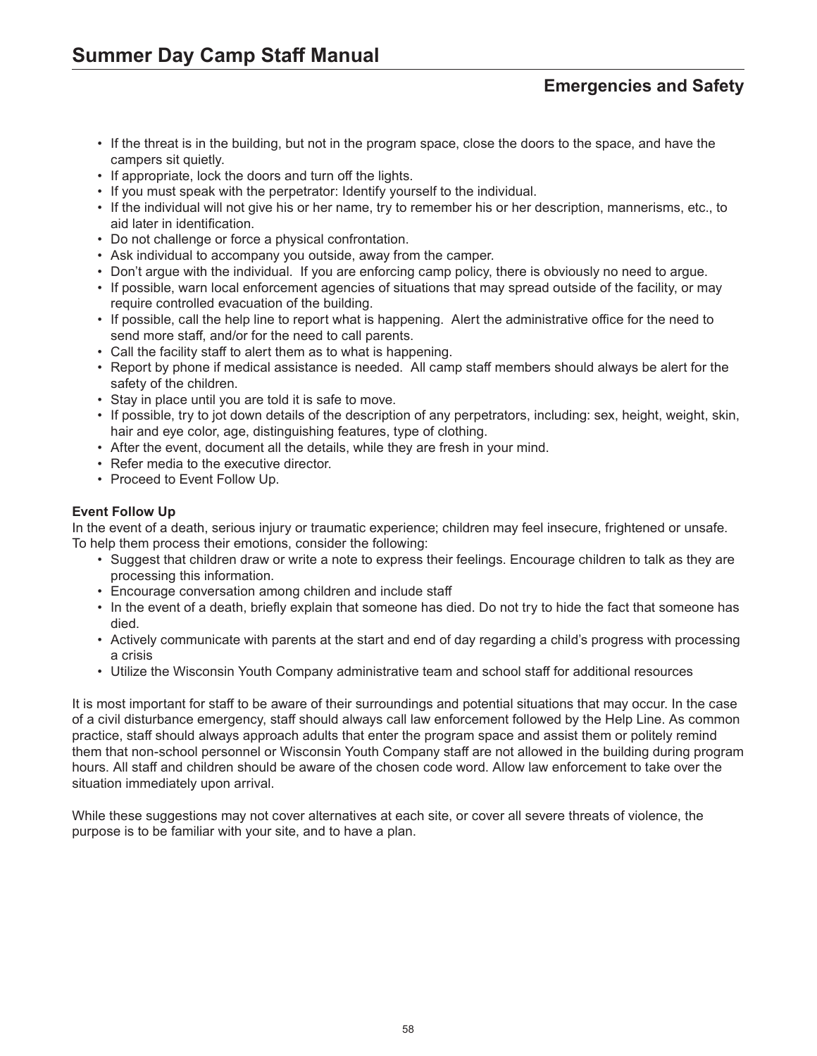- If the threat is in the building, but not in the program space, close the doors to the space, and have the campers sit quietly.
- If appropriate, lock the doors and turn off the lights.
- If you must speak with the perpetrator: Identify yourself to the individual.
- If the individual will not give his or her name, try to remember his or her description, mannerisms, etc., to aid later in identification.
- Do not challenge or force a physical confrontation.
- Ask individual to accompany you outside, away from the camper.
- Don't argue with the individual. If you are enforcing camp policy, there is obviously no need to argue.
- If possible, warn local enforcement agencies of situations that may spread outside of the facility, or may require controlled evacuation of the building.
- If possible, call the help line to report what is happening. Alert the administrative office for the need to send more staff, and/or for the need to call parents.
- Call the facility staff to alert them as to what is happening.
- Report by phone if medical assistance is needed. All camp staff members should always be alert for the safety of the children.
- Stay in place until you are told it is safe to move.
- If possible, try to jot down details of the description of any perpetrators, including: sex, height, weight, skin, hair and eye color, age, distinguishing features, type of clothing.
- After the event, document all the details, while they are fresh in your mind.
- Refer media to the executive director.
- Proceed to Event Follow Up.

**Event Follow Up**

In the event of a death, serious injury or traumatic experience; children may feel insecure, frightened or unsafe. To help them process their emotions, consider the following:

- Suggest that children draw or write a note to express their feelings. Encourage children to talk as they are processing this information.
- Encourage conversation among children and include staff
- In the event of a death, briefly explain that someone has died. Do not try to hide the fact that someone has died.
- Actively communicate with parents at the start and end of day regarding a child's progress with processing a crisis
- Utilize the Wisconsin Youth Company administrative team and school staff for additional resources

It is most important for staff to be aware of their surroundings and potential situations that may occur. In the case of a civil disturbance emergency, staff should always call law enforcement followed by the Help Line. As common practice, staff should always approach adults that enter the program space and assist them or politely remind them that non-school personnel or Wisconsin Youth Company staff are not allowed in the building during program hours. All staff and children should be aware of the chosen code word. Allow law enforcement to take over the situation immediately upon arrival.

While these suggestions may not cover alternatives at each site, or cover all severe threats of violence, the purpose is to be familiar with your site, and to have a plan.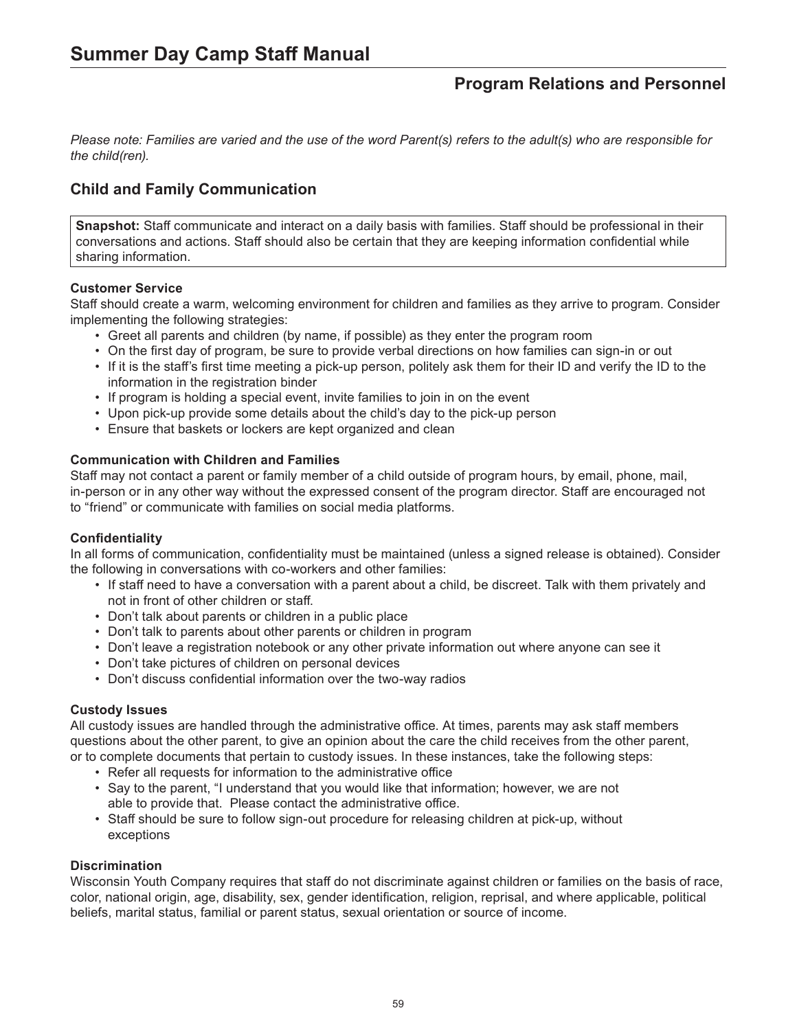## Program Relations and Personnel

*Please note: Families are varied and the use of the word Parent(s) refers to the adult(s) who are responsible for the child(ren).*

### Child and Family Communication

**Snapshot:** Staff communicate and interact on a daily basis with families. Staff should be professional in their conversations and actions. Staff should also be certain that they are keeping information confidential while sharing information.

**Customer Service**

Staff should create a warm, welcoming environment for children and families as they arrive to program. Consider implementing the following strategies:

- Greet all parents and children (by name, if possible) as they enter the program room
- On the first day of program, be sure to provide verbal directions on how families can sign-in or out
- If it is the staff's first time meeting a pick-up person, politely ask them for their ID and verify the ID to the information in the registration binder
- If program is holding a special event, invite families to join in on the event
- Upon pick-up provide some details about the child's day to the pick-up person
- Ensure that baskets or lockers are kept organized and clean

**Communication with Children and Families**

Staff may not contact a parent or family member of a child outside of program hours, by email, phone, mail, in-person or in any other way without the expressed consent of the program director. Staff are encouraged not to "friend" or communicate with families on social media platforms.

**Confidentiality**

In all forms of communication, confidentiality must be maintained (unless a signed release is obtained). Consider the following in conversations with co-workers and other families:

- If staff need to have a conversation with a parent about a child, be discreet. Talk with them privately and not in front of other children or staff.
- Don't talk about parents or children in a public place
- Don't talk to parents about other parents or children in program
- Don't leave a registration notebook or any other private information out where anyone can see it
- Don't take pictures of children on personal devices
- Don't discuss confidential information over the two-way radios

**Custody Issues**

All custody issues are handled through the administrative office. At times, parents may ask staff members questions about the other parent, to give an opinion about the care the child receives from the other parent, or to complete documents that pertain to custody issues. In these instances, take the following steps:

- Refer all requests for information to the administrative office
- Say to the parent, "I understand that you would like that information; however, we are not able to provide that. Please contact the administrative office.
- Staff should be sure to follow sign-out procedure for releasing children at pick-up, without exceptions

**Discrimination**

Wisconsin Youth Company requires that staff do not discriminate against children or families on the basis of race, color, national origin, age, disability, sex, gender identification, religion, reprisal, and where applicable, political beliefs, marital status, familial or parent status, sexual orientation or source of income.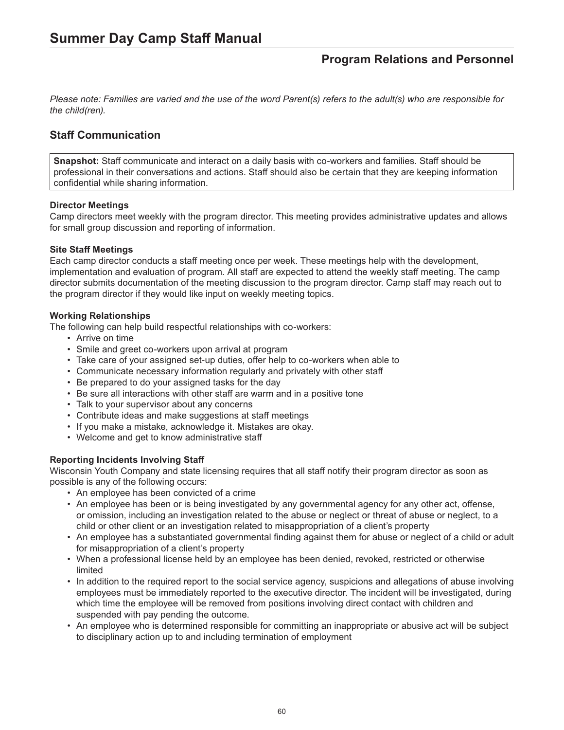## Program Relations and Personnel

*Please note: Families are varied and the use of the word Parent(s) refers to the adult(s) who are responsible for the child(ren).*

## Staff Communication

**Snapshot:** Staff communicate and interact on a daily basis with co-workers and families. Staff should be professional in their conversations and actions. Staff should also be certain that they are keeping information confidential while sharing information.

**Director Meetings**
Camp directors meet weekly with the program director. This meeting provides administrative updates and allows for small group discussion and reporting of information.

**Site Staff Meetings**
Each camp director conducts a staff meeting once per week. These meetings help with the development, implementation and evaluation of program. All staff are expected to attend the weekly staff meeting. The camp director submits documentation of the meeting discussion to the program director. Camp staff may reach out to the program director if they would like input on weekly meeting topics.

**Working Relationships**
The following can help build respectful relationships with co-workers:

- Arrive on time
- Smile and greet co-workers upon arrival at program
- Take care of your assigned set-up duties, offer help to co-workers when able to
- Communicate necessary information regularly and privately with other staff
- Be prepared to do your assigned tasks for the day
- Be sure all interactions with other staff are warm and in a positive tone
- Talk to your supervisor about any concerns
- Contribute ideas and make suggestions at staff meetings
- If you make a mistake, acknowledge it. Mistakes are okay.
- Welcome and get to know administrative staff

**Reporting Incidents Involving Staff**
Wisconsin Youth Company and state licensing requires that all staff notify their program director as soon as possible is any of the following occurs:

- An employee has been convicted of a crime
- An employee has been or is being investigated by any governmental agency for any other act, offense, or omission, including an investigation related to the abuse or neglect or threat of abuse or neglect, to a child or other client or an investigation related to misappropriation of a client's property
- An employee has a substantiated governmental finding against them for abuse or neglect of a child or adult for misappropriation of a client's property
- When a professional license held by an employee has been denied, revoked, restricted or otherwise limited
- In addition to the required report to the social service agency, suspicions and allegations of abuse involving employees must be immediately reported to the executive director. The incident will be investigated, during which time the employee will be removed from positions involving direct contact with children and suspended with pay pending the outcome.
- An employee who is determined responsible for committing an inappropriate or abusive act will be subject to disciplinary action up to and including termination of employment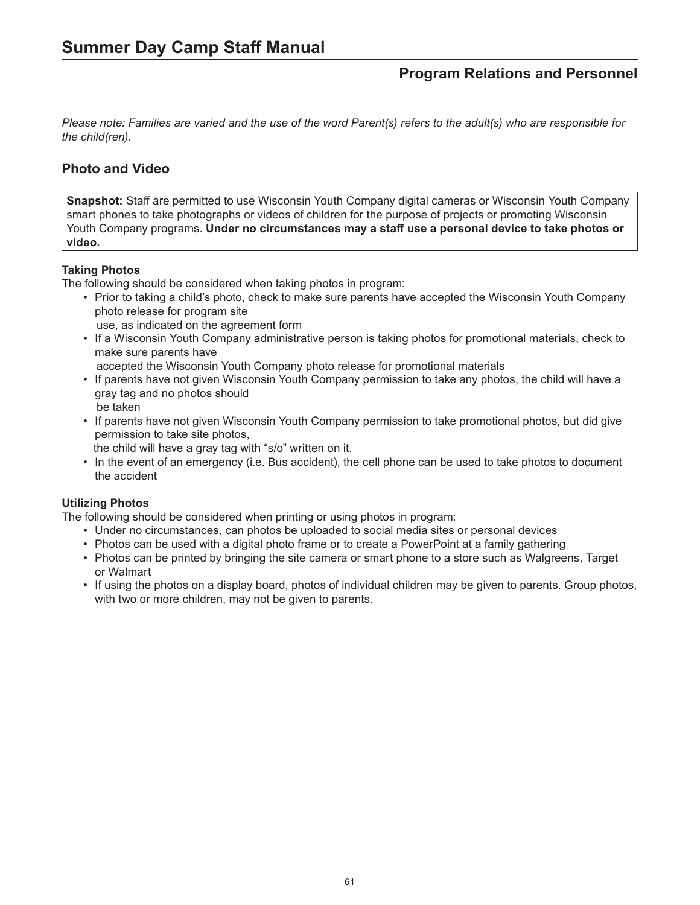# Summary Day Camp Staff Manual

## Program Relations and Personnel

*Please note: Families are varied and the use of the word Parent(s) refers to the adult(s) who are responsible for the child(ren).*

### Photo and Video

**Snapshot:** Staff are permitted to use Wisconsin Youth Company digital cameras or Wisconsin Youth Company smart phones to take photographs or videos of children for the purpose of projects or promoting Wisconsin Youth Company programs. **Under no circumstances may a staff use a personal device to take photos or video.**

**Taking Photos**

The following should be considered when taking photos in program:

- Prior to taking a child's photo, check to make sure parents have accepted the Wisconsin Youth Company photo release for program site use, as indicated on the agreement form
- If a Wisconsin Youth Company administrative person is taking photos for promotional materials, check to make sure parents have accepted the Wisconsin Youth Company photo release for promotional materials
- If parents have not given Wisconsin Youth Company permission to take any photos, the child will have a gray tag and no photos should be taken
- If parents have not given Wisconsin Youth Company permission to take promotional photos, but did give permission to take site photos, the child will have a gray tag with "s/o" written on it.
- In the event of an emergency (i.e. Bus accident), the cell phone can be used to take photos to document the accident

**Utilizing Photos**

The following should be considered when printing or using photos in program:

- Under no circumstances, can photos be uploaded to social media sites or personal devices
- Photos can be used with a digital photo frame or to create a PowerPoint at a family gathering
- Photos can be printed by bringing the site camera or smart phone to a store such as Walgreens, Target or Walmart
- If using the photos on a display board, photos of individual children may be given to parents. Group photos, with two or more children, may not be given to parents.

# Summer Day Camp Staff Manual

## Program Relations and Personnel

*Please note: Families are varied and the use of the word Parent(s) refers to the adult(s) who are responsible for the child(ren).*

### Photo and Video

**Snapshot:** Staff are permitted to use Wisconsin Youth Company digital cameras or Wisconsin Youth Company smart phones to take photographs or videos of children for the purpose of projects or promoting Wisconsin Youth Company programs. **Under no circumstances may a staff use a personal device to take photos or video.**

**Taking Photos**

The following should be considered when taking photos in program:

- Prior to taking a child's photo, check to make sure parents have accepted the Wisconsin Youth Company photo release for program site use, as indicated on the agreement form
- If a Wisconsin Youth Company administrative person is taking photos for promotional materials, check to make sure parents have accepted the Wisconsin Youth Company photo release for promotional materials
- If parents have not given Wisconsin Youth Company permission to take any photos, the child will have a gray tag and no photos should be taken
- If parents have not given Wisconsin Youth Company permission to take promotional photos, but did give permission to take site photos, the child will have a gray tag with "s/o" written on it.
- In the event of an emergency (i.e. Bus accident), the cell phone can be used to take photos to document the accident

**Utilizing Photos**

The following should be considered when printing or using photos in program:

- Under no circumstances, can photos be uploaded to social media sites or personal devices
- Photos can be used with a digital photo frame or to create a PowerPoint at a family gathering
- Photos can be printed by bringing the site camera or smart phone to a store such as Walgreens, Target or Walmart
- If using the photos on a display board, photos of individual children may be given to parents. Group photos, with two or more children, may not be given to parents.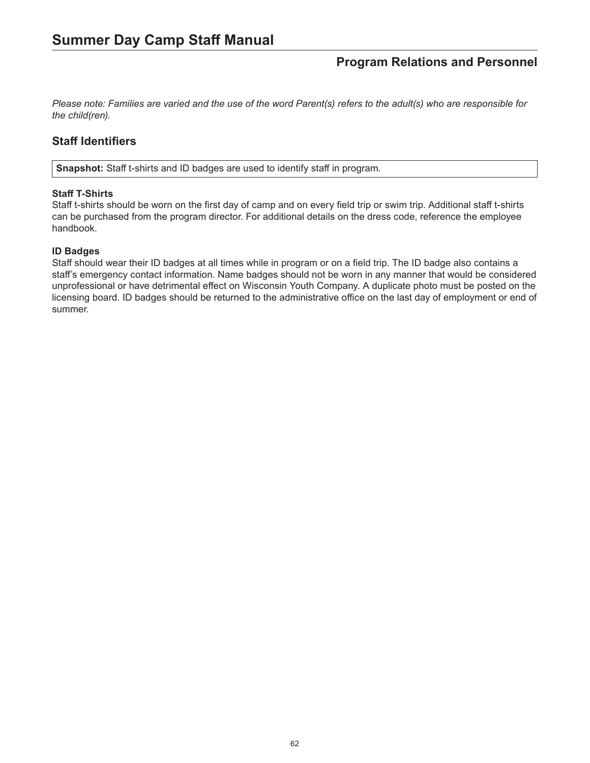## Program Relations and Personnel

*Please note: Families are varied and the use of the word Parent(s) refers to the adult(s) who are responsible for the child(ren).*

### Staff Identifiers

**Snapshot:** Staff t-shirts and ID badges are used to identify staff in program.

**Staff T-Shirts**
Staff t-shirts should be worn on the first day of camp and on every field trip or swim trip. Additional staff t-shirts can be purchased from the program director. For additional details on the dress code, reference the employee handbook.

**ID Badges**
Staff should wear their ID badges at all times while in program or on a field trip. The ID badge also contains a staff's emergency contact information. Name badges should not be worn in any manner that would be considered unprofessional or have detrimental effect on Wisconsin Youth Company. A duplicate photo must be posted on the licensing board. ID badges should be returned to the administrative office on the last day of employment or end of summer.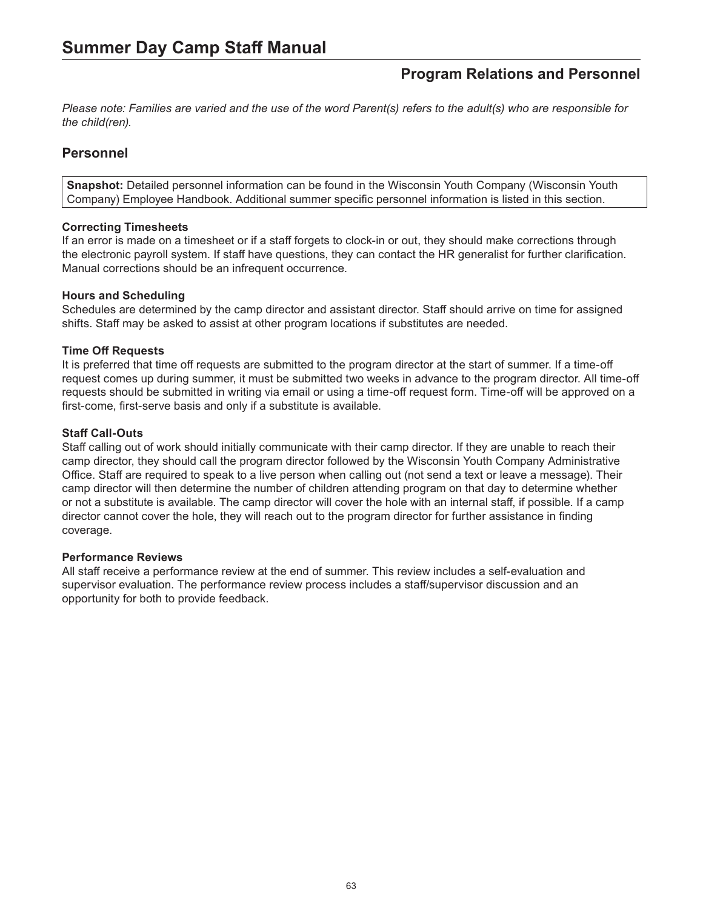# Summer Day Camp Staff Manual

## Program Relations and Personnel

*Please note: Families are varied and the use of the word Parent(s) refers to the adult(s) who are responsible for the child(ren).*

### Personnel

**Snapshot:** Detailed personnel information can be found in the Wisconsin Youth Company (Wisconsin Youth Company) Employee Handbook. Additional summer specific personnel information is listed in this section.

**Correcting Timesheets**
If an error is made on a timesheet or if a staff forgets to clock-in or out, they should make corrections through the electronic payroll system. If staff have questions, they can contact the HR generalist for further clarification. Manual corrections should be an infrequent occurrence.

**Hours and Scheduling**
Schedules are determined by the camp director and assistant director. Staff should arrive on time for assigned shifts. Staff may be asked to assist at other program locations if substitutes are needed.

**Time Off Requests**
It is preferred that time off requests are submitted to the program director at the start of summer. If a time-off request comes up during summer, it must be submitted two weeks in advance to the program director. All time-off requests should be submitted in writing via email or using a time-off request form. Time-off will be approved on a first-come, first-serve basis and only if a substitute is available.

**Staff Call-Outs**
Staff calling out of work should initially communicate with their camp director. If they are unable to reach their camp director, they should call the program director followed by the Wisconsin Youth Company Administrative Office. Staff are required to speak to a live person when calling out (not send a text or leave a message). Their camp director will then determine the number of children attending program on that day to determine whether or not a substitute is available. The camp director will cover the hole with an internal staff, if possible. If a camp director cannot cover the hole, they will reach out to the program director for further assistance in finding coverage.

**Performance Reviews**
All staff receive a performance review at the end of summer. This review includes a self-evaluation and supervisor evaluation. The performance review process includes a staff/supervisor discussion and an opportunity for both to provide feedback.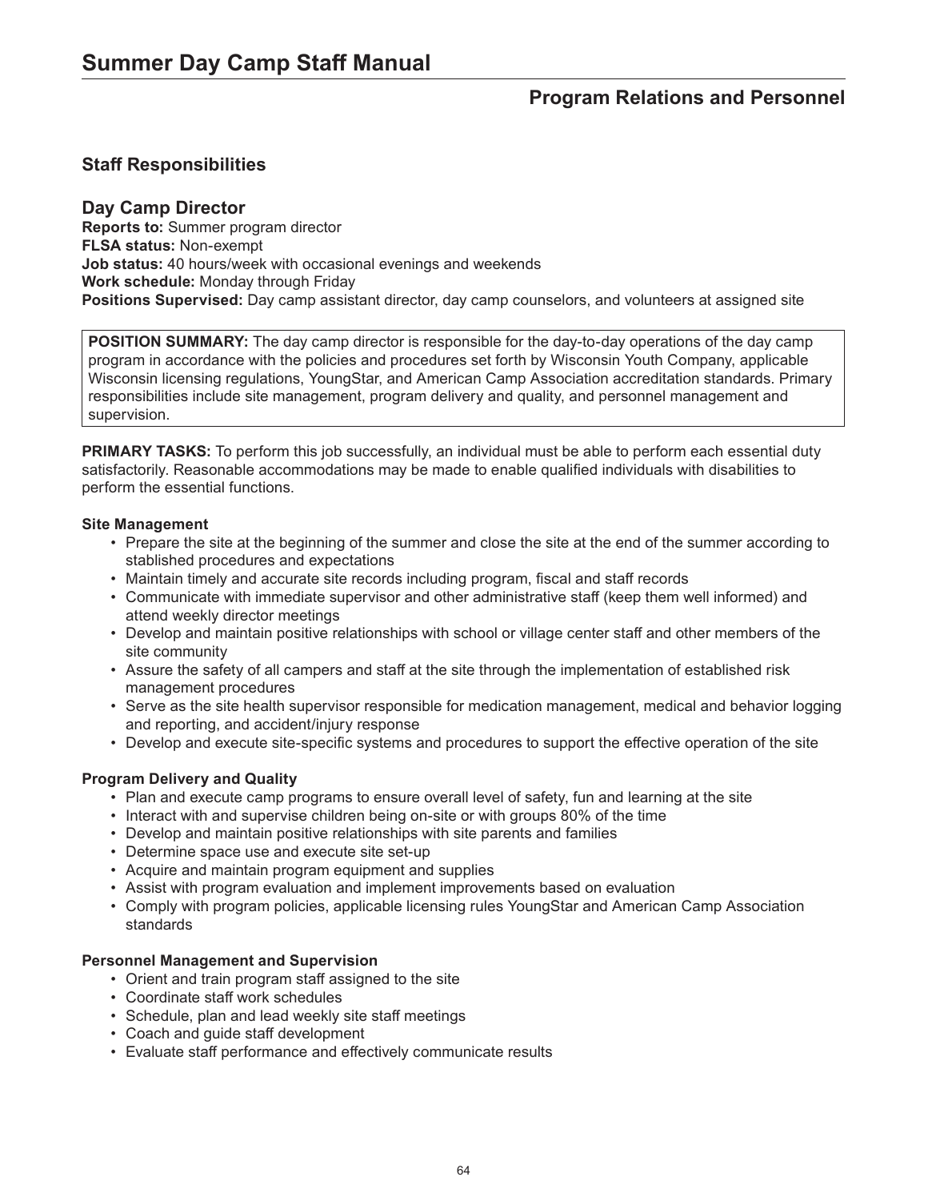## Program Relations and Personnel

### Staff Responsibilities

### Day Camp Director

**Reports to:** Summer program director
**FLSA status:** Non-exempt
**Job status:** 40 hours/week with occasional evenings and weekends
**Work schedule:** Monday through Friday
**Positions Supervised:** Day camp assistant director, day camp counselors, and volunteers at assigned site

**POSITION SUMMARY:** The day camp director is responsible for the day-to-day operations of the day camp program in accordance with the policies and procedures set forth by Wisconsin Youth Company, applicable Wisconsin licensing regulations, YoungStar, and American Camp Association accreditation standards. Primary responsibilities include site management, program delivery and quality, and personnel management and supervision.

**PRIMARY TASKS:** To perform this job successfully, an individual must be able to perform each essential duty satisfactorily. Reasonable accommodations may be made to enable qualified individuals with disabilities to perform the essential functions.

**Site Management**

- Prepare the site at the beginning of the summer and close the site at the end of the summer according to stablished procedures and expectations
- Maintain timely and accurate site records including program, fiscal and staff records
- Communicate with immediate supervisor and other administrative staff (keep them well informed) and attend weekly director meetings
- Develop and maintain positive relationships with school or village center staff and other members of the site community
- Assure the safety of all campers and staff at the site through the implementation of established risk management procedures
- Serve as the site health supervisor responsible for medication management, medical and behavior logging and reporting, and accident/injury response
- Develop and execute site-specific systems and procedures to support the effective operation of the site

**Program Delivery and Quality**

- Plan and execute camp programs to ensure overall level of safety, fun and learning at the site
- Interact with and supervise children being on-site or with groups 80% of the time
- Develop and maintain positive relationships with site parents and families
- Determine space use and execute site set-up
- Acquire and maintain program equipment and supplies
- Assist with program evaluation and implement improvements based on evaluation
- Comply with program policies, applicable licensing rules YoungStar and American Camp Association standards

**Personnel Management and Supervision**

- Orient and train program staff assigned to the site
- Coordinate staff work schedules
- Schedule, plan and lead weekly site staff meetings
- Coach and guide staff development
- Evaluate staff performance and effectively communicate results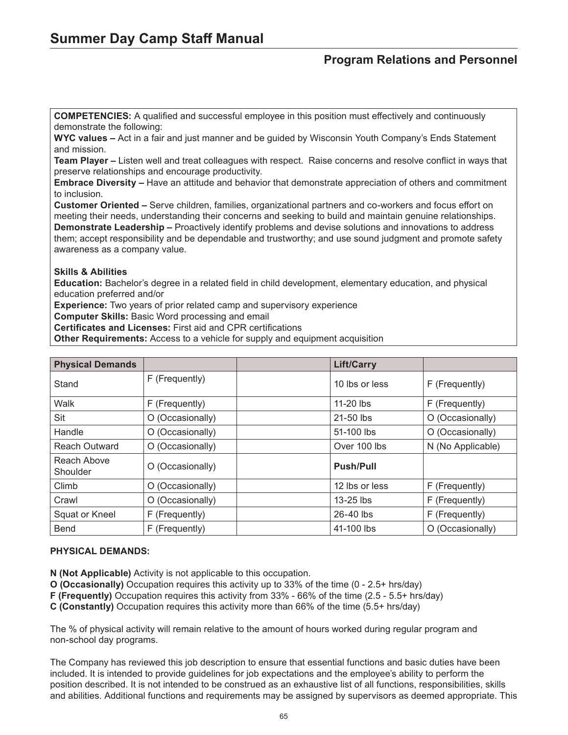**COMPETENCIES:** A qualified and successful employee in this position must effectively and continuously demonstrate the following:
**WYC values –** Act in a fair and just manner and be guided by Wisconsin Youth Company's Ends Statement and mission.
**Team Player –** Listen well and treat colleagues with respect. Raise concerns and resolve conflict in ways that preserve relationships and encourage productivity.
**Embrace Diversity –** Have an attitude and behavior that demonstrate appreciation of others and commitment to inclusion.
**Customer Oriented –** Serve children, families, organizational partners and co-workers and focus effort on meeting their needs, understanding their concerns and seeking to build and maintain genuine relationships.
**Demonstrate Leadership –** Proactively identify problems and devise solutions and innovations to address them; accept responsibility and be dependable and trustworthy; and use sound judgment and promote safety awareness as a company value.

**Skills & Abilities**
**Education:** Bachelor's degree in a related field in child development, elementary education, and physical education preferred and/or
**Experience:** Two years of prior related camp and supervisory experience
**Computer Skills:** Basic Word processing and email
**Certificates and Licenses:** First aid and CPR certifications
**Other Requirements:** Access to a vehicle for supply and equipment acquisition

| Physical Demands | | | Lift/Carry | |
|---|---|---|---|---|
| Stand | F (Frequently) | | 10 lbs or less | F (Frequently) |
| Walk | F (Frequently) | | 11-20 lbs | F (Frequently) |
| Sit | O (Occasionally) | | 21-50 lbs | O (Occasionally) |
| Handle | O (Occasionally) | | 51-100 lbs | O (Occasionally) |
| Reach Outward | O (Occasionally) | | Over 100 lbs | N (No Applicable) |
| Reach Above Shoulder | O (Occasionally) | | **Push/Pull** | |
| Climb | O (Occasionally) | | 12 lbs or less | F (Frequently) |
| Crawl | O (Occasionally) | | 13-25 lbs | F (Frequently) |
| Squat or Kneel | F (Frequently) | | 26-40 lbs | F (Frequently) |
| Bend | F (Frequently) | | 41-100 lbs | O (Occasionally) |

**PHYSICAL DEMANDS:**

**N (Not Applicable)** Activity is not applicable to this occupation.
**O (Occasionally)** Occupation requires this activity up to 33% of the time (0 - 2.5+ hrs/day)
**F (Frequently)** Occupation requires this activity from 33% - 66% of the time (2.5 - 5.5+ hrs/day)
**C (Constantly)** Occupation requires this activity more than 66% of the time (5.5+ hrs/day)

The % of physical activity will remain relative to the amount of hours worked during regular program and non-school day programs.

The Company has reviewed this job description to ensure that essential functions and basic duties have been included. It is intended to provide guidelines for job expectations and the employee's ability to perform the position described. It is not intended to be construed as an exhaustive list of all functions, responsibilities, skills and abilities. Additional functions and requirements may be assigned by supervisors as deemed appropriate. This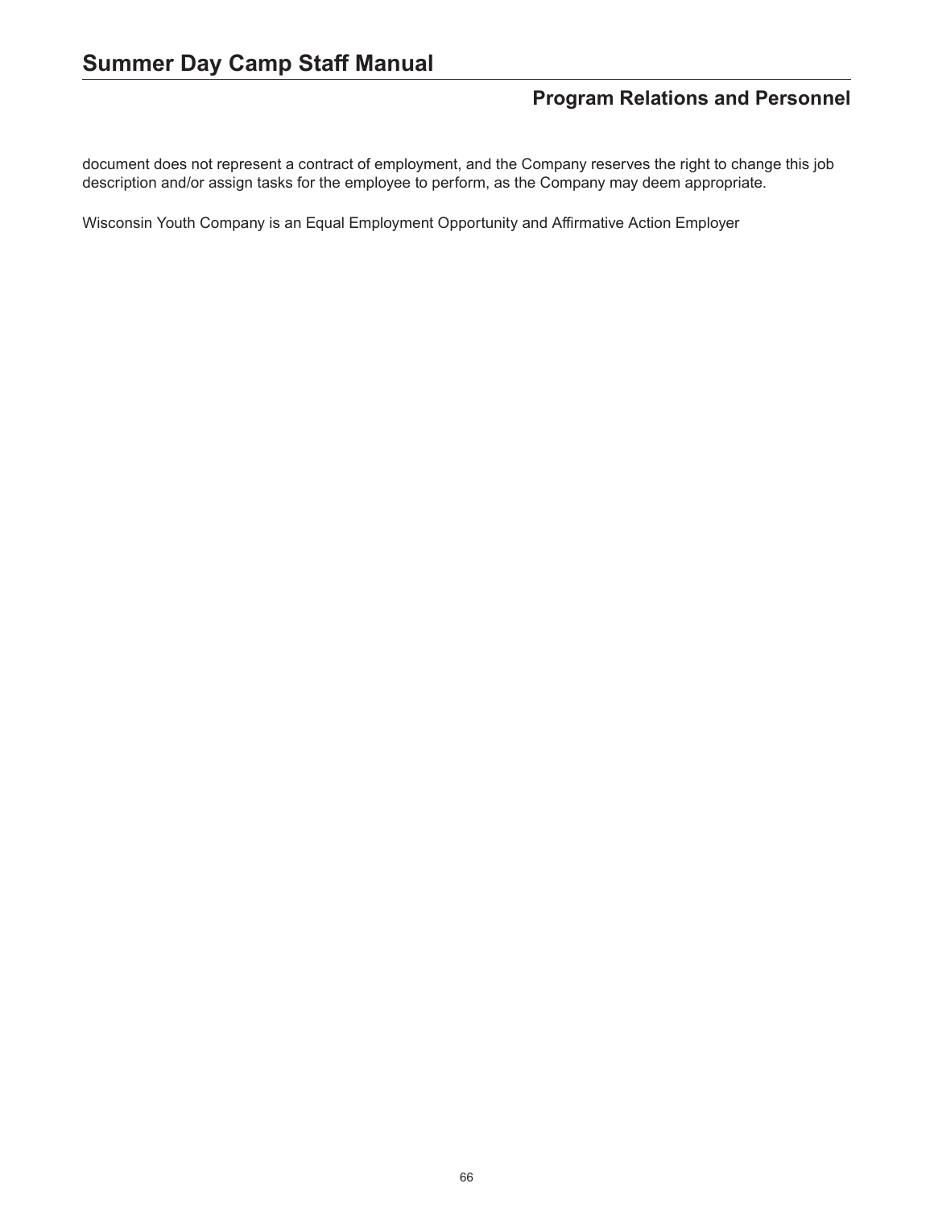document does not represent a contract of employment, and the Company reserves the right to change this job description and/or assign tasks for the employee to perform, as the Company may deem appropriate.

Wisconsin Youth Company is an Equal Employment Opportunity and Affirmative Action Employer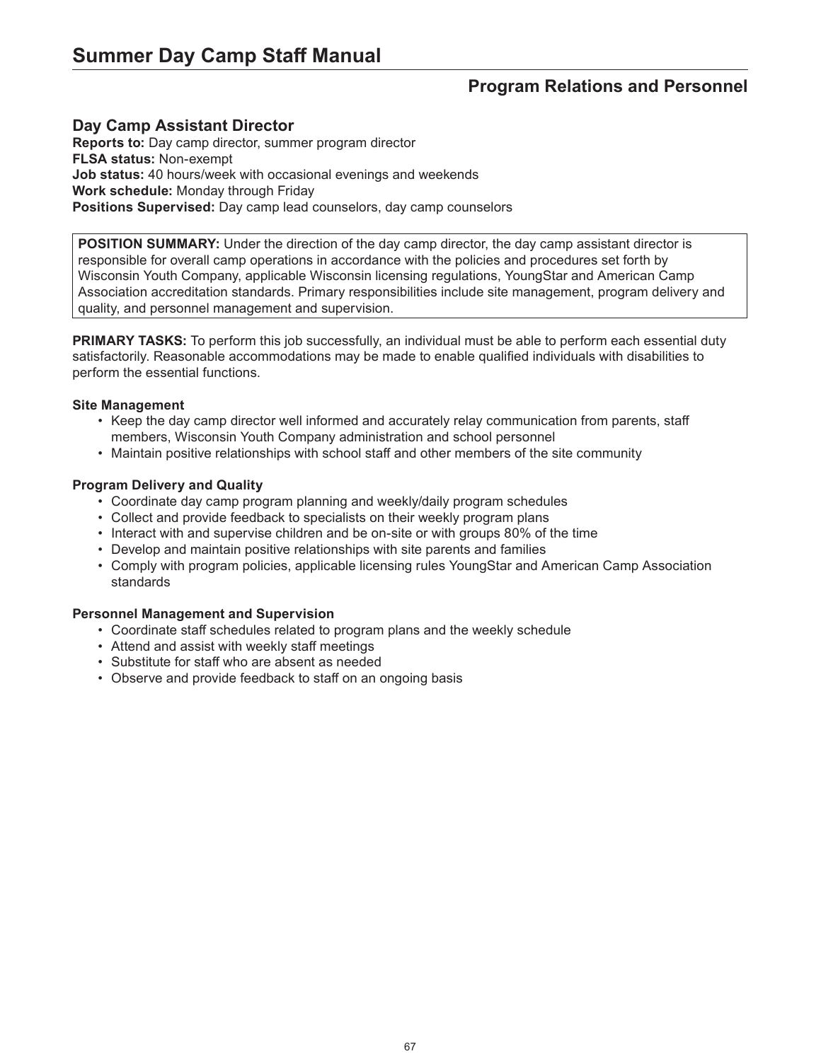# Summary Day Camp Staff Manual

## Program Relations and Personnel

### Day Camp Assistant Director

**Reports to:** Day camp director, summer program director
**FLSA status:** Non-exempt
**Job status:** 40 hours/week with occasional evenings and weekends
**Work schedule:** Monday through Friday
**Positions Supervised:** Day camp lead counselors, day camp counselors

**POSITION SUMMARY:** Under the direction of the day camp director, the day camp assistant director is responsible for overall camp operations in accordance with the policies and procedures set forth by Wisconsin Youth Company, applicable Wisconsin licensing regulations, YoungStar and American Camp Association accreditation standards. Primary responsibilities include site management, program delivery and quality, and personnel management and supervision.

**PRIMARY TASKS:** To perform this job successfully, an individual must be able to perform each essential duty satisfactorily. Reasonable accommodations may be made to enable qualified individuals with disabilities to perform the essential functions.

**Site Management**

- Keep the day camp director well informed and accurately relay communication from parents, staff members, Wisconsin Youth Company administration and school personnel
- Maintain positive relationships with school staff and other members of the site community

**Program Delivery and Quality**

- Coordinate day camp program planning and weekly/daily program schedules
- Collect and provide feedback to specialists on their weekly program plans
- Interact with and supervise children and be on-site or with groups 80% of the time
- Develop and maintain positive relationships with site parents and families
- Comply with program policies, applicable licensing rules YoungStar and American Camp Association standards

**Personnel Management and Supervision**

- Coordinate staff schedules related to program plans and the weekly schedule
- Attend and assist with weekly staff meetings
- Substitute for staff who are absent as needed
- Observe and provide feedback to staff on an ongoing basis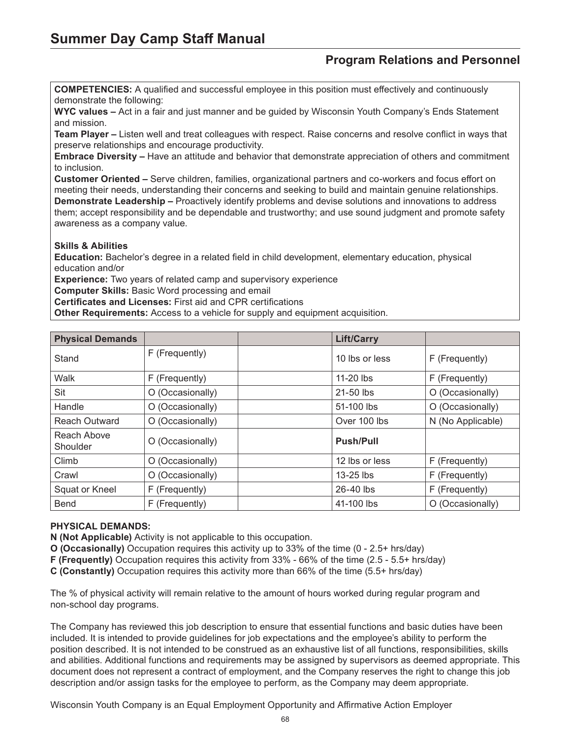**COMPETENCIES:** A qualified and successful employee in this position must effectively and continuously demonstrate the following:

**WYC values –** Act in a fair and just manner and be guided by Wisconsin Youth Company's Ends Statement and mission.

**Team Player –** Listen well and treat colleagues with respect. Raise concerns and resolve conflict in ways that preserve relationships and encourage productivity.

**Embrace Diversity –** Have an attitude and behavior that demonstrate appreciation of others and commitment to inclusion.

**Customer Oriented –** Serve children, families, organizational partners and co-workers and focus effort on meeting their needs, understanding their concerns and seeking to build and maintain genuine relationships.

**Demonstrate Leadership –** Proactively identify problems and devise solutions and innovations to address them; accept responsibility and be dependable and trustworthy; and use sound judgment and promote safety awareness as a company value.

**Skills & Abilities**

**Education:** Bachelor's degree in a related field in child development, elementary education, physical education and/or

**Experience:** Two years of related camp and supervisory experience

**Computer Skills:** Basic Word processing and email

**Certificates and Licenses:** First aid and CPR certifications

**Other Requirements:** Access to a vehicle for supply and equipment acquisition.

| Physical Demands | | | Lift/Carry | |
|---|---|---|---|---|
| Stand | F (Frequently) | | 10 lbs or less | F (Frequently) |
| Walk | F (Frequently) | | 11-20 lbs | F (Frequently) |
| Sit | O (Occasionally) | | 21-50 lbs | O (Occasionally) |
| Handle | O (Occasionally) | | 51-100 lbs | O (Occasionally) |
| Reach Outward | O (Occasionally) | | Over 100 lbs | N (No Applicable) |
| Reach Above Shoulder | O (Occasionally) | | **Push/Pull** | |
| Climb | O (Occasionally) | | 12 lbs or less | F (Frequently) |
| Crawl | O (Occasionally) | | 13-25 lbs | F (Frequently) |
| Squat or Kneel | F (Frequently) | | 26-40 lbs | F (Frequently) |
| Bend | F (Frequently) | | 41-100 lbs | O (Occasionally) |

**PHYSICAL DEMANDS:**

**N (Not Applicable)** Activity is not applicable to this occupation.

**O (Occasionally)** Occupation requires this activity up to 33% of the time (0 - 2.5+ hrs/day)

**F (Frequently)** Occupation requires this activity from 33% - 66% of the time (2.5 - 5.5+ hrs/day)

**C (Constantly)** Occupation requires this activity more than 66% of the time (5.5+ hrs/day)

The % of physical activity will remain relative to the amount of hours worked during regular program and non-school day programs.

The Company has reviewed this job description to ensure that essential functions and basic duties have been included. It is intended to provide guidelines for job expectations and the employee's ability to perform the position described. It is not intended to be construed as an exhaustive list of all functions, responsibilities, skills and abilities. Additional functions and requirements may be assigned by supervisors as deemed appropriate. This document does not represent a contract of employment, and the Company reserves the right to change this job description and/or assign tasks for the employee to perform, as the Company may deem appropriate.

Wisconsin Youth Company is an Equal Employment Opportunity and Affirmative Action Employer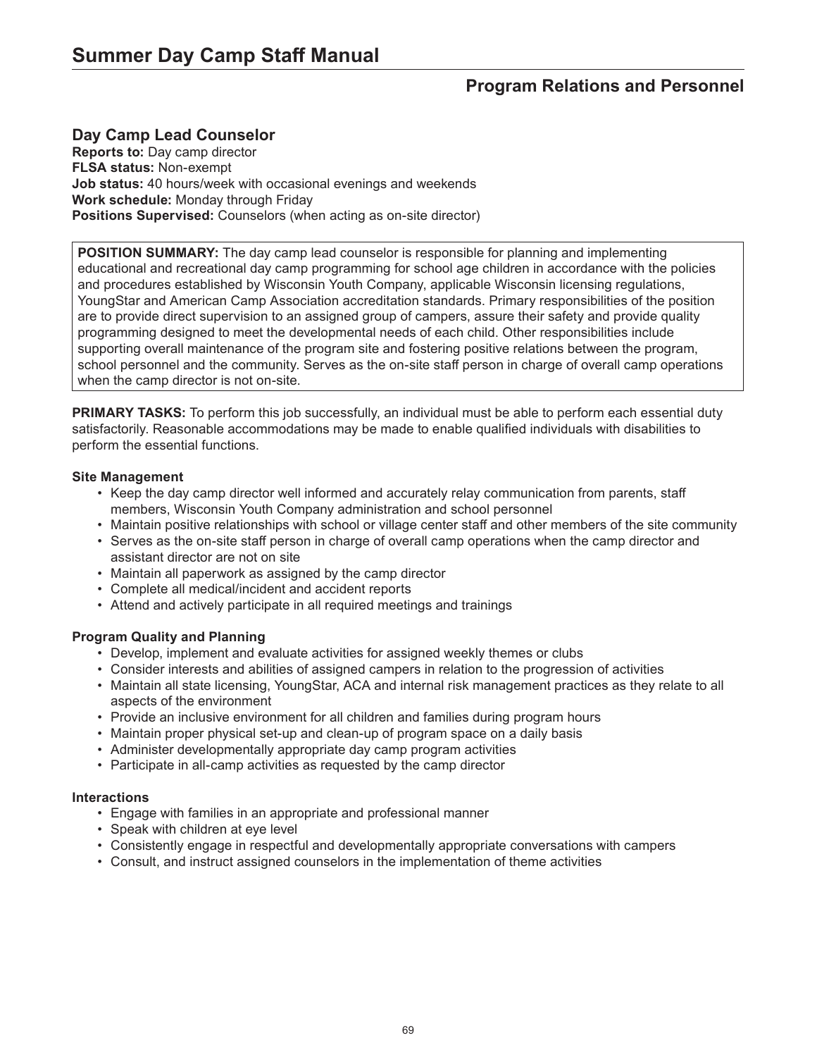# Summary Day Camp Staff Manual

## Program Relations and Personnel

### Day Camp Lead Counselor

**Reports to:** Day camp director
**FLSA status:** Non-exempt
**Job status:** 40 hours/week with occasional evenings and weekends
**Work schedule:** Monday through Friday
**Positions Supervised:** Counselors (when acting as on-site director)

**POSITION SUMMARY:** The day camp lead counselor is responsible for planning and implementing educational and recreational day camp programming for school age children in accordance with the policies and procedures established by Wisconsin Youth Company, applicable Wisconsin licensing regulations, YoungStar and American Camp Association accreditation standards. Primary responsibilities of the position are to provide direct supervision to an assigned group of campers, assure their safety and provide quality programming designed to meet the developmental needs of each child. Other responsibilities include supporting overall maintenance of the program site and fostering positive relations between the program, school personnel and the community. Serves as the on-site staff person in charge of overall camp operations when the camp director is not on-site.

**PRIMARY TASKS:** To perform this job successfully, an individual must be able to perform each essential duty satisfactorily. Reasonable accommodations may be made to enable qualified individuals with disabilities to perform the essential functions.

**Site Management**

- Keep the day camp director well informed and accurately relay communication from parents, staff members, Wisconsin Youth Company administration and school personnel
- Maintain positive relationships with school or village center staff and other members of the site community
- Serves as the on-site staff person in charge of overall camp operations when the camp director and assistant director are not on site
- Maintain all paperwork as assigned by the camp director
- Complete all medical/incident and accident reports
- Attend and actively participate in all required meetings and trainings

**Program Quality and Planning**

- Develop, implement and evaluate activities for assigned weekly themes or clubs
- Consider interests and abilities of assigned campers in relation to the progression of activities
- Maintain all state licensing, YoungStar, ACA and internal risk management practices as they relate to all aspects of the environment
- Provide an inclusive environment for all children and families during program hours
- Maintain proper physical set-up and clean-up of program space on a daily basis
- Administer developmentally appropriate day camp program activities
- Participate in all-camp activities as requested by the camp director

**Interactions**

- Engage with families in an appropriate and professional manner
- Speak with children at eye level
- Consistently engage in respectful and developmentally appropriate conversations with campers
- Consult, and instruct assigned counselors in the implementation of theme activities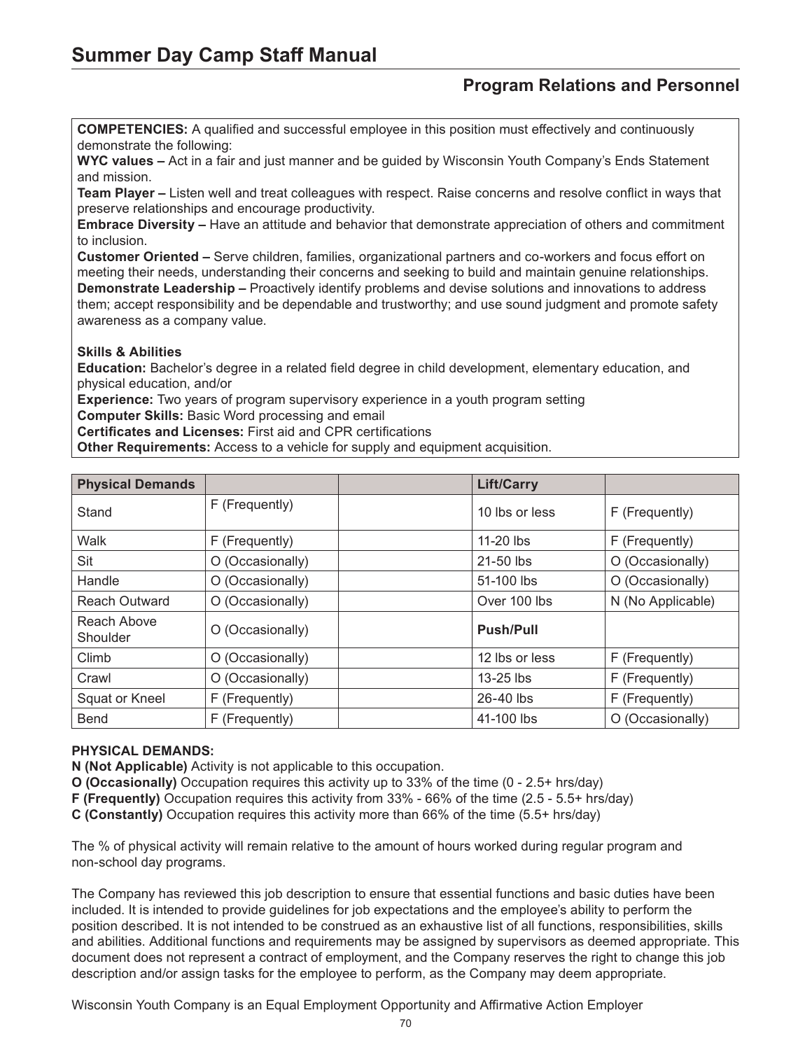**COMPETENCIES:** A qualified and successful employee in this position must effectively and continuously demonstrate the following:
**WYC values –** Act in a fair and just manner and be guided by Wisconsin Youth Company's Ends Statement and mission.
**Team Player –** Listen well and treat colleagues with respect. Raise concerns and resolve conflict in ways that preserve relationships and encourage productivity.
**Embrace Diversity –** Have an attitude and behavior that demonstrate appreciation of others and commitment to inclusion.
**Customer Oriented –** Serve children, families, organizational partners and co-workers and focus effort on meeting their needs, understanding their concerns and seeking to build and maintain genuine relationships.
**Demonstrate Leadership –** Proactively identify problems and devise solutions and innovations to address them; accept responsibility and be dependable and trustworthy; and use sound judgment and promote safety awareness as a company value.

**Skills & Abilities**
**Education:** Bachelor's degree in a related field degree in child development, elementary education, and physical education, and/or
**Experience:** Two years of program supervisory experience in a youth program setting
**Computer Skills:** Basic Word processing and email
**Certificates and Licenses:** First aid and CPR certifications
**Other Requirements:** Access to a vehicle for supply and equipment acquisition.

| **Physical Demands** | | | **Lift/Carry** | |
|---|---|---|---|---|
| Stand | F (Frequently) | | 10 lbs or less | F (Frequently) |
| Walk | F (Frequently) | | 11-20 lbs | F (Frequently) |
| Sit | O (Occasionally) | | 21-50 lbs | O (Occasionally) |
| Handle | O (Occasionally) | | 51-100 lbs | O (Occasionally) |
| Reach Outward | O (Occasionally) | | Over 100 lbs | N (No Applicable) |
| Reach Above Shoulder | O (Occasionally) | | **Push/Pull** | |
| Climb | O (Occasionally) | | 12 lbs or less | F (Frequently) |
| Crawl | O (Occasionally) | | 13-25 lbs | F (Frequently) |
| Squat or Kneel | F (Frequently) | | 26-40 lbs | F (Frequently) |
| Bend | F (Frequently) | | 41-100 lbs | O (Occasionally) |

**PHYSICAL DEMANDS:**
**N (Not Applicable)** Activity is not applicable to this occupation.
**O (Occasionally)** Occupation requires this activity up to 33% of the time (0 - 2.5+ hrs/day)
**F (Frequently)** Occupation requires this activity from 33% - 66% of the time (2.5 - 5.5+ hrs/day)
**C (Constantly)** Occupation requires this activity more than 66% of the time (5.5+ hrs/day)

The % of physical activity will remain relative to the amount of hours worked during regular program and non-school day programs.

The Company has reviewed this job description to ensure that essential functions and basic duties have been included. It is intended to provide guidelines for job expectations and the employee's ability to perform the position described. It is not intended to be construed as an exhaustive list of all functions, responsibilities, skills and abilities. Additional functions and requirements may be assigned by supervisors as deemed appropriate. This document does not represent a contract of employment, and the Company reserves the right to change this job description and/or assign tasks for the employee to perform, as the Company may deem appropriate.

Wisconsin Youth Company is an Equal Employment Opportunity and Affirmative Action Employer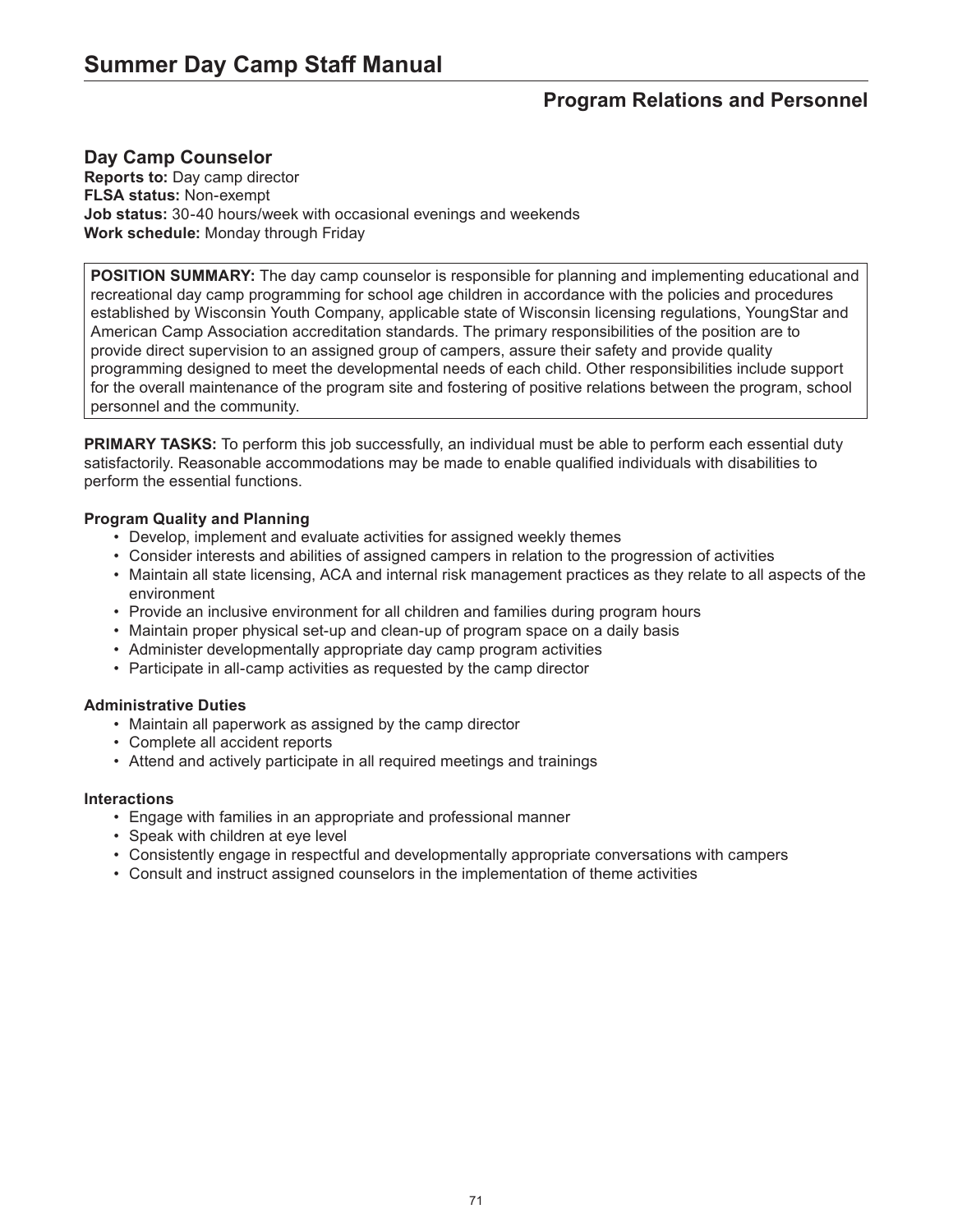## Program Relations and Personnel

### Day Camp Counselor

**Reports to:** Day camp director
**FLSA status:** Non-exempt
**Job status:** 30-40 hours/week with occasional evenings and weekends
**Work schedule:** Monday through Friday

**POSITION SUMMARY:** The day camp counselor is responsible for planning and implementing educational and recreational day camp programming for school age children in accordance with the policies and procedures established by Wisconsin Youth Company, applicable state of Wisconsin licensing regulations, YoungStar and American Camp Association accreditation standards. The primary responsibilities of the position are to provide direct supervision to an assigned group of campers, assure their safety and provide quality programming designed to meet the developmental needs of each child. Other responsibilities include support for the overall maintenance of the program site and fostering of positive relations between the program, school personnel and the community.

**PRIMARY TASKS:** To perform this job successfully, an individual must be able to perform each essential duty satisfactorily. Reasonable accommodations may be made to enable qualified individuals with disabilities to perform the essential functions.

**Program Quality and Planning**

- Develop, implement and evaluate activities for assigned weekly themes
- Consider interests and abilities of assigned campers in relation to the progression of activities
- Maintain all state licensing, ACA and internal risk management practices as they relate to all aspects of the environment
- Provide an inclusive environment for all children and families during program hours
- Maintain proper physical set-up and clean-up of program space on a daily basis
- Administer developmentally appropriate day camp program activities
- Participate in all-camp activities as requested by the camp director

**Administrative Duties**

- Maintain all paperwork as assigned by the camp director
- Complete all accident reports
- Attend and actively participate in all required meetings and trainings

**Interactions**

- Engage with families in an appropriate and professional manner
- Speak with children at eye level
- Consistently engage in respectful and developmentally appropriate conversations with campers
- Consult and instruct assigned counselors in the implementation of theme activities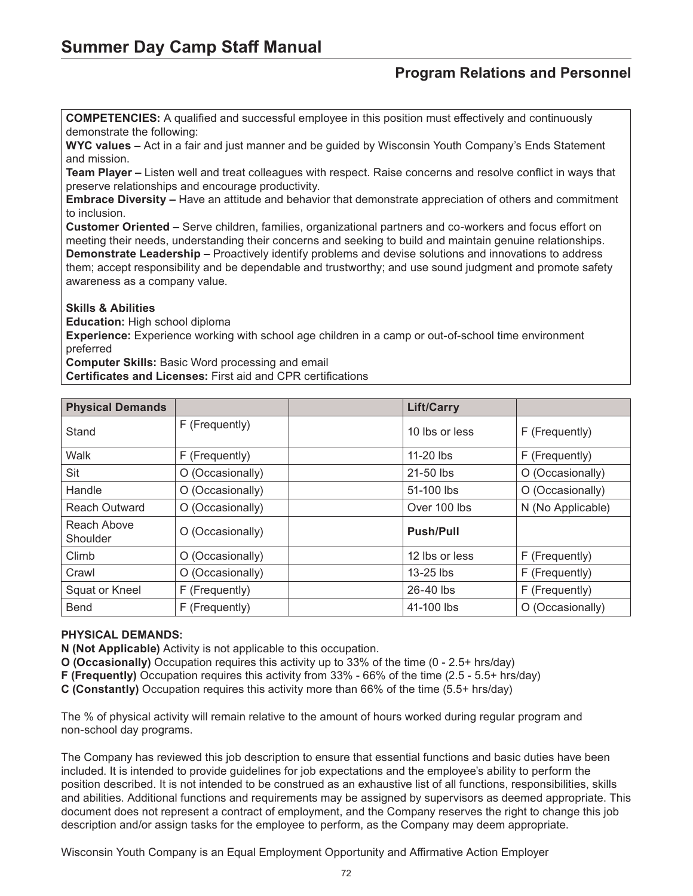## Program Relations and Personnel

**COMPETENCIES:** A qualified and successful employee in this position must effectively and continuously demonstrate the following:
**WYC values –** Act in a fair and just manner and be guided by Wisconsin Youth Company's Ends Statement and mission.
**Team Player –** Listen well and treat colleagues with respect. Raise concerns and resolve conflict in ways that preserve relationships and encourage productivity.
**Embrace Diversity –** Have an attitude and behavior that demonstrate appreciation of others and commitment to inclusion.
**Customer Oriented –** Serve children, families, organizational partners and co-workers and focus effort on meeting their needs, understanding their concerns and seeking to build and maintain genuine relationships.
**Demonstrate Leadership –** Proactively identify problems and devise solutions and innovations to address them; accept responsibility and be dependable and trustworthy; and use sound judgment and promote safety awareness as a company value.

**Skills & Abilities**
**Education:** High school diploma
**Experience:** Experience working with school age children in a camp or out-of-school time environment preferred
**Computer Skills:** Basic Word processing and email
**Certificates and Licenses:** First aid and CPR certifications

| Physical Demands | | | Lift/Carry | |
|---|---|---|---|---|
| Stand | F (Frequently) | | 10 lbs or less | F (Frequently) |
| Walk | F (Frequently) | | 11-20 lbs | F (Frequently) |
| Sit | O (Occasionally) | | 21-50 lbs | O (Occasionally) |
| Handle | O (Occasionally) | | 51-100 lbs | O (Occasionally) |
| Reach Outward | O (Occasionally) | | Over 100 lbs | N (No Applicable) |
| Reach Above Shoulder | O (Occasionally) | | **Push/Pull** | |
| Climb | O (Occasionally) | | 12 lbs or less | F (Frequently) |
| Crawl | O (Occasionally) | | 13-25 lbs | F (Frequently) |
| Squat or Kneel | F (Frequently) | | 26-40 lbs | F (Frequently) |
| Bend | F (Frequently) | | 41-100 lbs | O (Occasionally) |

**PHYSICAL DEMANDS:**
**N (Not Applicable)** Activity is not applicable to this occupation.
**O (Occasionally)** Occupation requires this activity up to 33% of the time (0 - 2.5+ hrs/day)
**F (Frequently)** Occupation requires this activity from 33% - 66% of the time (2.5 - 5.5+ hrs/day)
**C (Constantly)** Occupation requires this activity more than 66% of the time (5.5+ hrs/day)

The % of physical activity will remain relative to the amount of hours worked during regular program and non-school day programs.

The Company has reviewed this job description to ensure that essential functions and basic duties have been included. It is intended to provide guidelines for job expectations and the employee's ability to perform the position described. It is not intended to be construed as an exhaustive list of all functions, responsibilities, skills and abilities. Additional functions and requirements may be assigned by supervisors as deemed appropriate. This document does not represent a contract of employment, and the Company reserves the right to change this job description and/or assign tasks for the employee to perform, as the Company may deem appropriate.

Wisconsin Youth Company is an Equal Employment Opportunity and Affirmative Action Employer